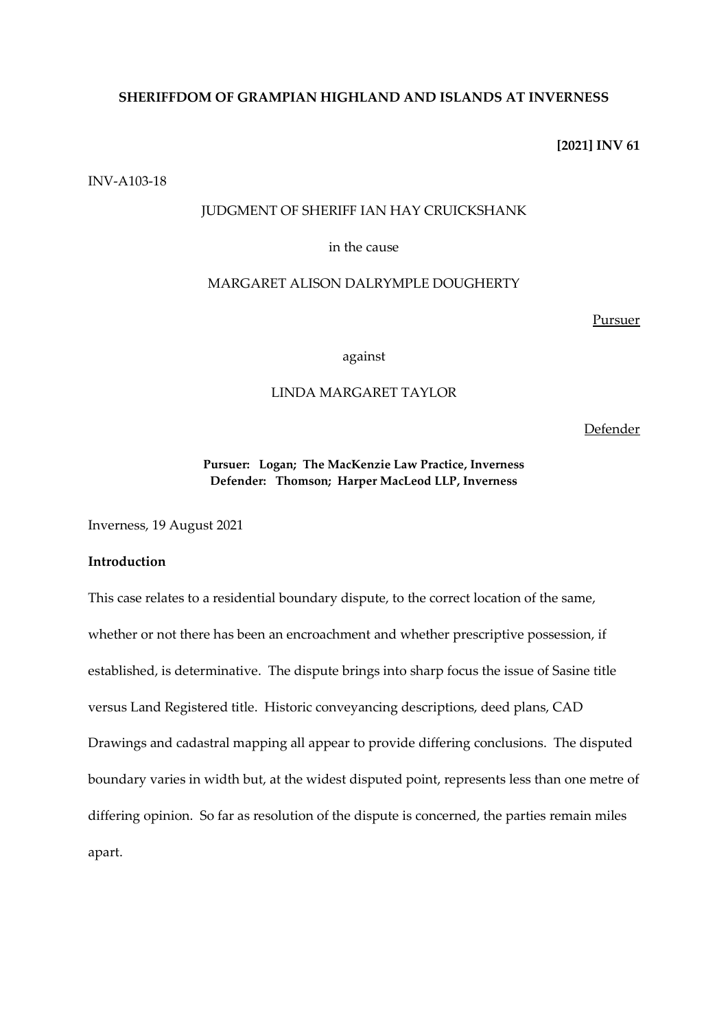**SHERIFFDOM OF GRAMPIAN HIGHLAND AND ISLANDS AT INVERNESS**

**[2021] INV 61**

INV-A103-18

JUDGMENT OF SHERIFF IAN HAY CRUICKSHANK

in the cause

MARGARET ALISON DALRYMPLE DOUGHERTY

Pursuer

against

LINDA MARGARET TAYLOR

Defender

**Pursuer: Logan; The MacKenzie Law Practice, Inverness**
**Defender: Thomson; Harper MacLeod LLP, Inverness**

Inverness, 19 August 2021

**Introduction**

This case relates to a residential boundary dispute, to the correct location of the same, whether or not there has been an encroachment and whether prescriptive possession, if established, is determinative. The dispute brings into sharp focus the issue of Sasine title versus Land Registered title. Historic conveyancing descriptions, deed plans, CAD Drawings and cadastral mapping all appear to provide differing conclusions. The disputed boundary varies in width but, at the widest disputed point, represents less than one metre of differing opinion. So far as resolution of the dispute is concerned, the parties remain miles apart.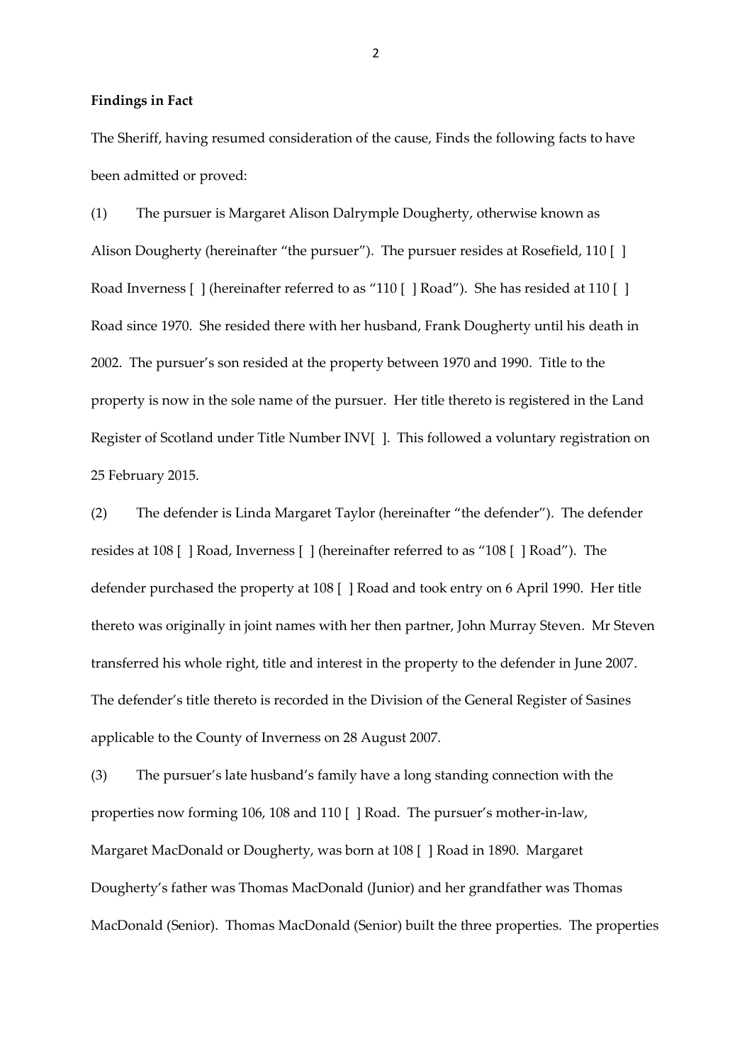**Findings in Fact**

The Sheriff, having resumed consideration of the cause, Finds the following facts to have been admitted or proved:

(1) The pursuer is Margaret Alison Dalrymple Dougherty, otherwise known as Alison Dougherty (hereinafter "the pursuer"). The pursuer resides at Rosefield, 110 [ ] Road Inverness [ ] (hereinafter referred to as "110 [ ] Road"). She has resided at 110 [ ] Road since 1970. She resided there with her husband, Frank Dougherty until his death in 2002. The pursuer's son resided at the property between 1970 and 1990. Title to the property is now in the sole name of the pursuer. Her title thereto is registered in the Land Register of Scotland under Title Number INV[ ]. This followed a voluntary registration on 25 February 2015.

(2) The defender is Linda Margaret Taylor (hereinafter "the defender"). The defender resides at 108 [ ] Road, Inverness [ ] (hereinafter referred to as "108 [ ] Road"). The defender purchased the property at 108 [ ] Road and took entry on 6 April 1990. Her title thereto was originally in joint names with her then partner, John Murray Steven. Mr Steven transferred his whole right, title and interest in the property to the defender in June 2007. The defender's title thereto is recorded in the Division of the General Register of Sasines applicable to the County of Inverness on 28 August 2007.

(3) The pursuer's late husband's family have a long standing connection with the properties now forming 106, 108 and 110 [ ] Road. The pursuer's mother-in-law, Margaret MacDonald or Dougherty, was born at 108 [ ] Road in 1890. Margaret Dougherty's father was Thomas MacDonald (Junior) and her grandfather was Thomas MacDonald (Senior). Thomas MacDonald (Senior) built the three properties. The properties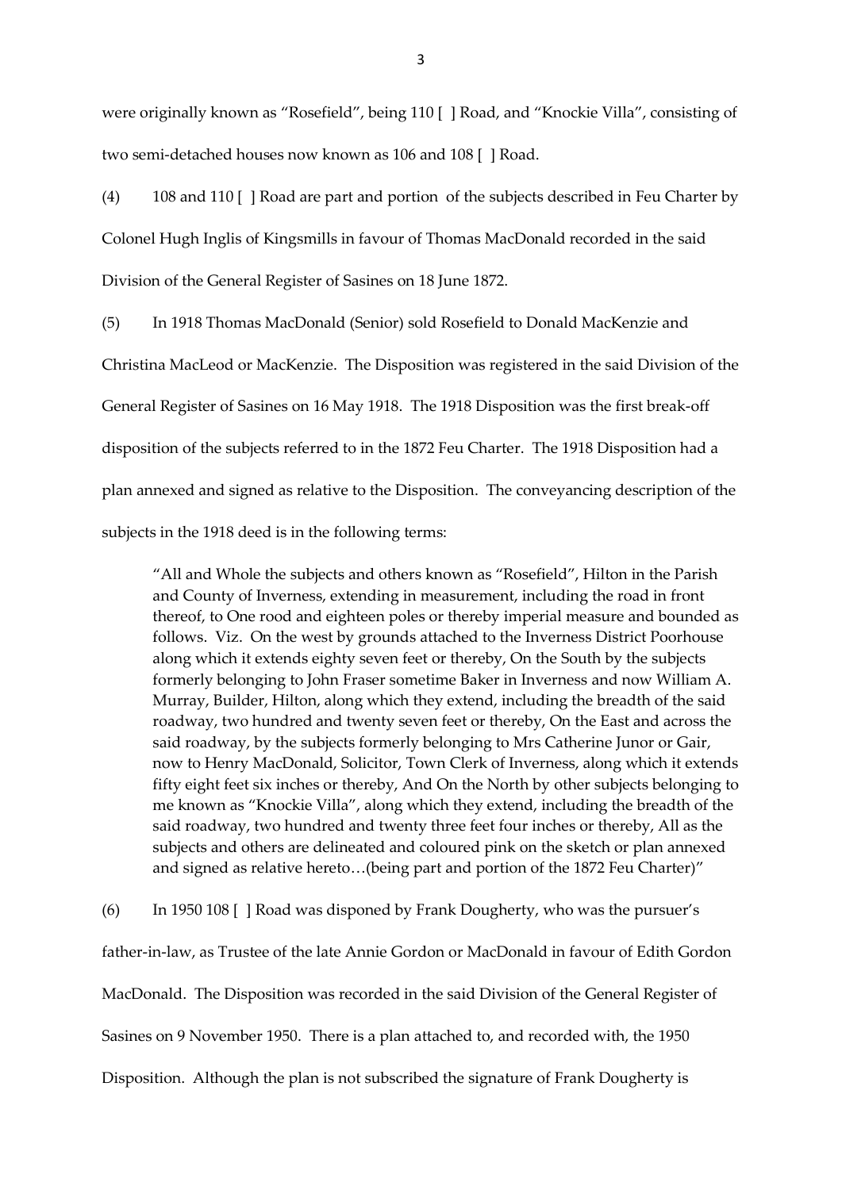were originally known as "Rosefield", being 110 [ ] Road, and "Knockie Villa", consisting of two semi-detached houses now known as 106 and 108 [ ] Road.

(4) 108 and 110 [ ] Road are part and portion of the subjects described in Feu Charter by Colonel Hugh Inglis of Kingsmills in favour of Thomas MacDonald recorded in the said Division of the General Register of Sasines on 18 June 1872.

(5) In 1918 Thomas MacDonald (Senior) sold Rosefield to Donald MacKenzie and Christina MacLeod or MacKenzie. The Disposition was registered in the said Division of the General Register of Sasines on 16 May 1918. The 1918 Disposition was the first break-off disposition of the subjects referred to in the 1872 Feu Charter. The 1918 Disposition had a plan annexed and signed as relative to the Disposition. The conveyancing description of the subjects in the 1918 deed is in the following terms:

> "All and Whole the subjects and others known as "Rosefield", Hilton in the Parish and County of Inverness, extending in measurement, including the road in front thereof, to One rood and eighteen poles or thereby imperial measure and bounded as follows. Viz. On the west by grounds attached to the Inverness District Poorhouse along which it extends eighty seven feet or thereby, On the South by the subjects formerly belonging to John Fraser sometime Baker in Inverness and now William A. Murray, Builder, Hilton, along which they extend, including the breadth of the said roadway, two hundred and twenty seven feet or thereby, On the East and across the said roadway, by the subjects formerly belonging to Mrs Catherine Junor or Gair, now to Henry MacDonald, Solicitor, Town Clerk of Inverness, along which it extends fifty eight feet six inches or thereby, And On the North by other subjects belonging to me known as "Knockie Villa", along which they extend, including the breadth of the said roadway, two hundred and twenty three feet four inches or thereby, All as the subjects and others are delineated and coloured pink on the sketch or plan annexed and signed as relative hereto…(being part and portion of the 1872 Feu Charter)"

(6) In 1950 108 [ ] Road was disponed by Frank Dougherty, who was the pursuer's father-in-law, as Trustee of the late Annie Gordon or MacDonald in favour of Edith Gordon MacDonald. The Disposition was recorded in the said Division of the General Register of Sasines on 9 November 1950. There is a plan attached to, and recorded with, the 1950 Disposition. Although the plan is not subscribed the signature of Frank Dougherty is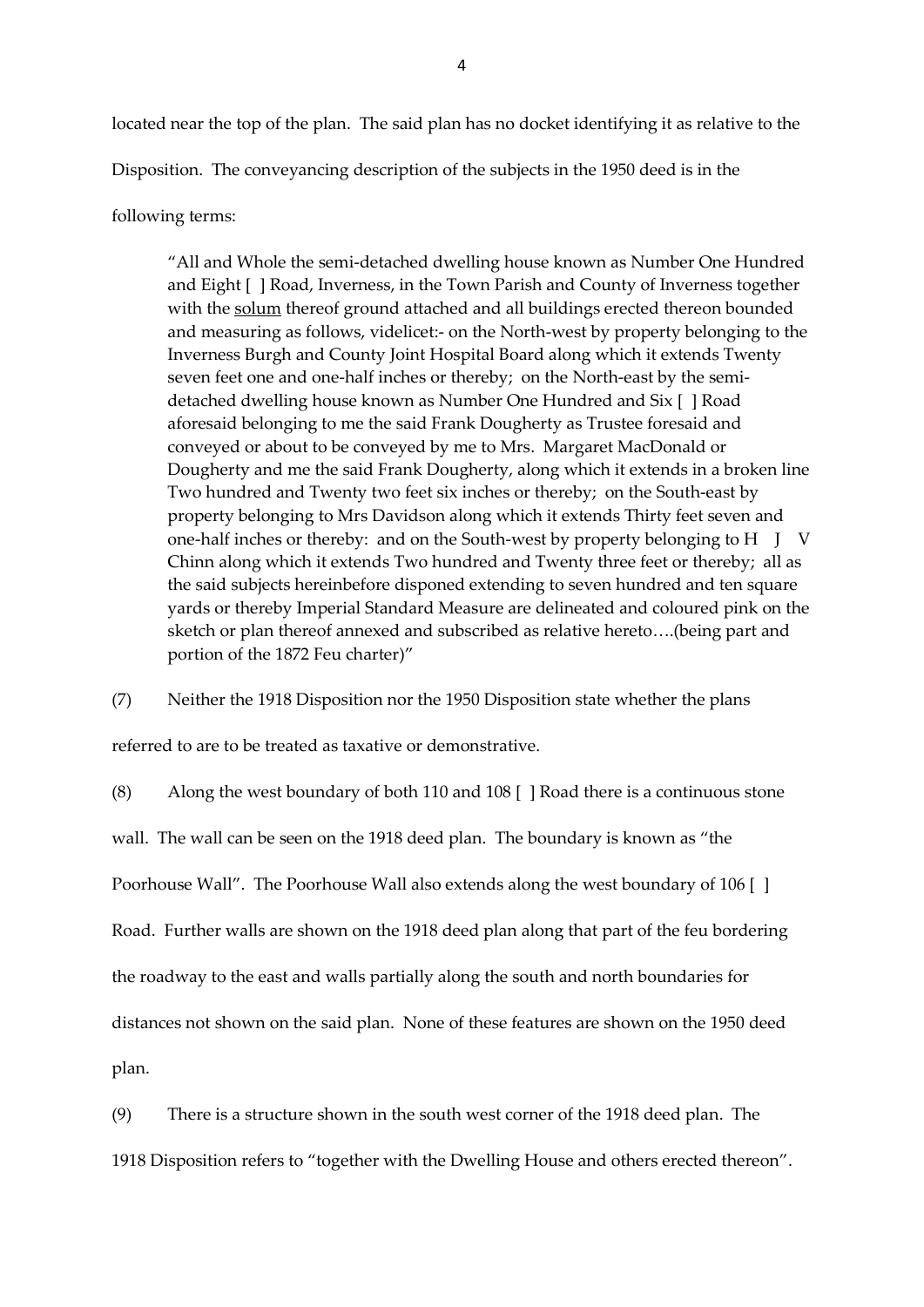located near the top of the plan. The said plan has no docket identifying it as relative to the Disposition. The conveyancing description of the subjects in the 1950 deed is in the following terms:

> "All and Whole the semi-detached dwelling house known as Number One Hundred and Eight [ ] Road, Inverness, in the Town Parish and County of Inverness together with the <u>solum</u> thereof ground attached and all buildings erected thereon bounded and measuring as follows, videlicet:- on the North-west by property belonging to the Inverness Burgh and County Joint Hospital Board along which it extends Twenty seven feet one and one-half inches or thereby; on the North-east by the semi-detached dwelling house known as Number One Hundred and Six [ ] Road aforesaid belonging to me the said Frank Dougherty as Trustee foresaid and conveyed or about to be conveyed by me to Mrs. Margaret MacDonald or Dougherty and me the said Frank Dougherty, along which it extends in a broken line Two hundred and Twenty two feet six inches or thereby; on the South-east by property belonging to Mrs Davidson along which it extends Thirty feet seven and one-half inches or thereby: and on the South-west by property belonging to H J V Chinn along which it extends Two hundred and Twenty three feet or thereby; all as the said subjects hereinbefore disponed extending to seven hundred and ten square yards or thereby Imperial Standard Measure are delineated and coloured pink on the sketch or plan thereof annexed and subscribed as relative hereto….(being part and portion of the 1872 Feu charter)"

(7) Neither the 1918 Disposition nor the 1950 Disposition state whether the plans referred to are to be treated as taxative or demonstrative.

(8) Along the west boundary of both 110 and 108 [ ] Road there is a continuous stone wall. The wall can be seen on the 1918 deed plan. The boundary is known as "the Poorhouse Wall". The Poorhouse Wall also extends along the west boundary of 106 [ ] Road. Further walls are shown on the 1918 deed plan along that part of the feu bordering the roadway to the east and walls partially along the south and north boundaries for distances not shown on the said plan. None of these features are shown on the 1950 deed plan.

(9) There is a structure shown in the south west corner of the 1918 deed plan. The 1918 Disposition refers to "together with the Dwelling House and others erected thereon".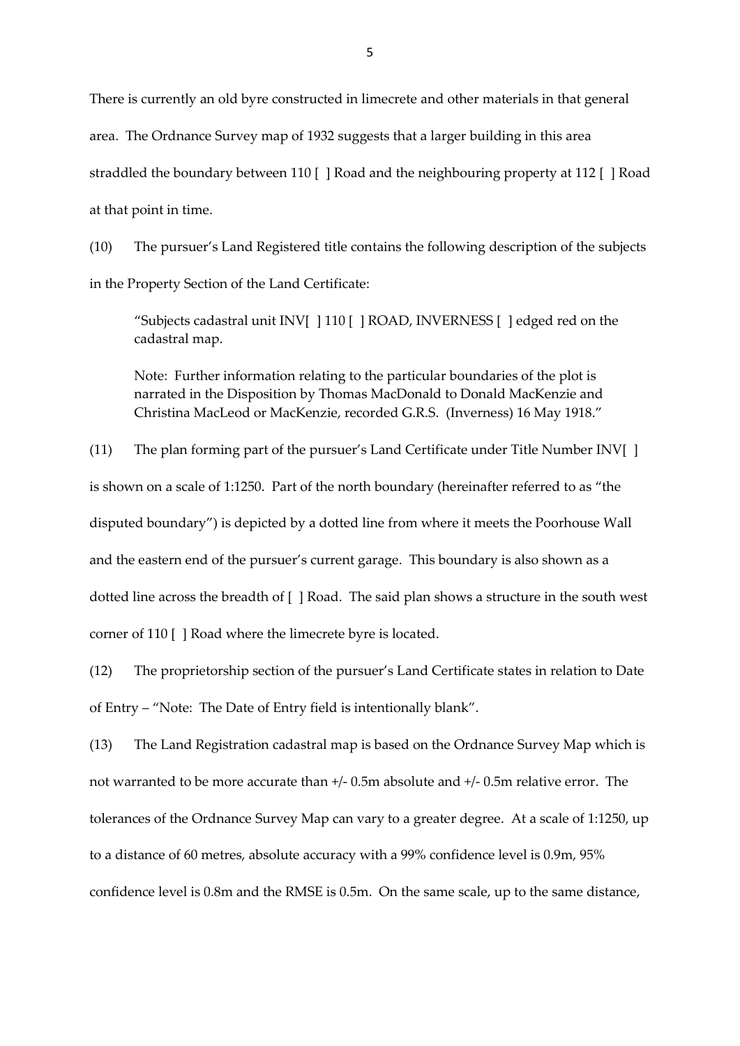There is currently an old byre constructed in limecrete and other materials in that general area. The Ordnance Survey map of 1932 suggests that a larger building in this area straddled the boundary between 110 [ ] Road and the neighbouring property at 112 [ ] Road at that point in time.

(10) The pursuer's Land Registered title contains the following description of the subjects in the Property Section of the Land Certificate:

> "Subjects cadastral unit INV[ ] 110 [ ] ROAD, INVERNESS [ ] edged red on the cadastral map.
>
> Note: Further information relating to the particular boundaries of the plot is narrated in the Disposition by Thomas MacDonald to Donald MacKenzie and Christina MacLeod or MacKenzie, recorded G.R.S. (Inverness) 16 May 1918."

(11) The plan forming part of the pursuer's Land Certificate under Title Number INV[ ] is shown on a scale of 1:1250. Part of the north boundary (hereinafter referred to as "the disputed boundary") is depicted by a dotted line from where it meets the Poorhouse Wall and the eastern end of the pursuer's current garage. This boundary is also shown as a dotted line across the breadth of [ ] Road. The said plan shows a structure in the south west corner of 110 [ ] Road where the limecrete byre is located.

(12) The proprietorship section of the pursuer's Land Certificate states in relation to Date of Entry – "Note: The Date of Entry field is intentionally blank".

(13) The Land Registration cadastral map is based on the Ordnance Survey Map which is not warranted to be more accurate than +/- 0.5m absolute and +/- 0.5m relative error. The tolerances of the Ordnance Survey Map can vary to a greater degree. At a scale of 1:1250, up to a distance of 60 metres, absolute accuracy with a 99% confidence level is 0.9m, 95% confidence level is 0.8m and the RMSE is 0.5m. On the same scale, up to the same distance,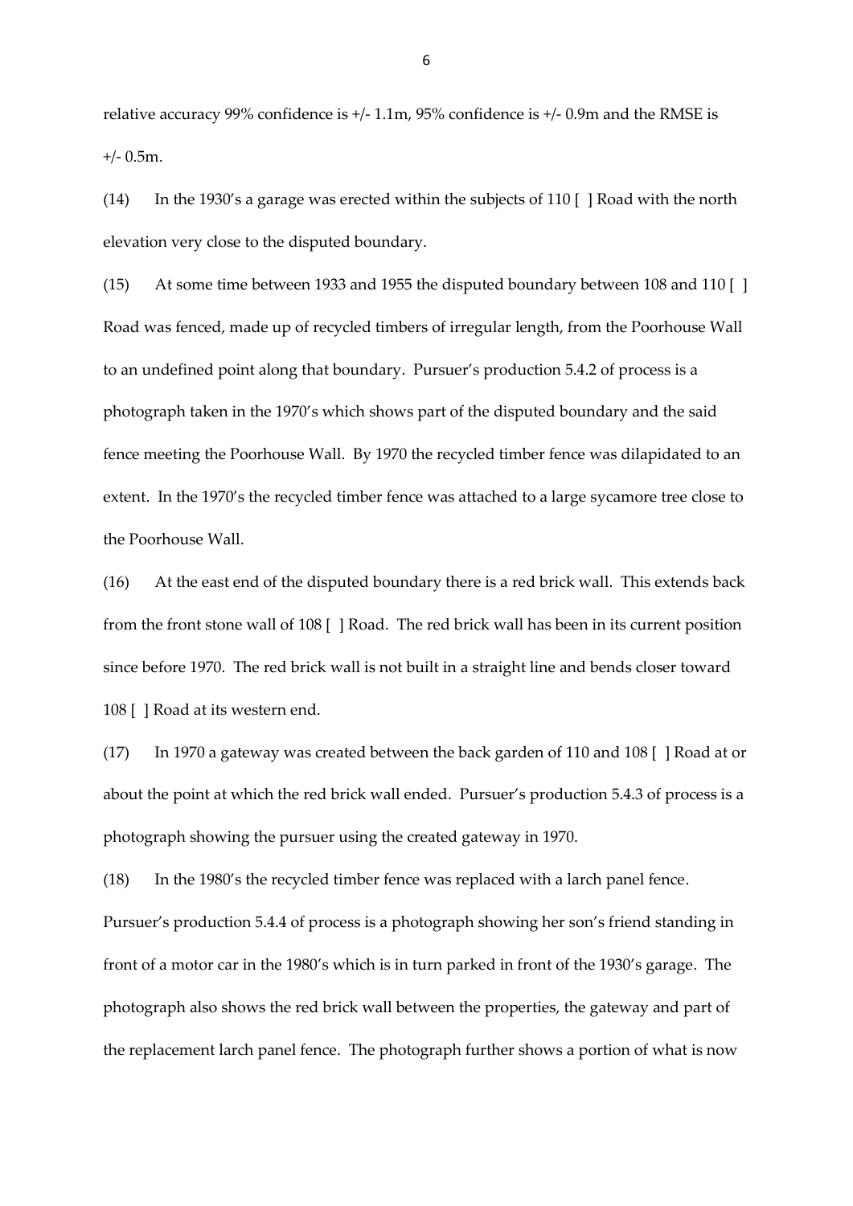relative accuracy 99% confidence is +/- 1.1m, 95% confidence is +/- 0.9m and the RMSE is +/- 0.5m.

(14) In the 1930's a garage was erected within the subjects of 110 [ ] Road with the north elevation very close to the disputed boundary.

(15) At some time between 1933 and 1955 the disputed boundary between 108 and 110 [ ] Road was fenced, made up of recycled timbers of irregular length, from the Poorhouse Wall to an undefined point along that boundary. Pursuer's production 5.4.2 of process is a photograph taken in the 1970's which shows part of the disputed boundary and the said fence meeting the Poorhouse Wall. By 1970 the recycled timber fence was dilapidated to an extent. In the 1970's the recycled timber fence was attached to a large sycamore tree close to the Poorhouse Wall.

(16) At the east end of the disputed boundary there is a red brick wall. This extends back from the front stone wall of 108 [ ] Road. The red brick wall has been in its current position since before 1970. The red brick wall is not built in a straight line and bends closer toward 108 [ ] Road at its western end.

(17) In 1970 a gateway was created between the back garden of 110 and 108 [ ] Road at or about the point at which the red brick wall ended. Pursuer's production 5.4.3 of process is a photograph showing the pursuer using the created gateway in 1970.

(18) In the 1980's the recycled timber fence was replaced with a larch panel fence. Pursuer's production 5.4.4 of process is a photograph showing her son's friend standing in front of a motor car in the 1980's which is in turn parked in front of the 1930's garage. The photograph also shows the red brick wall between the properties, the gateway and part of the replacement larch panel fence. The photograph further shows a portion of what is now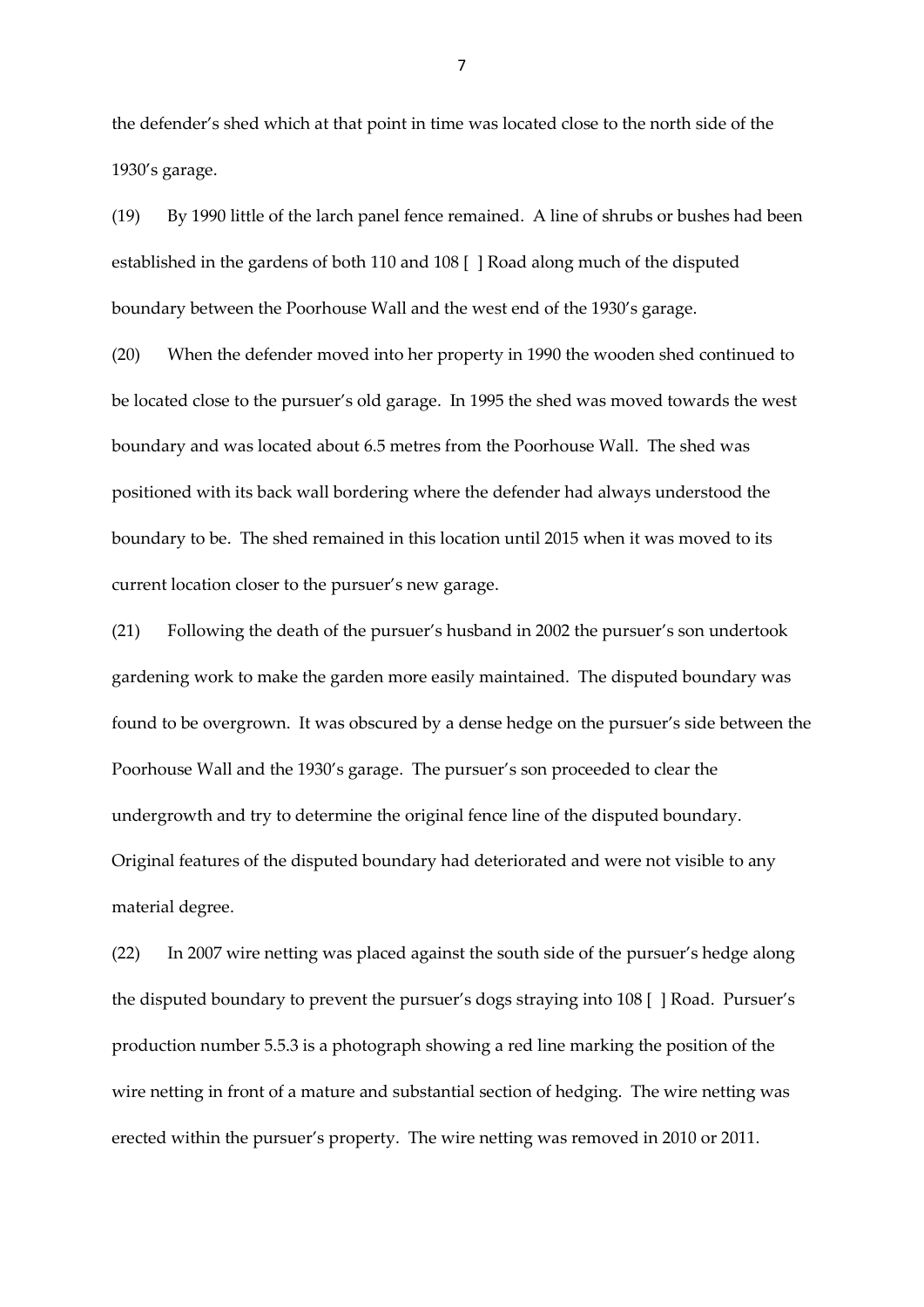the defender's shed which at that point in time was located close to the north side of the 1930's garage.

(19) By 1990 little of the larch panel fence remained. A line of shrubs or bushes had been established in the gardens of both 110 and 108 [ ] Road along much of the disputed boundary between the Poorhouse Wall and the west end of the 1930's garage.

(20) When the defender moved into her property in 1990 the wooden shed continued to be located close to the pursuer's old garage. In 1995 the shed was moved towards the west boundary and was located about 6.5 metres from the Poorhouse Wall. The shed was positioned with its back wall bordering where the defender had always understood the boundary to be. The shed remained in this location until 2015 when it was moved to its current location closer to the pursuer's new garage.

(21) Following the death of the pursuer's husband in 2002 the pursuer's son undertook gardening work to make the garden more easily maintained. The disputed boundary was found to be overgrown. It was obscured by a dense hedge on the pursuer's side between the Poorhouse Wall and the 1930's garage. The pursuer's son proceeded to clear the undergrowth and try to determine the original fence line of the disputed boundary. Original features of the disputed boundary had deteriorated and were not visible to any material degree.

(22) In 2007 wire netting was placed against the south side of the pursuer's hedge along the disputed boundary to prevent the pursuer's dogs straying into 108 [ ] Road. Pursuer's production number 5.5.3 is a photograph showing a red line marking the position of the wire netting in front of a mature and substantial section of hedging. The wire netting was erected within the pursuer's property. The wire netting was removed in 2010 or 2011.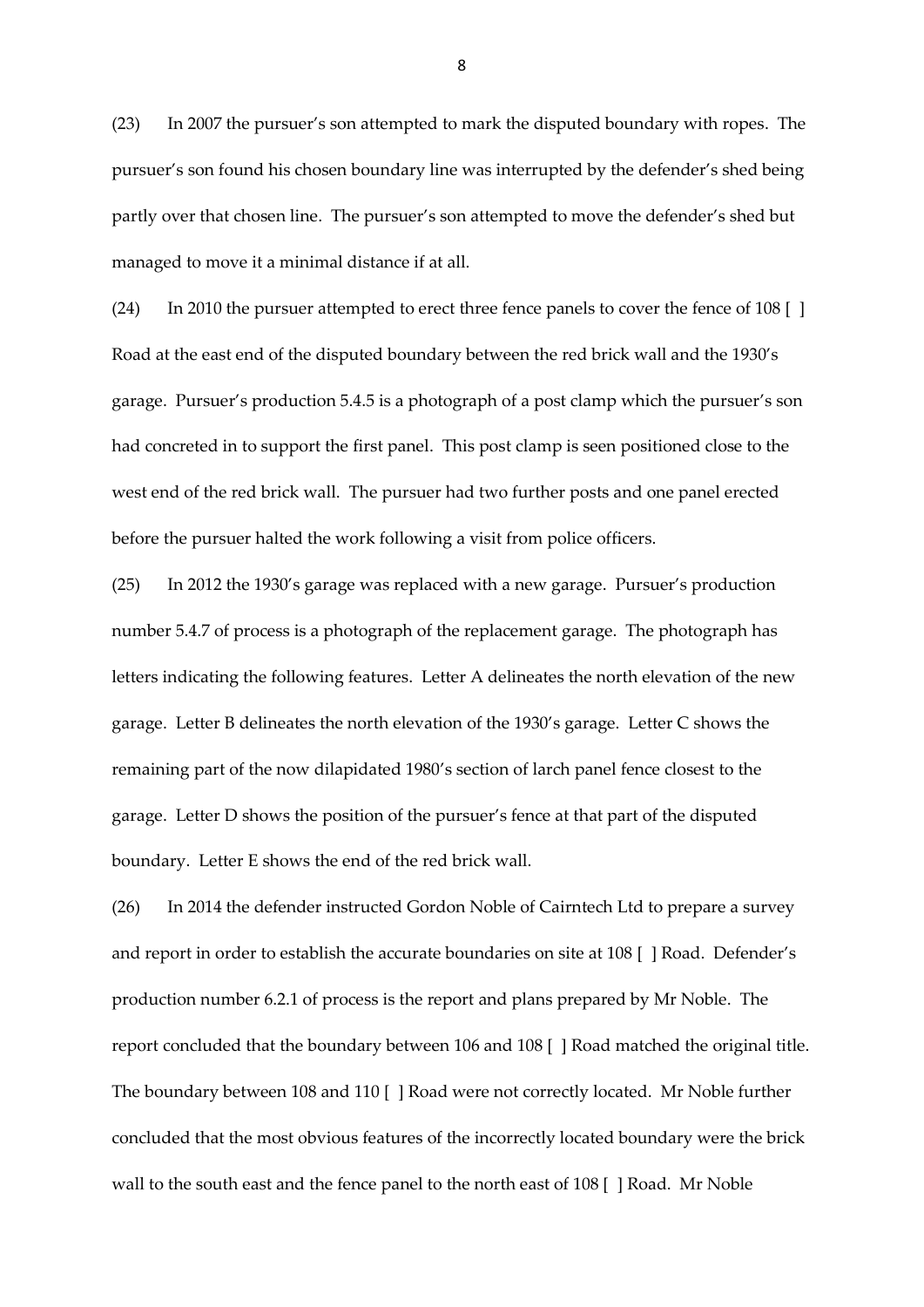(23) In 2007 the pursuer's son attempted to mark the disputed boundary with ropes. The pursuer's son found his chosen boundary line was interrupted by the defender's shed being partly over that chosen line. The pursuer's son attempted to move the defender's shed but managed to move it a minimal distance if at all.

(24) In 2010 the pursuer attempted to erect three fence panels to cover the fence of 108 [ ] Road at the east end of the disputed boundary between the red brick wall and the 1930's garage. Pursuer's production 5.4.5 is a photograph of a post clamp which the pursuer's son had concreted in to support the first panel. This post clamp is seen positioned close to the west end of the red brick wall. The pursuer had two further posts and one panel erected before the pursuer halted the work following a visit from police officers.

(25) In 2012 the 1930's garage was replaced with a new garage. Pursuer's production number 5.4.7 of process is a photograph of the replacement garage. The photograph has letters indicating the following features. Letter A delineates the north elevation of the new garage. Letter B delineates the north elevation of the 1930's garage. Letter C shows the remaining part of the now dilapidated 1980's section of larch panel fence closest to the garage. Letter D shows the position of the pursuer's fence at that part of the disputed boundary. Letter E shows the end of the red brick wall.

(26) In 2014 the defender instructed Gordon Noble of Cairntech Ltd to prepare a survey and report in order to establish the accurate boundaries on site at 108 [ ] Road. Defender's production number 6.2.1 of process is the report and plans prepared by Mr Noble. The report concluded that the boundary between 106 and 108 [ ] Road matched the original title. The boundary between 108 and 110 [ ] Road were not correctly located. Mr Noble further concluded that the most obvious features of the incorrectly located boundary were the brick wall to the south east and the fence panel to the north east of 108 [ ] Road. Mr Noble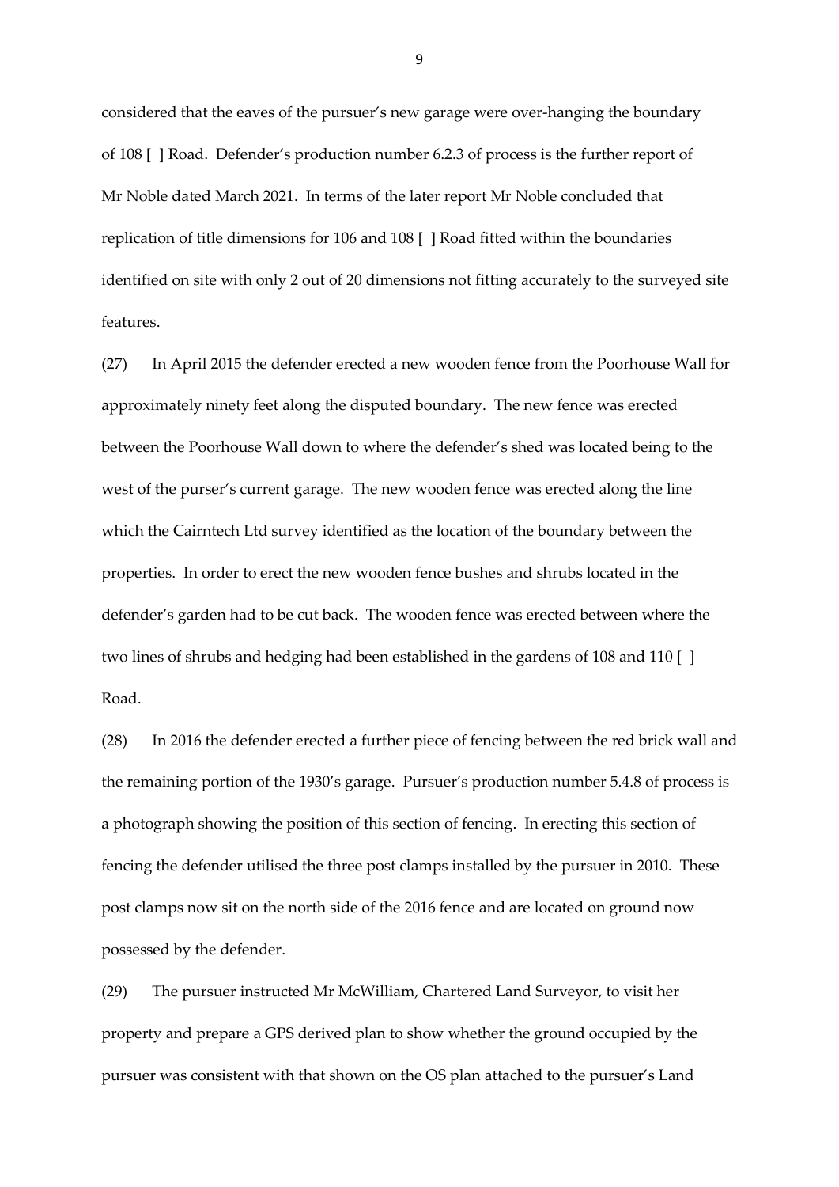considered that the eaves of the pursuer's new garage were over-hanging the boundary of 108 [ ] Road. Defender's production number 6.2.3 of process is the further report of Mr Noble dated March 2021. In terms of the later report Mr Noble concluded that replication of title dimensions for 106 and 108 [ ] Road fitted within the boundaries identified on site with only 2 out of 20 dimensions not fitting accurately to the surveyed site features.

(27) In April 2015 the defender erected a new wooden fence from the Poorhouse Wall for approximately ninety feet along the disputed boundary. The new fence was erected between the Poorhouse Wall down to where the defender's shed was located being to the west of the purser's current garage. The new wooden fence was erected along the line which the Cairntech Ltd survey identified as the location of the boundary between the properties. In order to erect the new wooden fence bushes and shrubs located in the defender's garden had to be cut back. The wooden fence was erected between where the two lines of shrubs and hedging had been established in the gardens of 108 and 110 [ ] Road.

(28) In 2016 the defender erected a further piece of fencing between the red brick wall and the remaining portion of the 1930's garage. Pursuer's production number 5.4.8 of process is a photograph showing the position of this section of fencing. In erecting this section of fencing the defender utilised the three post clamps installed by the pursuer in 2010. These post clamps now sit on the north side of the 2016 fence and are located on ground now possessed by the defender.

(29) The pursuer instructed Mr McWilliam, Chartered Land Surveyor, to visit her property and prepare a GPS derived plan to show whether the ground occupied by the pursuer was consistent with that shown on the OS plan attached to the pursuer's Land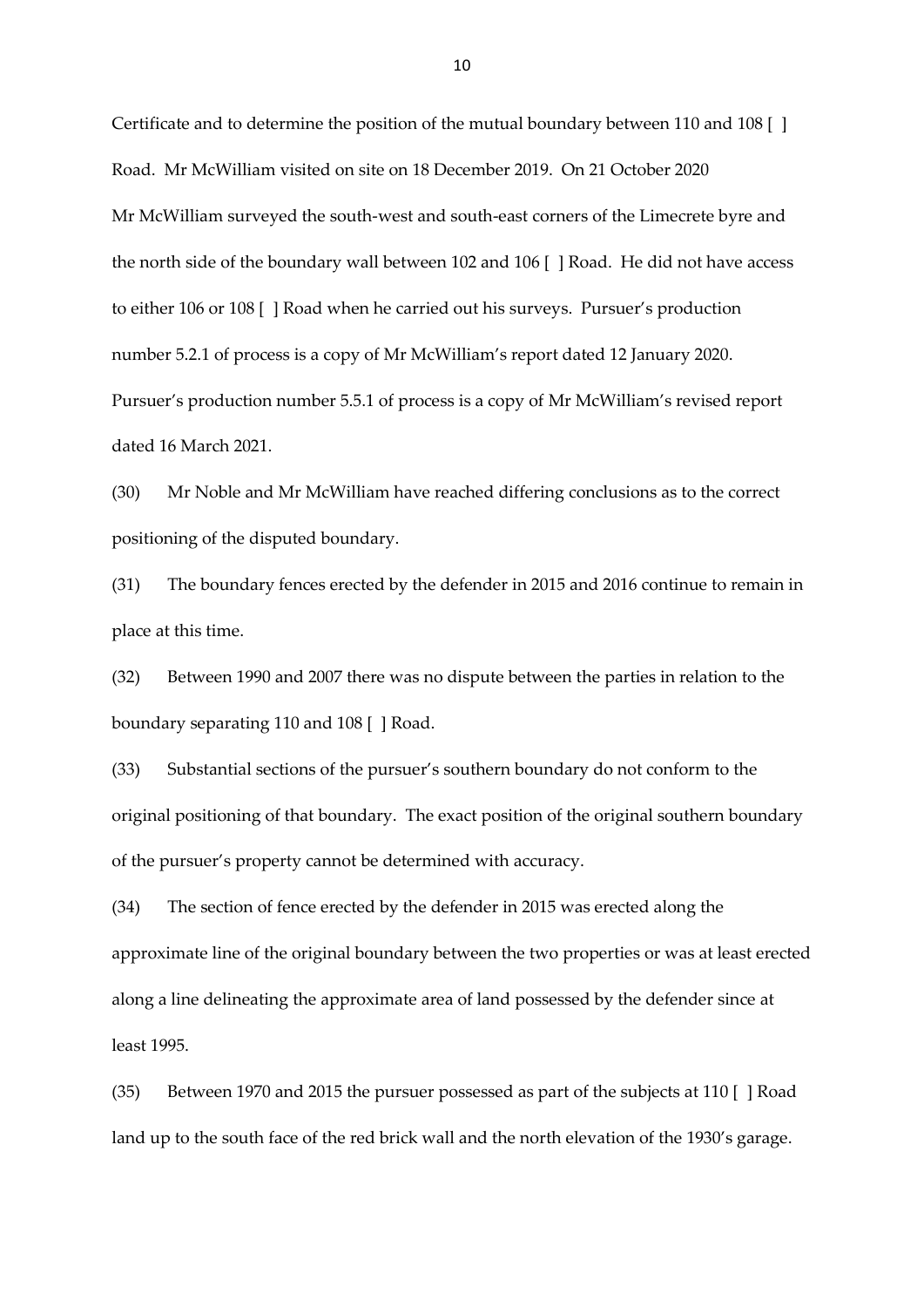Certificate and to determine the position of the mutual boundary between 110 and 108 [ ] Road. Mr McWilliam visited on site on 18 December 2019. On 21 October 2020 Mr McWilliam surveyed the south-west and south-east corners of the Limecrete byre and the north side of the boundary wall between 102 and 106 [ ] Road. He did not have access to either 106 or 108 [ ] Road when he carried out his surveys. Pursuer's production number 5.2.1 of process is a copy of Mr McWilliam's report dated 12 January 2020. Pursuer's production number 5.5.1 of process is a copy of Mr McWilliam's revised report dated 16 March 2021.

(30) Mr Noble and Mr McWilliam have reached differing conclusions as to the correct positioning of the disputed boundary.

(31) The boundary fences erected by the defender in 2015 and 2016 continue to remain in place at this time.

(32) Between 1990 and 2007 there was no dispute between the parties in relation to the boundary separating 110 and 108 [ ] Road.

(33) Substantial sections of the pursuer's southern boundary do not conform to the original positioning of that boundary. The exact position of the original southern boundary of the pursuer's property cannot be determined with accuracy.

(34) The section of fence erected by the defender in 2015 was erected along the approximate line of the original boundary between the two properties or was at least erected along a line delineating the approximate area of land possessed by the defender since at least 1995.

(35) Between 1970 and 2015 the pursuer possessed as part of the subjects at 110 [ ] Road land up to the south face of the red brick wall and the north elevation of the 1930's garage.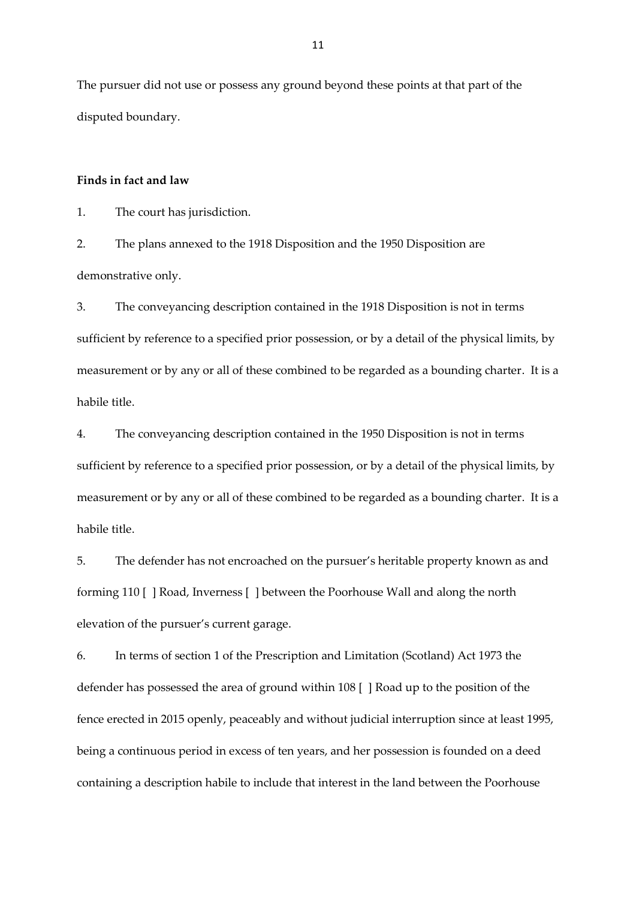The pursuer did not use or possess any ground beyond these points at that part of the disputed boundary.

**Finds in fact and law**

1. The court has jurisdiction.

2. The plans annexed to the 1918 Disposition and the 1950 Disposition are demonstrative only.

3. The conveyancing description contained in the 1918 Disposition is not in terms sufficient by reference to a specified prior possession, or by a detail of the physical limits, by measurement or by any or all of these combined to be regarded as a bounding charter. It is a habile title.

4. The conveyancing description contained in the 1950 Disposition is not in terms sufficient by reference to a specified prior possession, or by a detail of the physical limits, by measurement or by any or all of these combined to be regarded as a bounding charter. It is a habile title.

5. The defender has not encroached on the pursuer's heritable property known as and forming 110 [ ] Road, Inverness [ ] between the Poorhouse Wall and along the north elevation of the pursuer's current garage.

6. In terms of section 1 of the Prescription and Limitation (Scotland) Act 1973 the defender has possessed the area of ground within 108 [ ] Road up to the position of the fence erected in 2015 openly, peaceably and without judicial interruption since at least 1995, being a continuous period in excess of ten years, and her possession is founded on a deed containing a description habile to include that interest in the land between the Poorhouse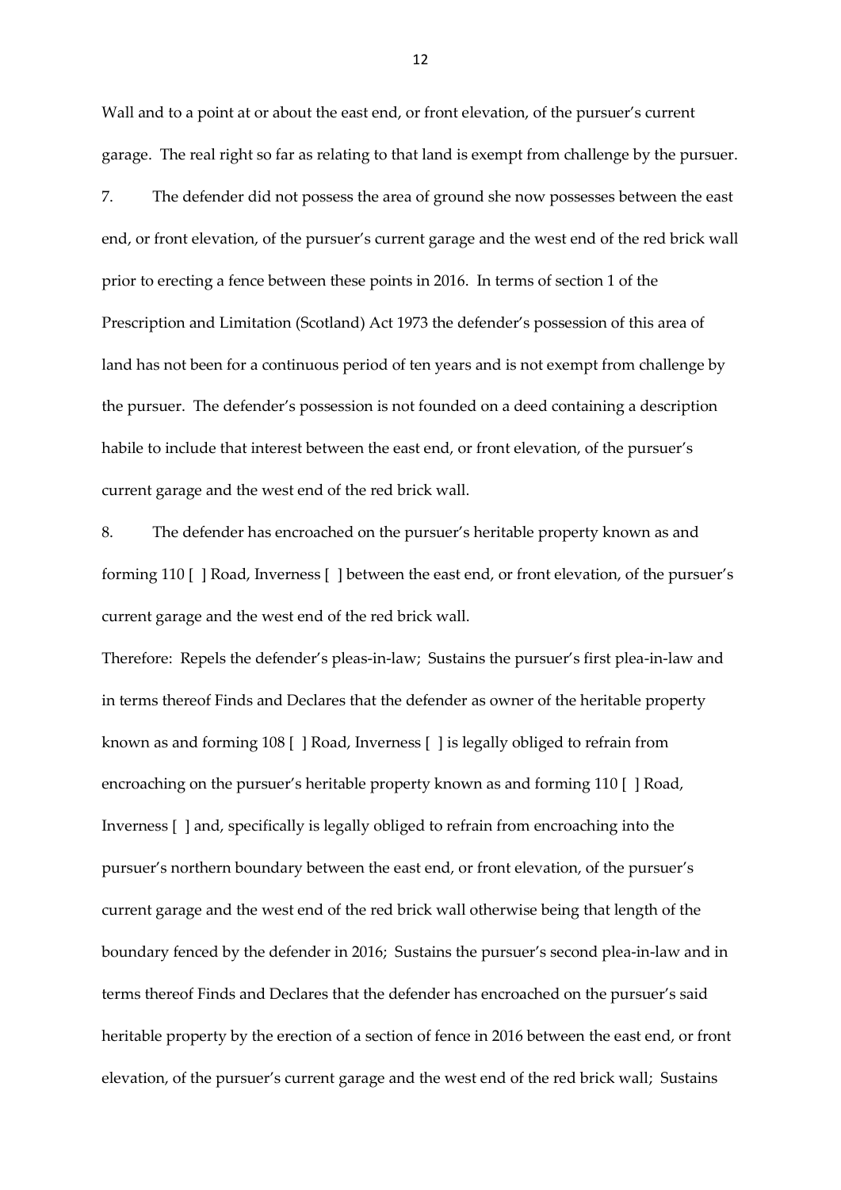Wall and to a point at or about the east end, or front elevation, of the pursuer's current garage. The real right so far as relating to that land is exempt from challenge by the pursuer.

7. The defender did not possess the area of ground she now possesses between the east end, or front elevation, of the pursuer's current garage and the west end of the red brick wall prior to erecting a fence between these points in 2016. In terms of section 1 of the Prescription and Limitation (Scotland) Act 1973 the defender's possession of this area of land has not been for a continuous period of ten years and is not exempt from challenge by the pursuer. The defender's possession is not founded on a deed containing a description habile to include that interest between the east end, or front elevation, of the pursuer's current garage and the west end of the red brick wall.

8. The defender has encroached on the pursuer's heritable property known as and forming 110 [ ] Road, Inverness [ ] between the east end, or front elevation, of the pursuer's current garage and the west end of the red brick wall.

Therefore: Repels the defender's pleas-in-law; Sustains the pursuer's first plea-in-law and in terms thereof Finds and Declares that the defender as owner of the heritable property known as and forming 108 [ ] Road, Inverness [ ] is legally obliged to refrain from encroaching on the pursuer's heritable property known as and forming 110 [ ] Road, Inverness [ ] and, specifically is legally obliged to refrain from encroaching into the pursuer's northern boundary between the east end, or front elevation, of the pursuer's current garage and the west end of the red brick wall otherwise being that length of the boundary fenced by the defender in 2016; Sustains the pursuer's second plea-in-law and in terms thereof Finds and Declares that the defender has encroached on the pursuer's said heritable property by the erection of a section of fence in 2016 between the east end, or front elevation, of the pursuer's current garage and the west end of the red brick wall; Sustains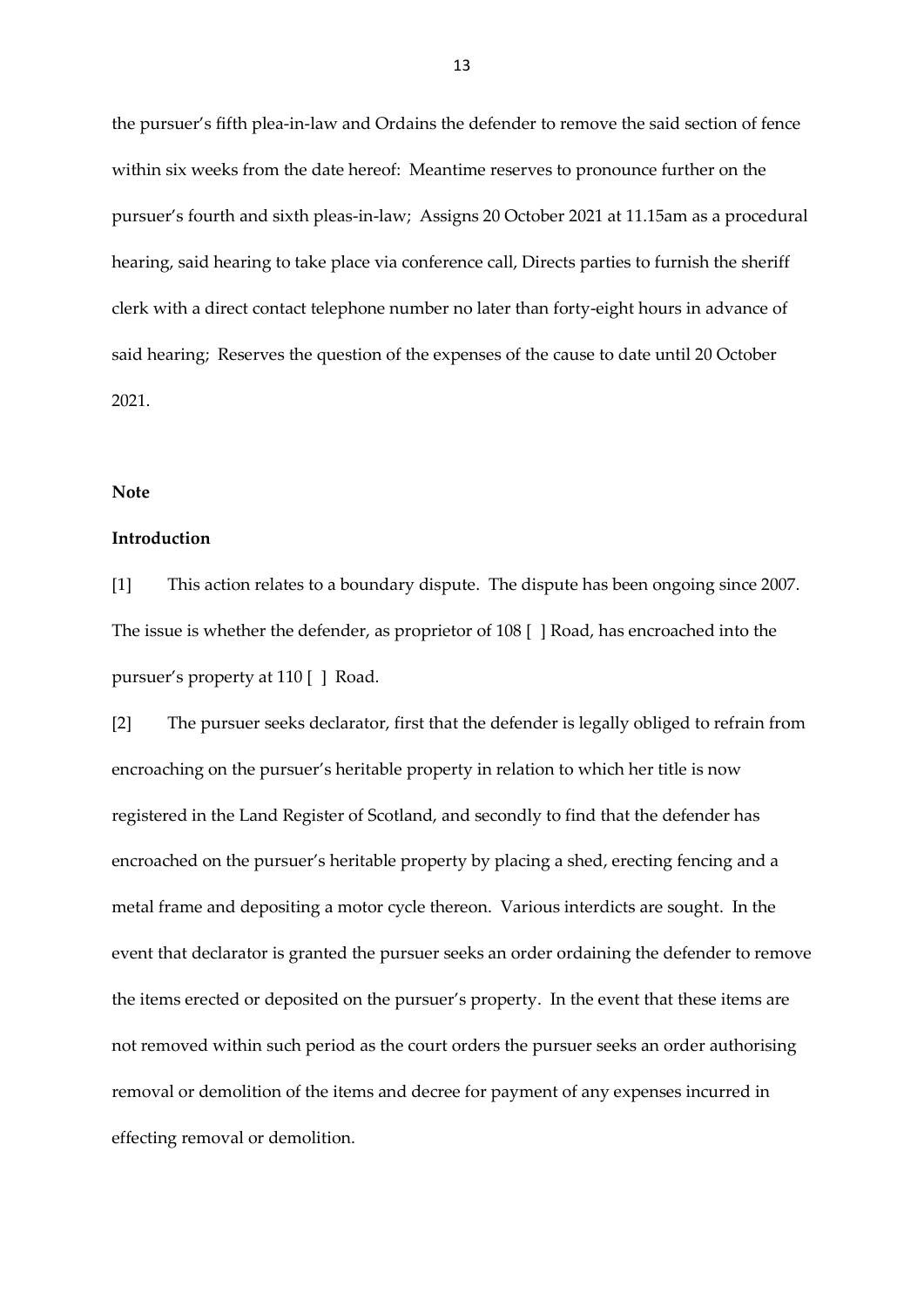the pursuer's fifth plea-in-law and Ordains the defender to remove the said section of fence within six weeks from the date hereof: Meantime reserves to pronounce further on the pursuer's fourth and sixth pleas-in-law; Assigns 20 October 2021 at 11.15am as a procedural hearing, said hearing to take place via conference call, Directs parties to furnish the sheriff clerk with a direct contact telephone number no later than forty-eight hours in advance of said hearing; Reserves the question of the expenses of the cause to date until 20 October 2021.

**Note**

**Introduction**

[1] This action relates to a boundary dispute. The dispute has been ongoing since 2007. The issue is whether the defender, as proprietor of 108 [ ] Road, has encroached into the pursuer's property at 110 [ ] Road.

[2] The pursuer seeks declarator, first that the defender is legally obliged to refrain from encroaching on the pursuer's heritable property in relation to which her title is now registered in the Land Register of Scotland, and secondly to find that the defender has encroached on the pursuer's heritable property by placing a shed, erecting fencing and a metal frame and depositing a motor cycle thereon. Various interdicts are sought. In the event that declarator is granted the pursuer seeks an order ordaining the defender to remove the items erected or deposited on the pursuer's property. In the event that these items are not removed within such period as the court orders the pursuer seeks an order authorising removal or demolition of the items and decree for payment of any expenses incurred in effecting removal or demolition.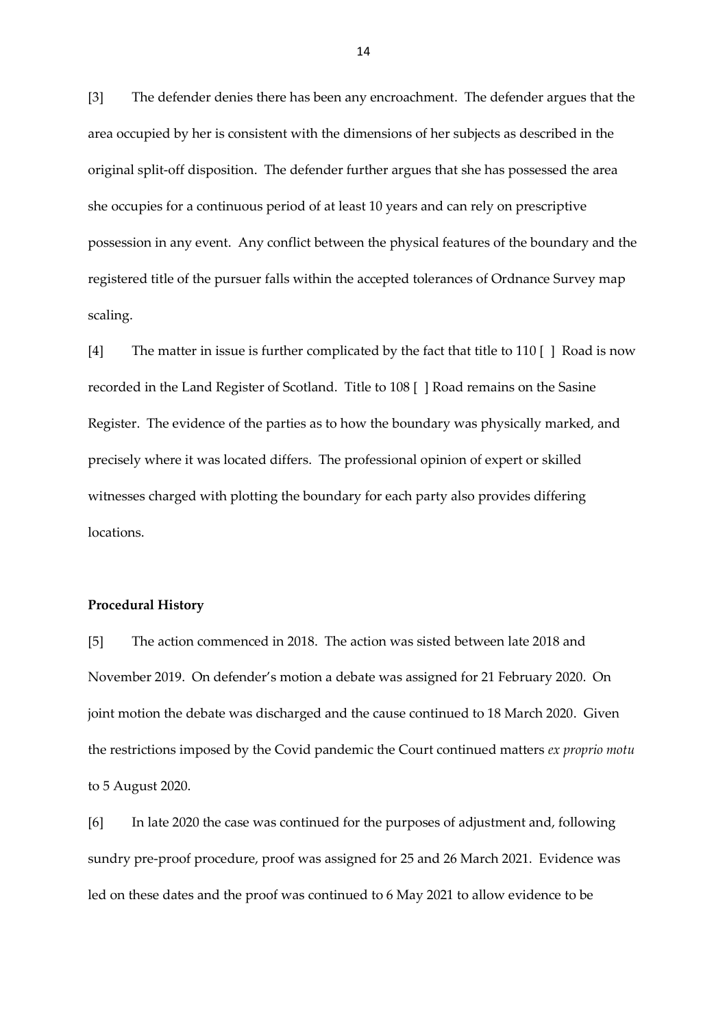[3] The defender denies there has been any encroachment. The defender argues that the area occupied by her is consistent with the dimensions of her subjects as described in the original split-off disposition. The defender further argues that she has possessed the area she occupies for a continuous period of at least 10 years and can rely on prescriptive possession in any event. Any conflict between the physical features of the boundary and the registered title of the pursuer falls within the accepted tolerances of Ordnance Survey map scaling.

[4] The matter in issue is further complicated by the fact that title to 110 [ ] Road is now recorded in the Land Register of Scotland. Title to 108 [ ] Road remains on the Sasine Register. The evidence of the parties as to how the boundary was physically marked, and precisely where it was located differs. The professional opinion of expert or skilled witnesses charged with plotting the boundary for each party also provides differing locations.

**Procedural History**

[5] The action commenced in 2018. The action was sisted between late 2018 and November 2019. On defender's motion a debate was assigned for 21 February 2020. On joint motion the debate was discharged and the cause continued to 18 March 2020. Given the restrictions imposed by the Covid pandemic the Court continued matters *ex proprio motu* to 5 August 2020.

[6] In late 2020 the case was continued for the purposes of adjustment and, following sundry pre-proof procedure, proof was assigned for 25 and 26 March 2021. Evidence was led on these dates and the proof was continued to 6 May 2021 to allow evidence to be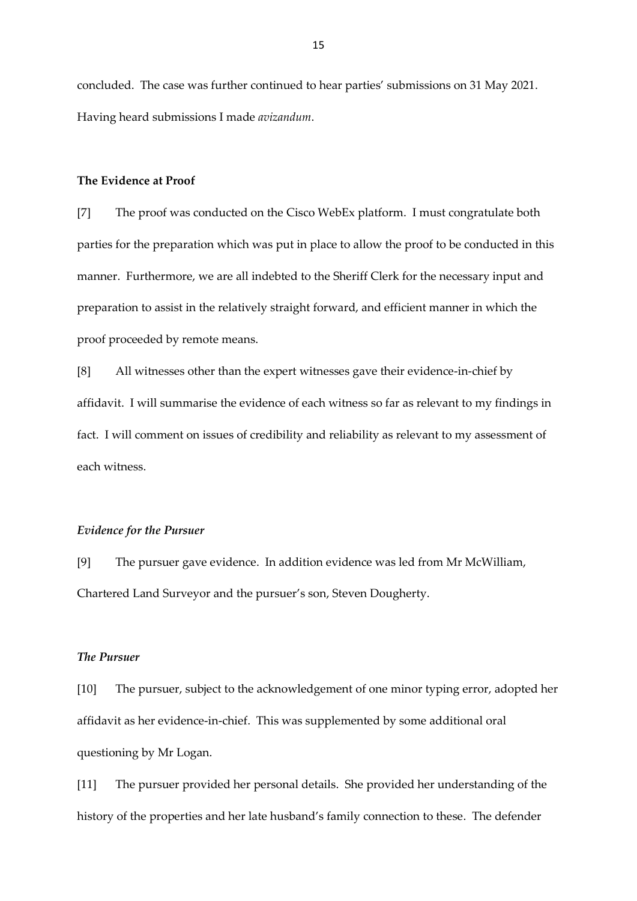concluded. The case was further continued to hear parties' submissions on 31 May 2021. Having heard submissions I made *avizandum*.

**The Evidence at Proof**

[7] The proof was conducted on the Cisco WebEx platform. I must congratulate both parties for the preparation which was put in place to allow the proof to be conducted in this manner. Furthermore, we are all indebted to the Sheriff Clerk for the necessary input and preparation to assist in the relatively straight forward, and efficient manner in which the proof proceeded by remote means.

[8] All witnesses other than the expert witnesses gave their evidence-in-chief by affidavit. I will summarise the evidence of each witness so far as relevant to my findings in fact. I will comment on issues of credibility and reliability as relevant to my assessment of each witness.

***Evidence for the Pursuer***

[9] The pursuer gave evidence. In addition evidence was led from Mr McWilliam, Chartered Land Surveyor and the pursuer's son, Steven Dougherty.

***The Pursuer***

[10] The pursuer, subject to the acknowledgement of one minor typing error, adopted her affidavit as her evidence-in-chief. This was supplemented by some additional oral questioning by Mr Logan.

[11] The pursuer provided her personal details. She provided her understanding of the history of the properties and her late husband's family connection to these. The defender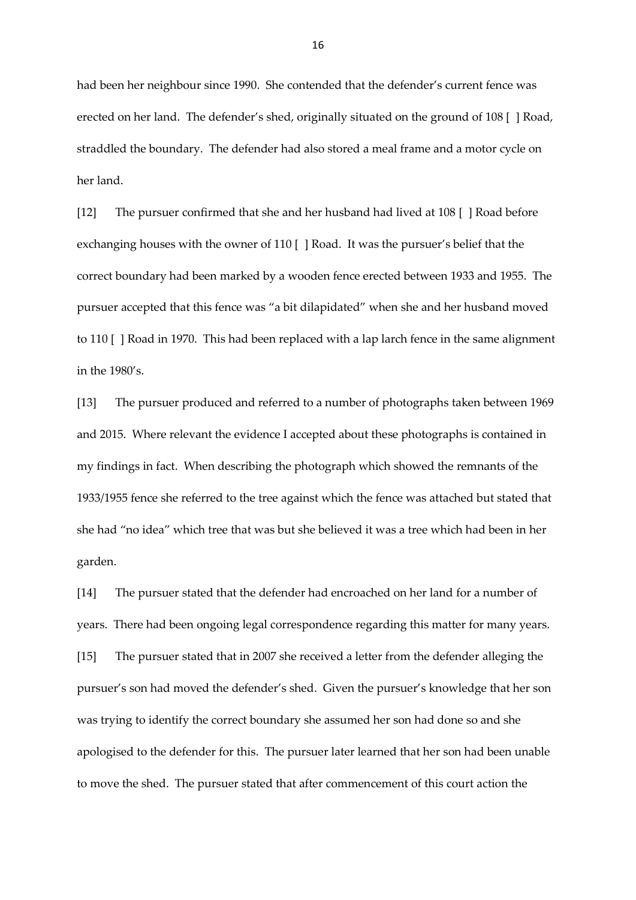had been her neighbour since 1990. She contended that the defender's current fence was erected on her land. The defender's shed, originally situated on the ground of 108 [ ] Road, straddled the boundary. The defender had also stored a meal frame and a motor cycle on her land.

[12] The pursuer confirmed that she and her husband had lived at 108 [ ] Road before exchanging houses with the owner of 110 [ ] Road. It was the pursuer's belief that the correct boundary had been marked by a wooden fence erected between 1933 and 1955. The pursuer accepted that this fence was "a bit dilapidated" when she and her husband moved to 110 [ ] Road in 1970. This had been replaced with a lap larch fence in the same alignment in the 1980's.

[13] The pursuer produced and referred to a number of photographs taken between 1969 and 2015. Where relevant the evidence I accepted about these photographs is contained in my findings in fact. When describing the photograph which showed the remnants of the 1933/1955 fence she referred to the tree against which the fence was attached but stated that she had "no idea" which tree that was but she believed it was a tree which had been in her garden.

[14] The pursuer stated that the defender had encroached on her land for a number of years. There had been ongoing legal correspondence regarding this matter for many years.

[15] The pursuer stated that in 2007 she received a letter from the defender alleging the pursuer's son had moved the defender's shed. Given the pursuer's knowledge that her son was trying to identify the correct boundary she assumed her son had done so and she apologised to the defender for this. The pursuer later learned that her son had been unable to move the shed. The pursuer stated that after commencement of this court action the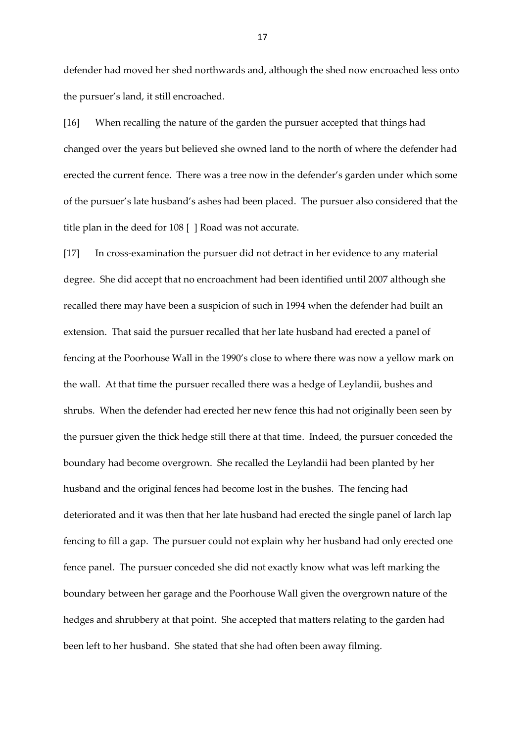defender had moved her shed northwards and, although the shed now encroached less onto the pursuer's land, it still encroached.

[16] When recalling the nature of the garden the pursuer accepted that things had changed over the years but believed she owned land to the north of where the defender had erected the current fence. There was a tree now in the defender's garden under which some of the pursuer's late husband's ashes had been placed. The pursuer also considered that the title plan in the deed for 108 [ ] Road was not accurate.

[17] In cross-examination the pursuer did not detract in her evidence to any material degree. She did accept that no encroachment had been identified until 2007 although she recalled there may have been a suspicion of such in 1994 when the defender had built an extension. That said the pursuer recalled that her late husband had erected a panel of fencing at the Poorhouse Wall in the 1990's close to where there was now a yellow mark on the wall. At that time the pursuer recalled there was a hedge of Leylandii, bushes and shrubs. When the defender had erected her new fence this had not originally been seen by the pursuer given the thick hedge still there at that time. Indeed, the pursuer conceded the boundary had become overgrown. She recalled the Leylandii had been planted by her husband and the original fences had become lost in the bushes. The fencing had deteriorated and it was then that her late husband had erected the single panel of larch lap fencing to fill a gap. The pursuer could not explain why her husband had only erected one fence panel. The pursuer conceded she did not exactly know what was left marking the boundary between her garage and the Poorhouse Wall given the overgrown nature of the hedges and shrubbery at that point. She accepted that matters relating to the garden had been left to her husband. She stated that she had often been away filming.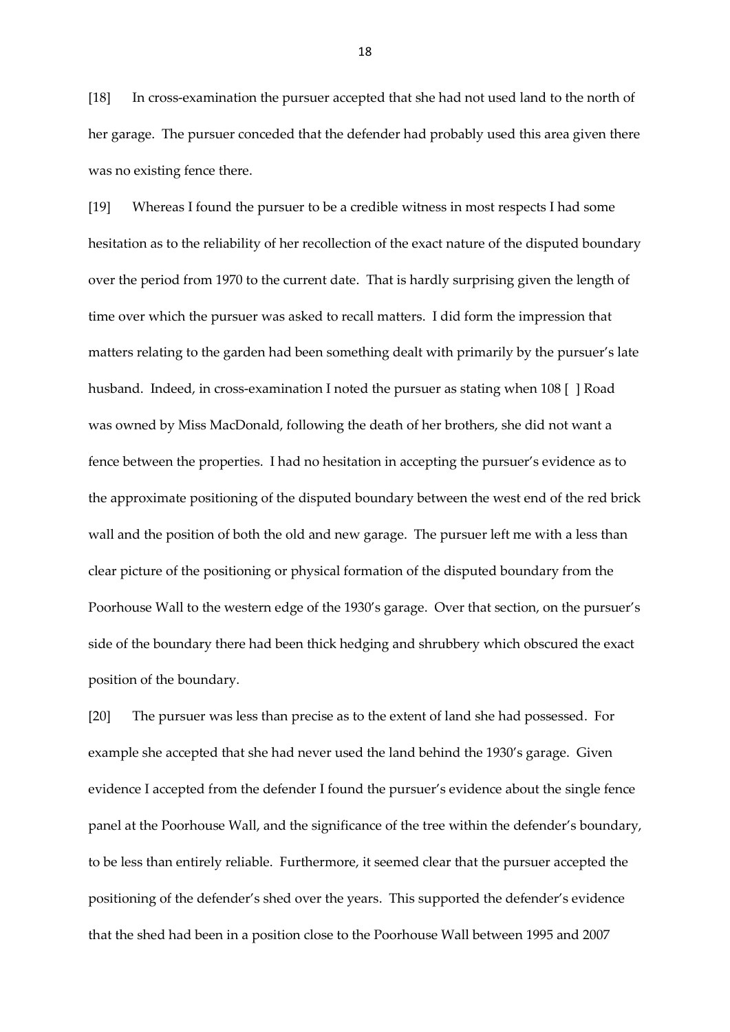[18] In cross-examination the pursuer accepted that she had not used land to the north of her garage. The pursuer conceded that the defender had probably used this area given there was no existing fence there.

[19] Whereas I found the pursuer to be a credible witness in most respects I had some hesitation as to the reliability of her recollection of the exact nature of the disputed boundary over the period from 1970 to the current date. That is hardly surprising given the length of time over which the pursuer was asked to recall matters. I did form the impression that matters relating to the garden had been something dealt with primarily by the pursuer's late husband. Indeed, in cross-examination I noted the pursuer as stating when 108 [ ] Road was owned by Miss MacDonald, following the death of her brothers, she did not want a fence between the properties. I had no hesitation in accepting the pursuer's evidence as to the approximate positioning of the disputed boundary between the west end of the red brick wall and the position of both the old and new garage. The pursuer left me with a less than clear picture of the positioning or physical formation of the disputed boundary from the Poorhouse Wall to the western edge of the 1930's garage. Over that section, on the pursuer's side of the boundary there had been thick hedging and shrubbery which obscured the exact position of the boundary.

[20] The pursuer was less than precise as to the extent of land she had possessed. For example she accepted that she had never used the land behind the 1930's garage. Given evidence I accepted from the defender I found the pursuer's evidence about the single fence panel at the Poorhouse Wall, and the significance of the tree within the defender's boundary, to be less than entirely reliable. Furthermore, it seemed clear that the pursuer accepted the positioning of the defender's shed over the years. This supported the defender's evidence that the shed had been in a position close to the Poorhouse Wall between 1995 and 2007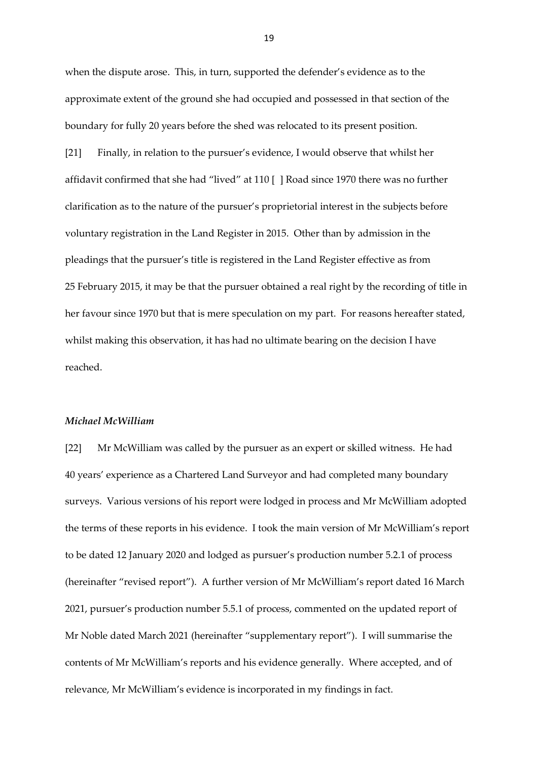when the dispute arose. This, in turn, supported the defender's evidence as to the approximate extent of the ground she had occupied and possessed in that section of the boundary for fully 20 years before the shed was relocated to its present position.

[21] Finally, in relation to the pursuer's evidence, I would observe that whilst her affidavit confirmed that she had "lived" at 110 [ ] Road since 1970 there was no further clarification as to the nature of the pursuer's proprietorial interest in the subjects before voluntary registration in the Land Register in 2015. Other than by admission in the pleadings that the pursuer's title is registered in the Land Register effective as from 25 February 2015, it may be that the pursuer obtained a real right by the recording of title in her favour since 1970 but that is mere speculation on my part. For reasons hereafter stated, whilst making this observation, it has had no ultimate bearing on the decision I have reached.

### *Michael McWilliam*

[22] Mr McWilliam was called by the pursuer as an expert or skilled witness. He had 40 years' experience as a Chartered Land Surveyor and had completed many boundary surveys. Various versions of his report were lodged in process and Mr McWilliam adopted the terms of these reports in his evidence. I took the main version of Mr McWilliam's report to be dated 12 January 2020 and lodged as pursuer's production number 5.2.1 of process (hereinafter "revised report"). A further version of Mr McWilliam's report dated 16 March 2021, pursuer's production number 5.5.1 of process, commented on the updated report of Mr Noble dated March 2021 (hereinafter "supplementary report"). I will summarise the contents of Mr McWilliam's reports and his evidence generally. Where accepted, and of relevance, Mr McWilliam's evidence is incorporated in my findings in fact.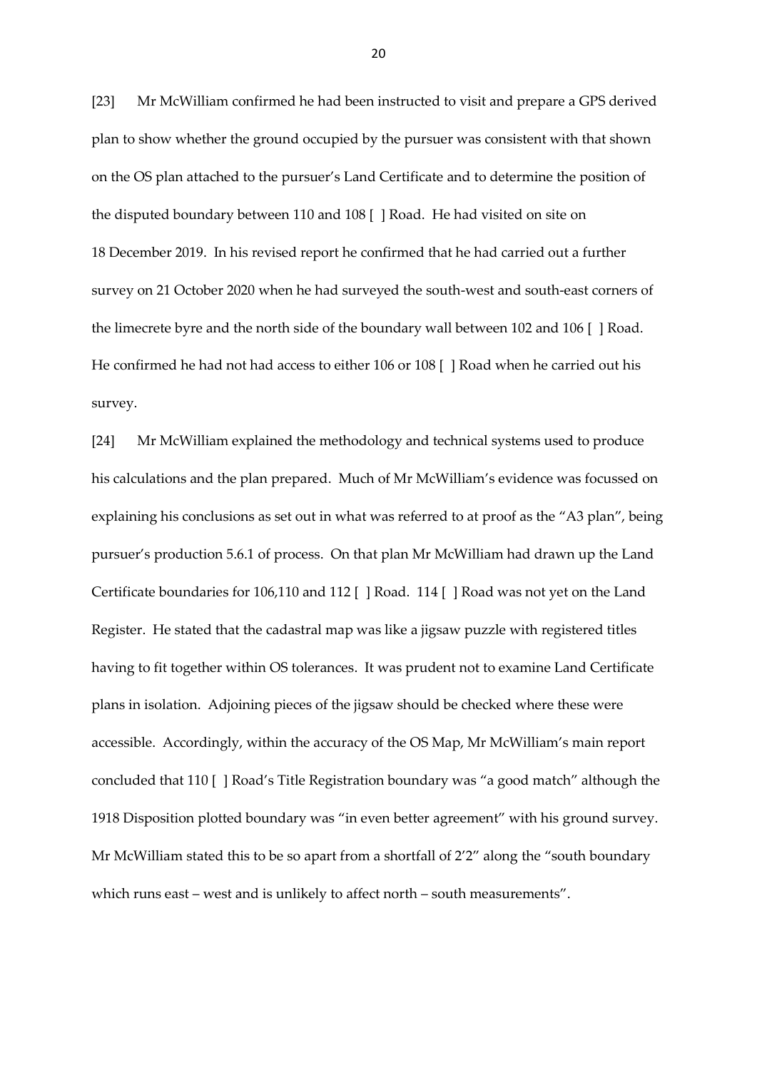[23] Mr McWilliam confirmed he had been instructed to visit and prepare a GPS derived plan to show whether the ground occupied by the pursuer was consistent with that shown on the OS plan attached to the pursuer's Land Certificate and to determine the position of the disputed boundary between 110 and 108 [ ] Road. He had visited on site on 18 December 2019. In his revised report he confirmed that he had carried out a further survey on 21 October 2020 when he had surveyed the south-west and south-east corners of the limecrete byre and the north side of the boundary wall between 102 and 106 [ ] Road. He confirmed he had not had access to either 106 or 108 [ ] Road when he carried out his survey.

[24] Mr McWilliam explained the methodology and technical systems used to produce his calculations and the plan prepared. Much of Mr McWilliam's evidence was focussed on explaining his conclusions as set out in what was referred to at proof as the "A3 plan", being pursuer's production 5.6.1 of process. On that plan Mr McWilliam had drawn up the Land Certificate boundaries for 106,110 and 112 [ ] Road. 114 [ ] Road was not yet on the Land Register. He stated that the cadastral map was like a jigsaw puzzle with registered titles having to fit together within OS tolerances. It was prudent not to examine Land Certificate plans in isolation. Adjoining pieces of the jigsaw should be checked where these were accessible. Accordingly, within the accuracy of the OS Map, Mr McWilliam's main report concluded that 110 [ ] Road's Title Registration boundary was "a good match" although the 1918 Disposition plotted boundary was "in even better agreement" with his ground survey. Mr McWilliam stated this to be so apart from a shortfall of 2'2" along the "south boundary which runs east – west and is unlikely to affect north – south measurements".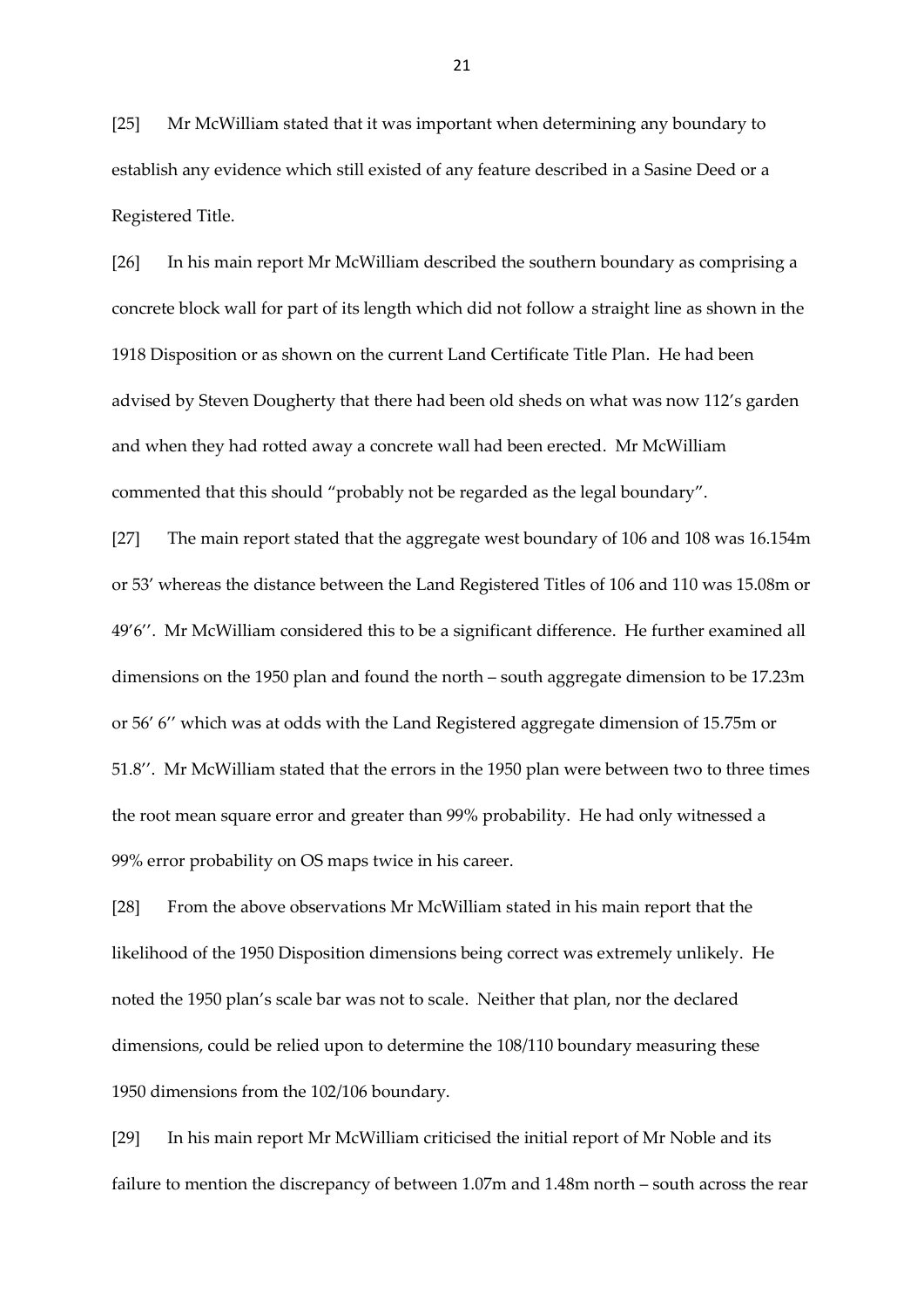[25] Mr McWilliam stated that it was important when determining any boundary to establish any evidence which still existed of any feature described in a Sasine Deed or a Registered Title.

[26] In his main report Mr McWilliam described the southern boundary as comprising a concrete block wall for part of its length which did not follow a straight line as shown in the 1918 Disposition or as shown on the current Land Certificate Title Plan. He had been advised by Steven Dougherty that there had been old sheds on what was now 112's garden and when they had rotted away a concrete wall had been erected. Mr McWilliam commented that this should "probably not be regarded as the legal boundary".

[27] The main report stated that the aggregate west boundary of 106 and 108 was 16.154m or 53' whereas the distance between the Land Registered Titles of 106 and 110 was 15.08m or 49'6''. Mr McWilliam considered this to be a significant difference. He further examined all dimensions on the 1950 plan and found the north – south aggregate dimension to be 17.23m or 56' 6'' which was at odds with the Land Registered aggregate dimension of 15.75m or 51.8''. Mr McWilliam stated that the errors in the 1950 plan were between two to three times the root mean square error and greater than 99% probability. He had only witnessed a 99% error probability on OS maps twice in his career.

[28] From the above observations Mr McWilliam stated in his main report that the likelihood of the 1950 Disposition dimensions being correct was extremely unlikely. He noted the 1950 plan's scale bar was not to scale. Neither that plan, nor the declared dimensions, could be relied upon to determine the 108/110 boundary measuring these 1950 dimensions from the 102/106 boundary.

[29] In his main report Mr McWilliam criticised the initial report of Mr Noble and its failure to mention the discrepancy of between 1.07m and 1.48m north – south across the rear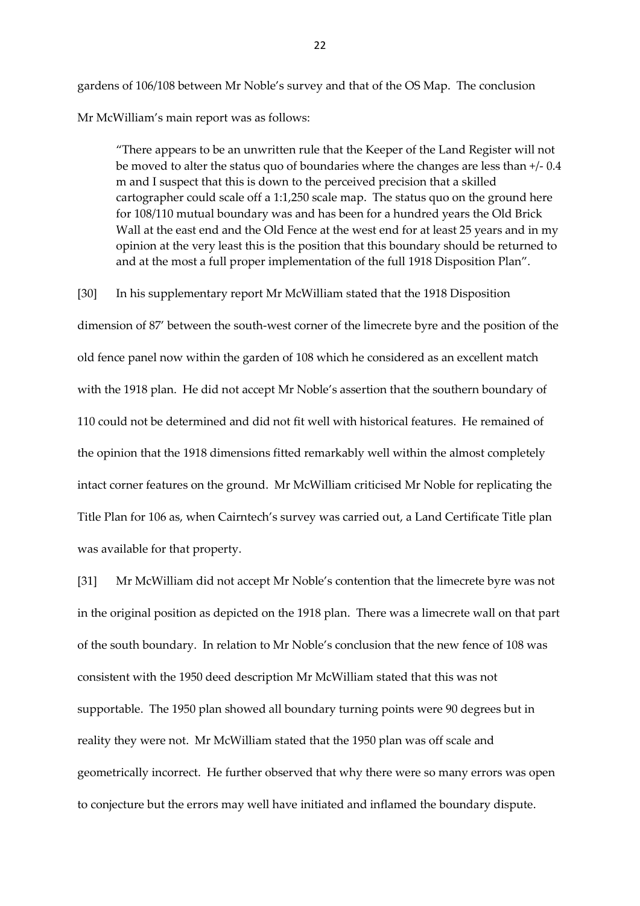gardens of 106/108 between Mr Noble's survey and that of the OS Map. The conclusion Mr McWilliam's main report was as follows:

> "There appears to be an unwritten rule that the Keeper of the Land Register will not be moved to alter the status quo of boundaries where the changes are less than +/- 0.4 m and I suspect that this is down to the perceived precision that a skilled cartographer could scale off a 1:1,250 scale map. The status quo on the ground here for 108/110 mutual boundary was and has been for a hundred years the Old Brick Wall at the east end and the Old Fence at the west end for at least 25 years and in my opinion at the very least this is the position that this boundary should be returned to and at the most a full proper implementation of the full 1918 Disposition Plan".

[30] In his supplementary report Mr McWilliam stated that the 1918 Disposition dimension of 87′ between the south-west corner of the limecrete byre and the position of the old fence panel now within the garden of 108 which he considered as an excellent match with the 1918 plan. He did not accept Mr Noble's assertion that the southern boundary of 110 could not be determined and did not fit well with historical features. He remained of the opinion that the 1918 dimensions fitted remarkably well within the almost completely intact corner features on the ground. Mr McWilliam criticised Mr Noble for replicating the Title Plan for 106 as, when Cairntech's survey was carried out, a Land Certificate Title plan was available for that property.

[31] Mr McWilliam did not accept Mr Noble's contention that the limecrete byre was not in the original position as depicted on the 1918 plan. There was a limecrete wall on that part of the south boundary. In relation to Mr Noble's conclusion that the new fence of 108 was consistent with the 1950 deed description Mr McWilliam stated that this was not supportable. The 1950 plan showed all boundary turning points were 90 degrees but in reality they were not. Mr McWilliam stated that the 1950 plan was off scale and geometrically incorrect. He further observed that why there were so many errors was open to conjecture but the errors may well have initiated and inflamed the boundary dispute.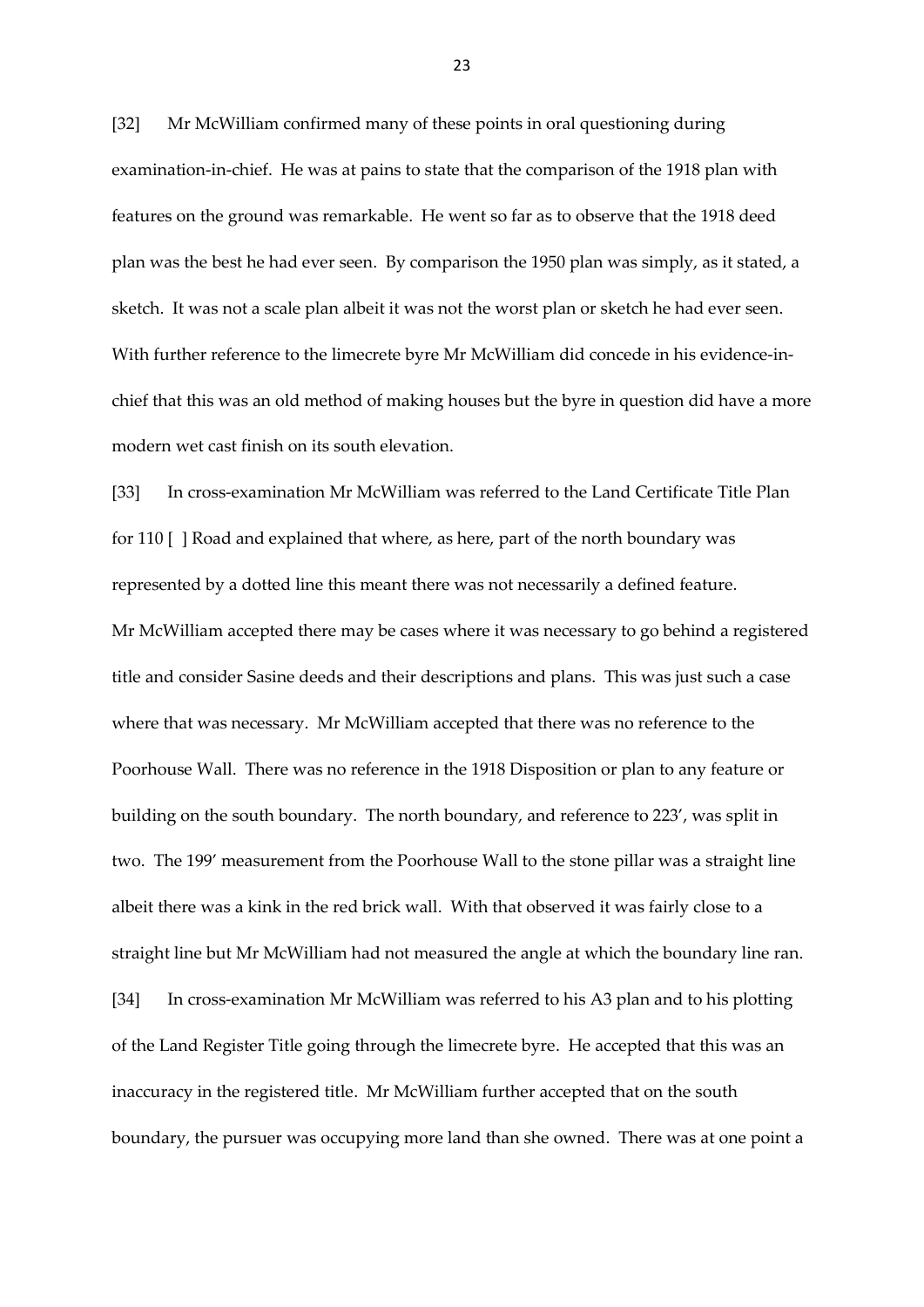[32] Mr McWilliam confirmed many of these points in oral questioning during examination-in-chief. He was at pains to state that the comparison of the 1918 plan with features on the ground was remarkable. He went so far as to observe that the 1918 deed plan was the best he had ever seen. By comparison the 1950 plan was simply, as it stated, a sketch. It was not a scale plan albeit it was not the worst plan or sketch he had ever seen. With further reference to the limecrete byre Mr McWilliam did concede in his evidence-in-chief that this was an old method of making houses but the byre in question did have a more modern wet cast finish on its south elevation.

[33] In cross-examination Mr McWilliam was referred to the Land Certificate Title Plan for 110 [ ] Road and explained that where, as here, part of the north boundary was represented by a dotted line this meant there was not necessarily a defined feature. Mr McWilliam accepted there may be cases where it was necessary to go behind a registered title and consider Sasine deeds and their descriptions and plans. This was just such a case where that was necessary. Mr McWilliam accepted that there was no reference to the Poorhouse Wall. There was no reference in the 1918 Disposition or plan to any feature or building on the south boundary. The north boundary, and reference to 223', was split in two. The 199' measurement from the Poorhouse Wall to the stone pillar was a straight line albeit there was a kink in the red brick wall. With that observed it was fairly close to a straight line but Mr McWilliam had not measured the angle at which the boundary line ran.

[34] In cross-examination Mr McWilliam was referred to his A3 plan and to his plotting of the Land Register Title going through the limecrete byre. He accepted that this was an inaccuracy in the registered title. Mr McWilliam further accepted that on the south boundary, the pursuer was occupying more land than she owned. There was at one point a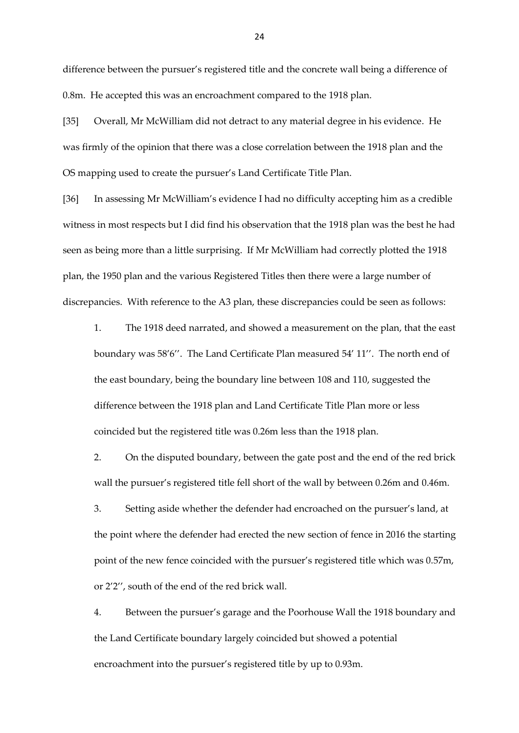difference between the pursuer's registered title and the concrete wall being a difference of 0.8m. He accepted this was an encroachment compared to the 1918 plan.

[35] Overall, Mr McWilliam did not detract to any material degree in his evidence. He was firmly of the opinion that there was a close correlation between the 1918 plan and the OS mapping used to create the pursuer's Land Certificate Title Plan.

[36] In assessing Mr McWilliam's evidence I had no difficulty accepting him as a credible witness in most respects but I did find his observation that the 1918 plan was the best he had seen as being more than a little surprising. If Mr McWilliam had correctly plotted the 1918 plan, the 1950 plan and the various Registered Titles then there were a large number of discrepancies. With reference to the A3 plan, these discrepancies could be seen as follows:

1. The 1918 deed narrated, and showed a measurement on the plan, that the east boundary was 58'6''. The Land Certificate Plan measured 54' 11''. The north end of the east boundary, being the boundary line between 108 and 110, suggested the difference between the 1918 plan and Land Certificate Title Plan more or less coincided but the registered title was 0.26m less than the 1918 plan.

2. On the disputed boundary, between the gate post and the end of the red brick wall the pursuer's registered title fell short of the wall by between 0.26m and 0.46m.

3. Setting aside whether the defender had encroached on the pursuer's land, at the point where the defender had erected the new section of fence in 2016 the starting point of the new fence coincided with the pursuer's registered title which was 0.57m, or 2'2'', south of the end of the red brick wall.

4. Between the pursuer's garage and the Poorhouse Wall the 1918 boundary and the Land Certificate boundary largely coincided but showed a potential encroachment into the pursuer's registered title by up to 0.93m.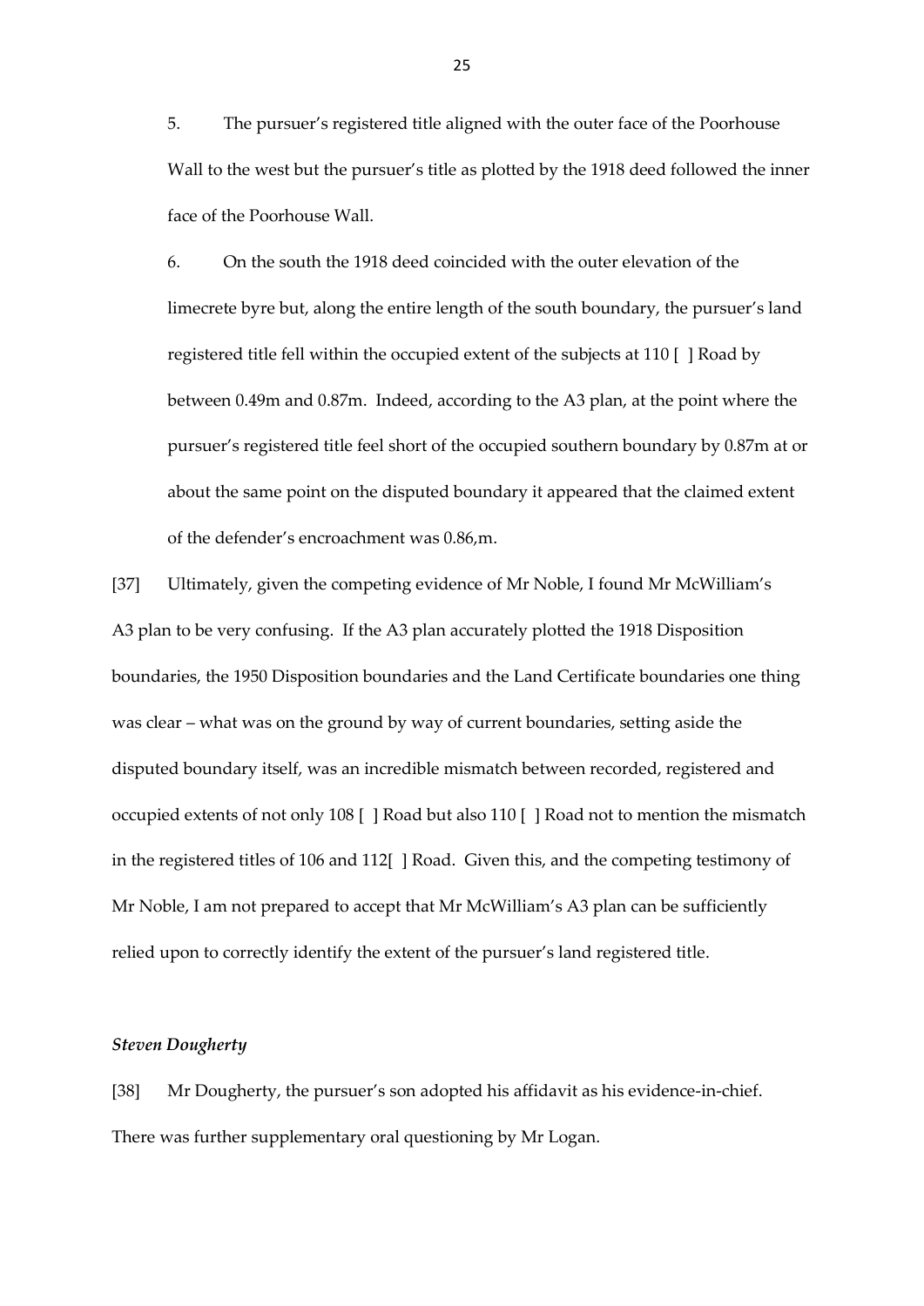5. The pursuer's registered title aligned with the outer face of the Poorhouse Wall to the west but the pursuer's title as plotted by the 1918 deed followed the inner face of the Poorhouse Wall.

6. On the south the 1918 deed coincided with the outer elevation of the limecrete byre but, along the entire length of the south boundary, the pursuer's land registered title fell within the occupied extent of the subjects at 110 [ ] Road by between 0.49m and 0.87m. Indeed, according to the A3 plan, at the point where the pursuer's registered title feel short of the occupied southern boundary by 0.87m at or about the same point on the disputed boundary it appeared that the claimed extent of the defender's encroachment was 0.86,m.

[37] Ultimately, given the competing evidence of Mr Noble, I found Mr McWilliam's A3 plan to be very confusing. If the A3 plan accurately plotted the 1918 Disposition boundaries, the 1950 Disposition boundaries and the Land Certificate boundaries one thing was clear – what was on the ground by way of current boundaries, setting aside the disputed boundary itself, was an incredible mismatch between recorded, registered and occupied extents of not only 108 [ ] Road but also 110 [ ] Road not to mention the mismatch in the registered titles of 106 and 112[ ] Road. Given this, and the competing testimony of Mr Noble, I am not prepared to accept that Mr McWilliam's A3 plan can be sufficiently relied upon to correctly identify the extent of the pursuer's land registered title.

### *Steven Dougherty*

[38] Mr Dougherty, the pursuer's son adopted his affidavit as his evidence-in-chief. There was further supplementary oral questioning by Mr Logan.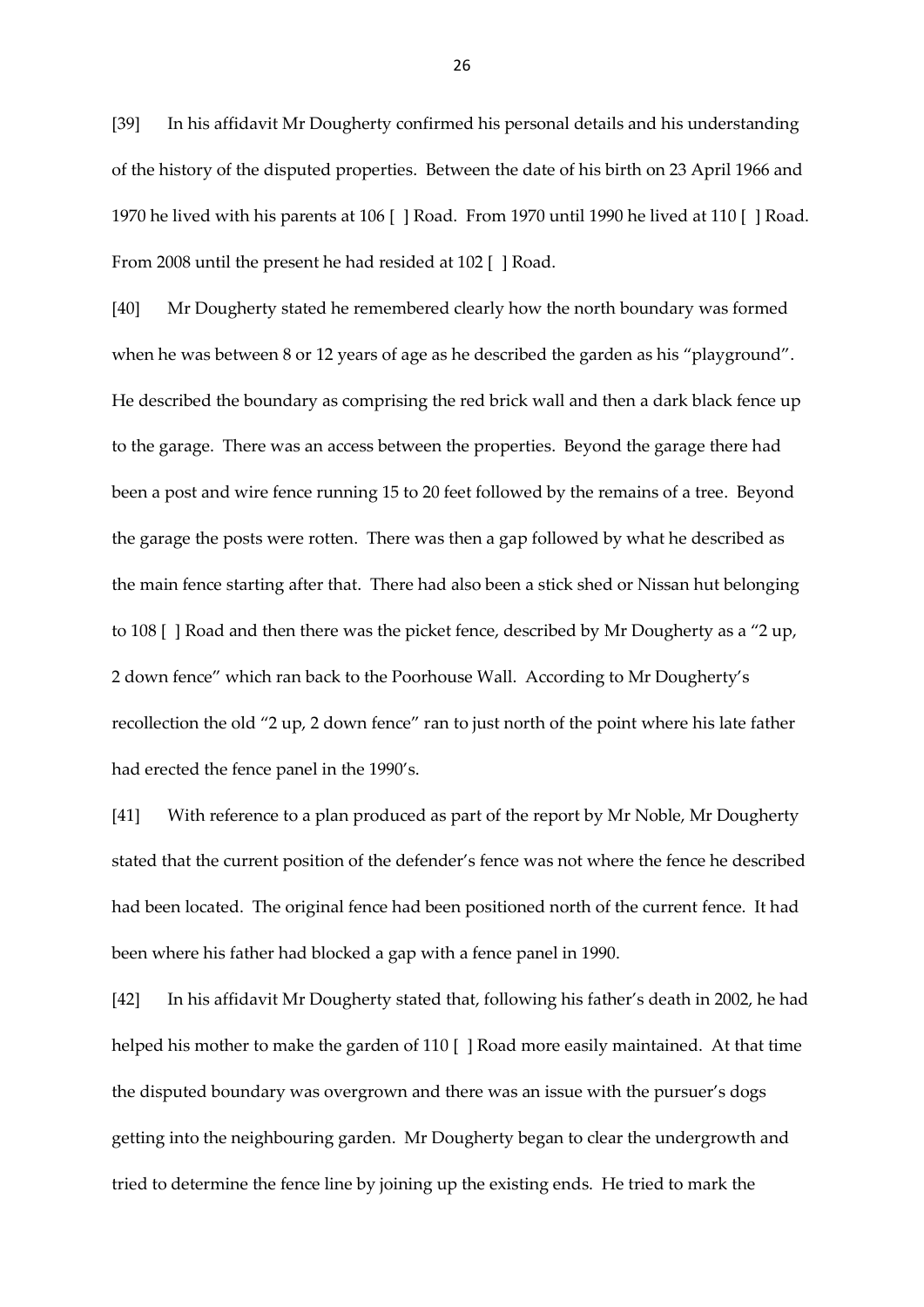[39] In his affidavit Mr Dougherty confirmed his personal details and his understanding of the history of the disputed properties. Between the date of his birth on 23 April 1966 and 1970 he lived with his parents at 106 [ ] Road. From 1970 until 1990 he lived at 110 [ ] Road. From 2008 until the present he had resided at 102 [ ] Road.

[40] Mr Dougherty stated he remembered clearly how the north boundary was formed when he was between 8 or 12 years of age as he described the garden as his "playground". He described the boundary as comprising the red brick wall and then a dark black fence up to the garage. There was an access between the properties. Beyond the garage there had been a post and wire fence running 15 to 20 feet followed by the remains of a tree. Beyond the garage the posts were rotten. There was then a gap followed by what he described as the main fence starting after that. There had also been a stick shed or Nissan hut belonging to 108 [ ] Road and then there was the picket fence, described by Mr Dougherty as a "2 up, 2 down fence" which ran back to the Poorhouse Wall. According to Mr Dougherty's recollection the old "2 up, 2 down fence" ran to just north of the point where his late father had erected the fence panel in the 1990's.

[41] With reference to a plan produced as part of the report by Mr Noble, Mr Dougherty stated that the current position of the defender's fence was not where the fence he described had been located. The original fence had been positioned north of the current fence. It had been where his father had blocked a gap with a fence panel in 1990.

[42] In his affidavit Mr Dougherty stated that, following his father's death in 2002, he had helped his mother to make the garden of 110 [ ] Road more easily maintained. At that time the disputed boundary was overgrown and there was an issue with the pursuer's dogs getting into the neighbouring garden. Mr Dougherty began to clear the undergrowth and tried to determine the fence line by joining up the existing ends. He tried to mark the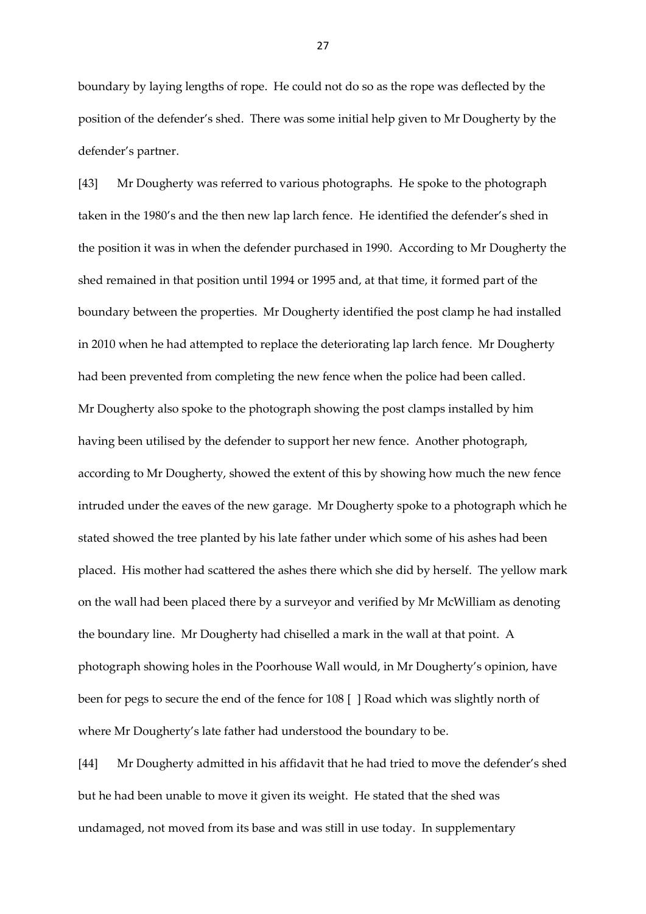boundary by laying lengths of rope. He could not do so as the rope was deflected by the position of the defender's shed. There was some initial help given to Mr Dougherty by the defender's partner.

[43] Mr Dougherty was referred to various photographs. He spoke to the photograph taken in the 1980's and the then new lap larch fence. He identified the defender's shed in the position it was in when the defender purchased in 1990. According to Mr Dougherty the shed remained in that position until 1994 or 1995 and, at that time, it formed part of the boundary between the properties. Mr Dougherty identified the post clamp he had installed in 2010 when he had attempted to replace the deteriorating lap larch fence. Mr Dougherty had been prevented from completing the new fence when the police had been called. Mr Dougherty also spoke to the photograph showing the post clamps installed by him having been utilised by the defender to support her new fence. Another photograph, according to Mr Dougherty, showed the extent of this by showing how much the new fence intruded under the eaves of the new garage. Mr Dougherty spoke to a photograph which he stated showed the tree planted by his late father under which some of his ashes had been placed. His mother had scattered the ashes there which she did by herself. The yellow mark on the wall had been placed there by a surveyor and verified by Mr McWilliam as denoting the boundary line. Mr Dougherty had chiselled a mark in the wall at that point. A photograph showing holes in the Poorhouse Wall would, in Mr Dougherty's opinion, have been for pegs to secure the end of the fence for 108 [ ] Road which was slightly north of where Mr Dougherty's late father had understood the boundary to be.

[44] Mr Dougherty admitted in his affidavit that he had tried to move the defender's shed but he had been unable to move it given its weight. He stated that the shed was undamaged, not moved from its base and was still in use today. In supplementary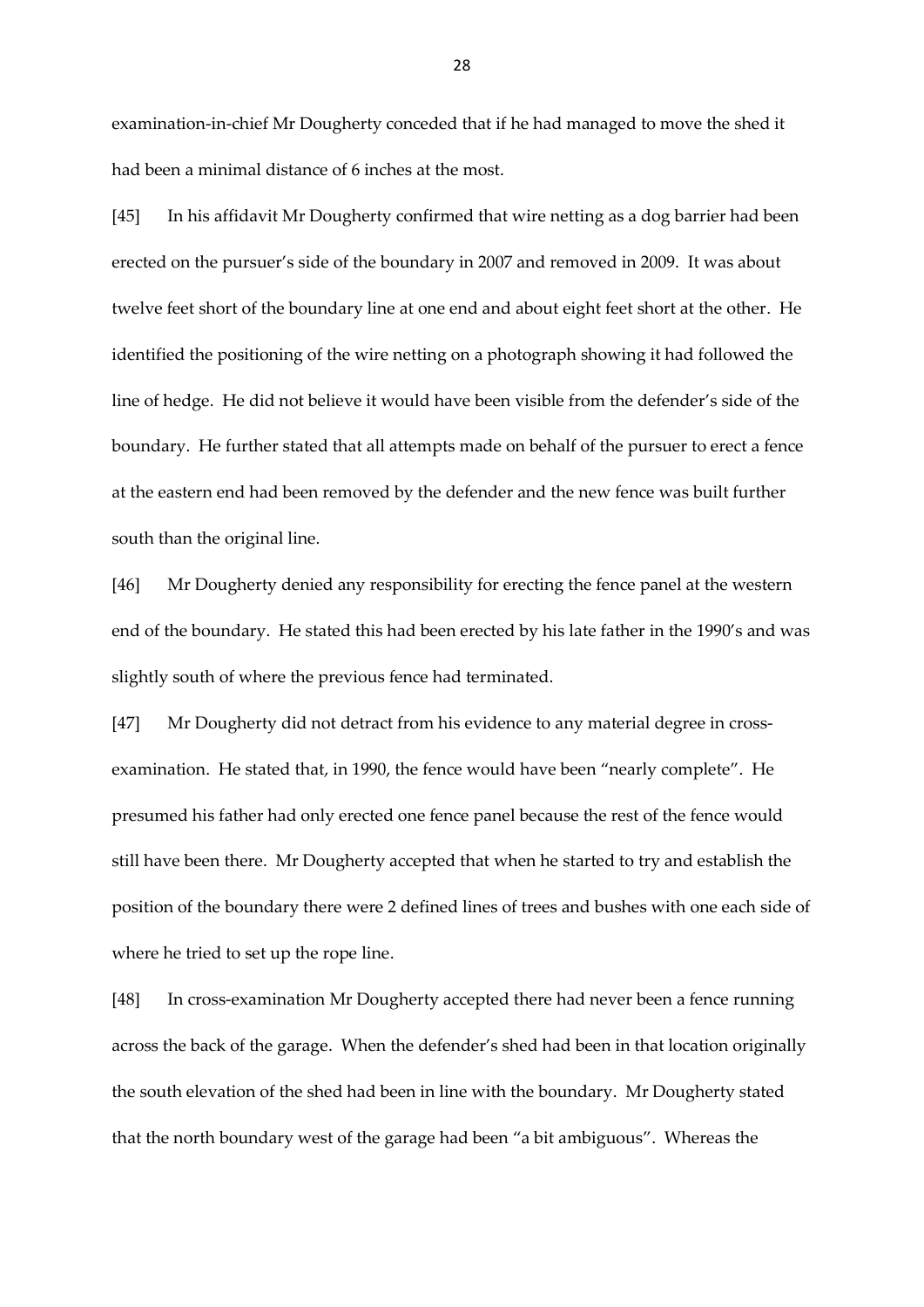examination-in-chief Mr Dougherty conceded that if he had managed to move the shed it had been a minimal distance of 6 inches at the most.

[45] In his affidavit Mr Dougherty confirmed that wire netting as a dog barrier had been erected on the pursuer's side of the boundary in 2007 and removed in 2009. It was about twelve feet short of the boundary line at one end and about eight feet short at the other. He identified the positioning of the wire netting on a photograph showing it had followed the line of hedge. He did not believe it would have been visible from the defender's side of the boundary. He further stated that all attempts made on behalf of the pursuer to erect a fence at the eastern end had been removed by the defender and the new fence was built further south than the original line.

[46] Mr Dougherty denied any responsibility for erecting the fence panel at the western end of the boundary. He stated this had been erected by his late father in the 1990's and was slightly south of where the previous fence had terminated.

[47] Mr Dougherty did not detract from his evidence to any material degree in cross-examination. He stated that, in 1990, the fence would have been "nearly complete". He presumed his father had only erected one fence panel because the rest of the fence would still have been there. Mr Dougherty accepted that when he started to try and establish the position of the boundary there were 2 defined lines of trees and bushes with one each side of where he tried to set up the rope line.

[48] In cross-examination Mr Dougherty accepted there had never been a fence running across the back of the garage. When the defender's shed had been in that location originally the south elevation of the shed had been in line with the boundary. Mr Dougherty stated that the north boundary west of the garage had been "a bit ambiguous". Whereas the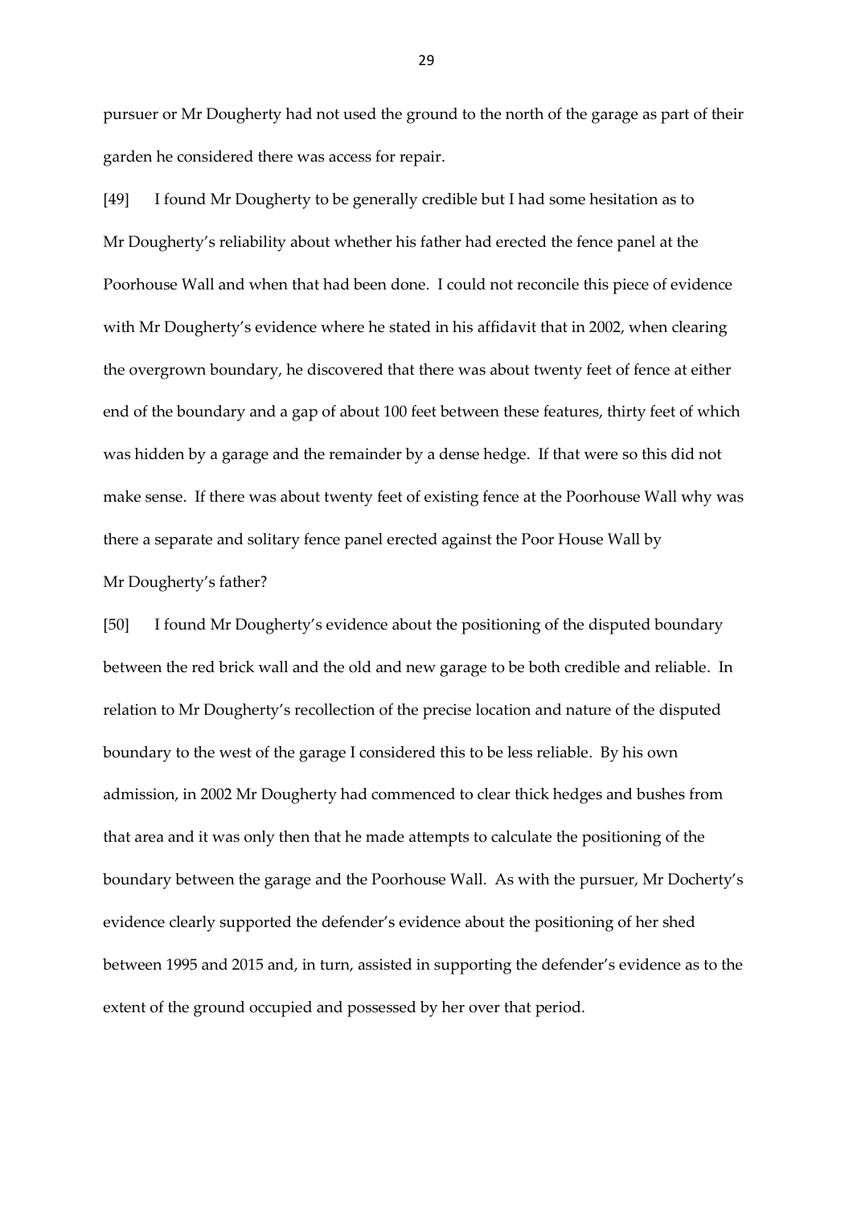pursuer or Mr Dougherty had not used the ground to the north of the garage as part of their garden he considered there was access for repair.

[49] I found Mr Dougherty to be generally credible but I had some hesitation as to Mr Dougherty's reliability about whether his father had erected the fence panel at the Poorhouse Wall and when that had been done. I could not reconcile this piece of evidence with Mr Dougherty's evidence where he stated in his affidavit that in 2002, when clearing the overgrown boundary, he discovered that there was about twenty feet of fence at either end of the boundary and a gap of about 100 feet between these features, thirty feet of which was hidden by a garage and the remainder by a dense hedge. If that were so this did not make sense. If there was about twenty feet of existing fence at the Poorhouse Wall why was there a separate and solitary fence panel erected against the Poor House Wall by Mr Dougherty's father?

[50] I found Mr Dougherty's evidence about the positioning of the disputed boundary between the red brick wall and the old and new garage to be both credible and reliable. In relation to Mr Dougherty's recollection of the precise location and nature of the disputed boundary to the west of the garage I considered this to be less reliable. By his own admission, in 2002 Mr Dougherty had commenced to clear thick hedges and bushes from that area and it was only then that he made attempts to calculate the positioning of the boundary between the garage and the Poorhouse Wall. As with the pursuer, Mr Docherty's evidence clearly supported the defender's evidence about the positioning of her shed between 1995 and 2015 and, in turn, assisted in supporting the defender's evidence as to the extent of the ground occupied and possessed by her over that period.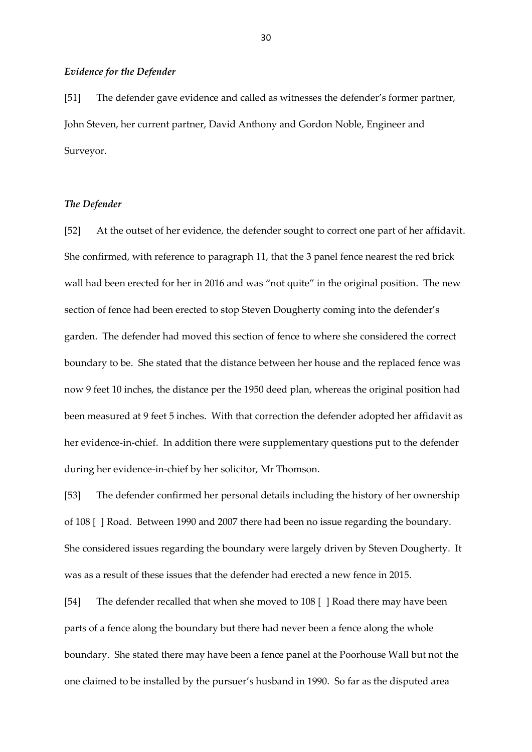### *Evidence for the Defender*

[51] The defender gave evidence and called as witnesses the defender's former partner, John Steven, her current partner, David Anthony and Gordon Noble, Engineer and Surveyor.

### *The Defender*

[52] At the outset of her evidence, the defender sought to correct one part of her affidavit. She confirmed, with reference to paragraph 11, that the 3 panel fence nearest the red brick wall had been erected for her in 2016 and was "not quite" in the original position. The new section of fence had been erected to stop Steven Dougherty coming into the defender's garden. The defender had moved this section of fence to where she considered the correct boundary to be. She stated that the distance between her house and the replaced fence was now 9 feet 10 inches, the distance per the 1950 deed plan, whereas the original position had been measured at 9 feet 5 inches. With that correction the defender adopted her affidavit as her evidence-in-chief. In addition there were supplementary questions put to the defender during her evidence-in-chief by her solicitor, Mr Thomson.

[53] The defender confirmed her personal details including the history of her ownership of 108 [ ] Road. Between 1990 and 2007 there had been no issue regarding the boundary. She considered issues regarding the boundary were largely driven by Steven Dougherty. It was as a result of these issues that the defender had erected a new fence in 2015.

[54] The defender recalled that when she moved to 108 [ ] Road there may have been parts of a fence along the boundary but there had never been a fence along the whole boundary. She stated there may have been a fence panel at the Poorhouse Wall but not the one claimed to be installed by the pursuer's husband in 1990. So far as the disputed area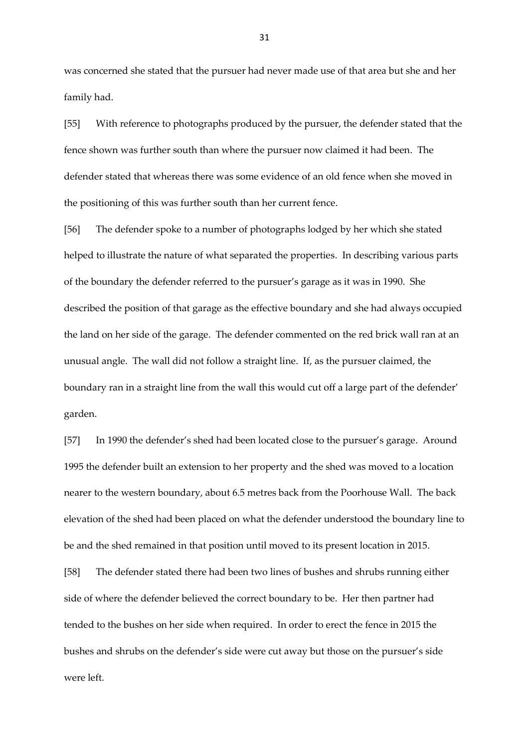was concerned she stated that the pursuer had never made use of that area but she and her family had.

[55] With reference to photographs produced by the pursuer, the defender stated that the fence shown was further south than where the pursuer now claimed it had been. The defender stated that whereas there was some evidence of an old fence when she moved in the positioning of this was further south than her current fence.

[56] The defender spoke to a number of photographs lodged by her which she stated helped to illustrate the nature of what separated the properties. In describing various parts of the boundary the defender referred to the pursuer's garage as it was in 1990. She described the position of that garage as the effective boundary and she had always occupied the land on her side of the garage. The defender commented on the red brick wall ran at an unusual angle. The wall did not follow a straight line. If, as the pursuer claimed, the boundary ran in a straight line from the wall this would cut off a large part of the defender' garden.

[57] In 1990 the defender's shed had been located close to the pursuer's garage. Around 1995 the defender built an extension to her property and the shed was moved to a location nearer to the western boundary, about 6.5 metres back from the Poorhouse Wall. The back elevation of the shed had been placed on what the defender understood the boundary line to be and the shed remained in that position until moved to its present location in 2015.

[58] The defender stated there had been two lines of bushes and shrubs running either side of where the defender believed the correct boundary to be. Her then partner had tended to the bushes on her side when required. In order to erect the fence in 2015 the bushes and shrubs on the defender's side were cut away but those on the pursuer's side were left.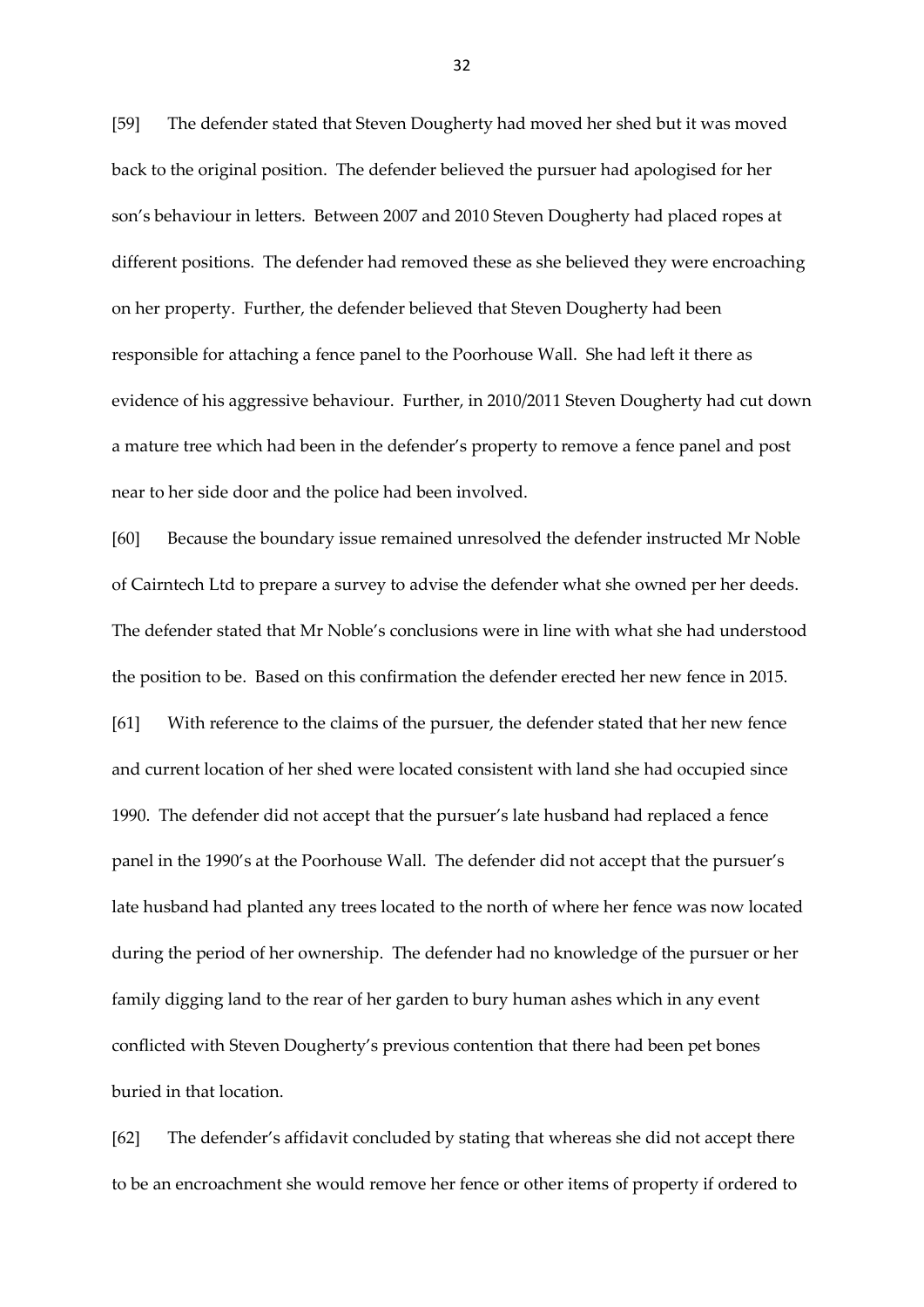[59] The defender stated that Steven Dougherty had moved her shed but it was moved back to the original position. The defender believed the pursuer had apologised for her son's behaviour in letters. Between 2007 and 2010 Steven Dougherty had placed ropes at different positions. The defender had removed these as she believed they were encroaching on her property. Further, the defender believed that Steven Dougherty had been responsible for attaching a fence panel to the Poorhouse Wall. She had left it there as evidence of his aggressive behaviour. Further, in 2010/2011 Steven Dougherty had cut down a mature tree which had been in the defender's property to remove a fence panel and post near to her side door and the police had been involved.

[60] Because the boundary issue remained unresolved the defender instructed Mr Noble of Cairntech Ltd to prepare a survey to advise the defender what she owned per her deeds. The defender stated that Mr Noble's conclusions were in line with what she had understood the position to be. Based on this confirmation the defender erected her new fence in 2015.

[61] With reference to the claims of the pursuer, the defender stated that her new fence and current location of her shed were located consistent with land she had occupied since 1990. The defender did not accept that the pursuer's late husband had replaced a fence panel in the 1990's at the Poorhouse Wall. The defender did not accept that the pursuer's late husband had planted any trees located to the north of where her fence was now located during the period of her ownership. The defender had no knowledge of the pursuer or her family digging land to the rear of her garden to bury human ashes which in any event conflicted with Steven Dougherty's previous contention that there had been pet bones buried in that location.

[62] The defender's affidavit concluded by stating that whereas she did not accept there to be an encroachment she would remove her fence or other items of property if ordered to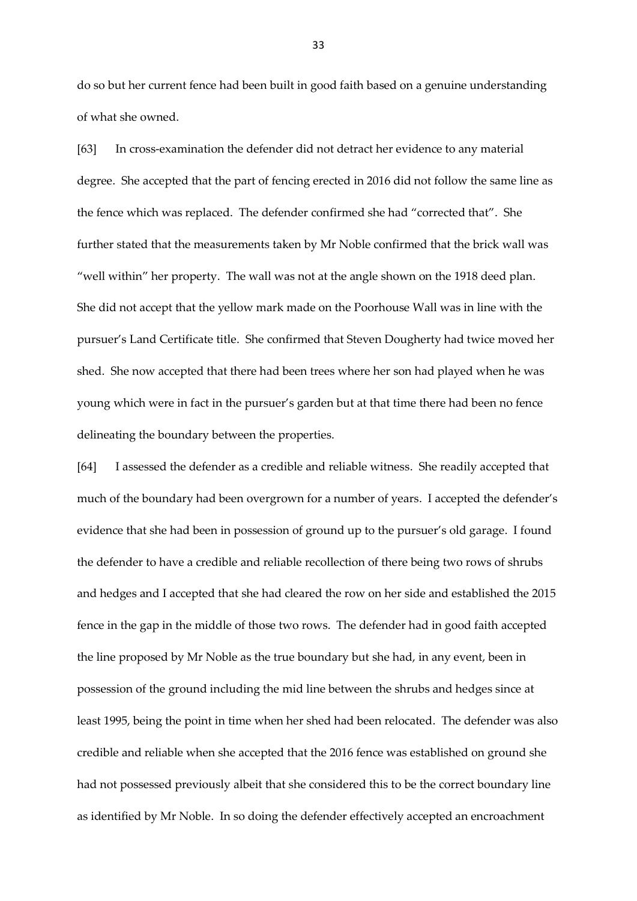do so but her current fence had been built in good faith based on a genuine understanding of what she owned.

[63] In cross-examination the defender did not detract her evidence to any material degree. She accepted that the part of fencing erected in 2016 did not follow the same line as the fence which was replaced. The defender confirmed she had "corrected that". She further stated that the measurements taken by Mr Noble confirmed that the brick wall was "well within" her property. The wall was not at the angle shown on the 1918 deed plan. She did not accept that the yellow mark made on the Poorhouse Wall was in line with the pursuer's Land Certificate title. She confirmed that Steven Dougherty had twice moved her shed. She now accepted that there had been trees where her son had played when he was young which were in fact in the pursuer's garden but at that time there had been no fence delineating the boundary between the properties.

[64] I assessed the defender as a credible and reliable witness. She readily accepted that much of the boundary had been overgrown for a number of years. I accepted the defender's evidence that she had been in possession of ground up to the pursuer's old garage. I found the defender to have a credible and reliable recollection of there being two rows of shrubs and hedges and I accepted that she had cleared the row on her side and established the 2015 fence in the gap in the middle of those two rows. The defender had in good faith accepted the line proposed by Mr Noble as the true boundary but she had, in any event, been in possession of the ground including the mid line between the shrubs and hedges since at least 1995, being the point in time when her shed had been relocated. The defender was also credible and reliable when she accepted that the 2016 fence was established on ground she had not possessed previously albeit that she considered this to be the correct boundary line as identified by Mr Noble. In so doing the defender effectively accepted an encroachment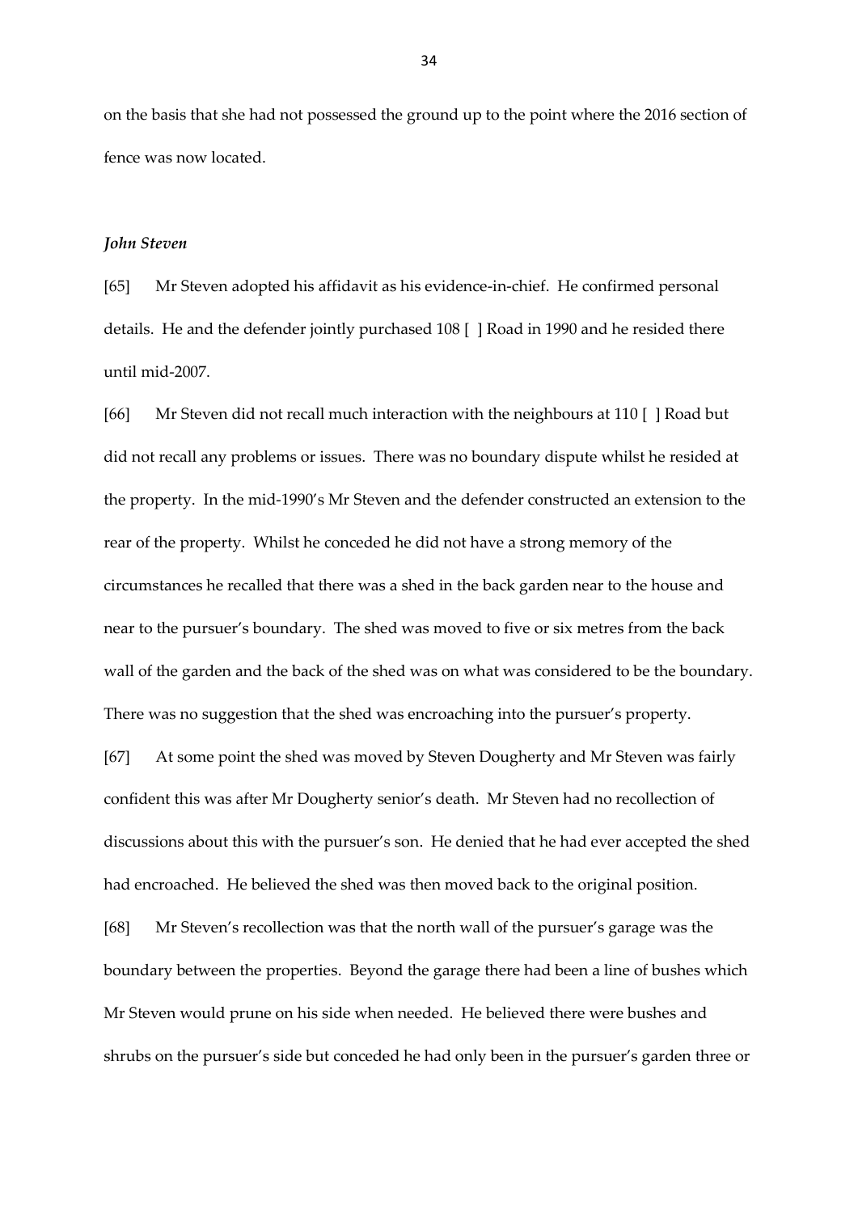on the basis that she had not possessed the ground up to the point where the 2016 section of fence was now located.

***John Steven***

[65] Mr Steven adopted his affidavit as his evidence-in-chief. He confirmed personal details. He and the defender jointly purchased 108 [ ] Road in 1990 and he resided there until mid-2007.

[66] Mr Steven did not recall much interaction with the neighbours at 110 [ ] Road but did not recall any problems or issues. There was no boundary dispute whilst he resided at the property. In the mid-1990's Mr Steven and the defender constructed an extension to the rear of the property. Whilst he conceded he did not have a strong memory of the circumstances he recalled that there was a shed in the back garden near to the house and near to the pursuer's boundary. The shed was moved to five or six metres from the back wall of the garden and the back of the shed was on what was considered to be the boundary. There was no suggestion that the shed was encroaching into the pursuer's property.

[67] At some point the shed was moved by Steven Dougherty and Mr Steven was fairly confident this was after Mr Dougherty senior's death. Mr Steven had no recollection of discussions about this with the pursuer's son. He denied that he had ever accepted the shed had encroached. He believed the shed was then moved back to the original position.

[68] Mr Steven's recollection was that the north wall of the pursuer's garage was the boundary between the properties. Beyond the garage there had been a line of bushes which Mr Steven would prune on his side when needed. He believed there were bushes and shrubs on the pursuer's side but conceded he had only been in the pursuer's garden three or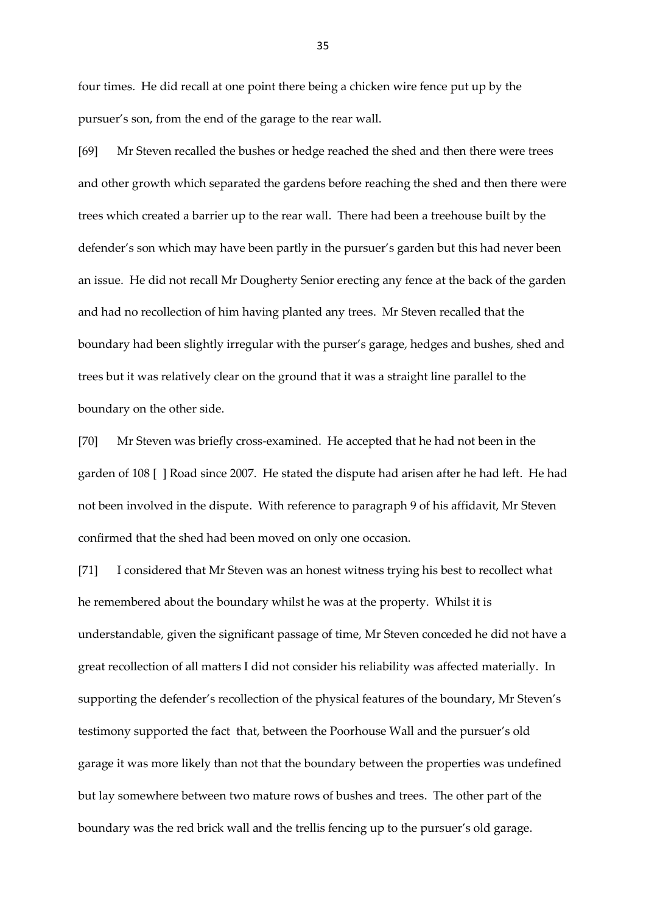four times. He did recall at one point there being a chicken wire fence put up by the pursuer's son, from the end of the garage to the rear wall.

[69] Mr Steven recalled the bushes or hedge reached the shed and then there were trees and other growth which separated the gardens before reaching the shed and then there were trees which created a barrier up to the rear wall. There had been a treehouse built by the defender's son which may have been partly in the pursuer's garden but this had never been an issue. He did not recall Mr Dougherty Senior erecting any fence at the back of the garden and had no recollection of him having planted any trees. Mr Steven recalled that the boundary had been slightly irregular with the purser's garage, hedges and bushes, shed and trees but it was relatively clear on the ground that it was a straight line parallel to the boundary on the other side.

[70] Mr Steven was briefly cross-examined. He accepted that he had not been in the garden of 108 [ ] Road since 2007. He stated the dispute had arisen after he had left. He had not been involved in the dispute. With reference to paragraph 9 of his affidavit, Mr Steven confirmed that the shed had been moved on only one occasion.

[71] I considered that Mr Steven was an honest witness trying his best to recollect what he remembered about the boundary whilst he was at the property. Whilst it is understandable, given the significant passage of time, Mr Steven conceded he did not have a great recollection of all matters I did not consider his reliability was affected materially. In supporting the defender's recollection of the physical features of the boundary, Mr Steven's testimony supported the fact that, between the Poorhouse Wall and the pursuer's old garage it was more likely than not that the boundary between the properties was undefined but lay somewhere between two mature rows of bushes and trees. The other part of the boundary was the red brick wall and the trellis fencing up to the pursuer's old garage.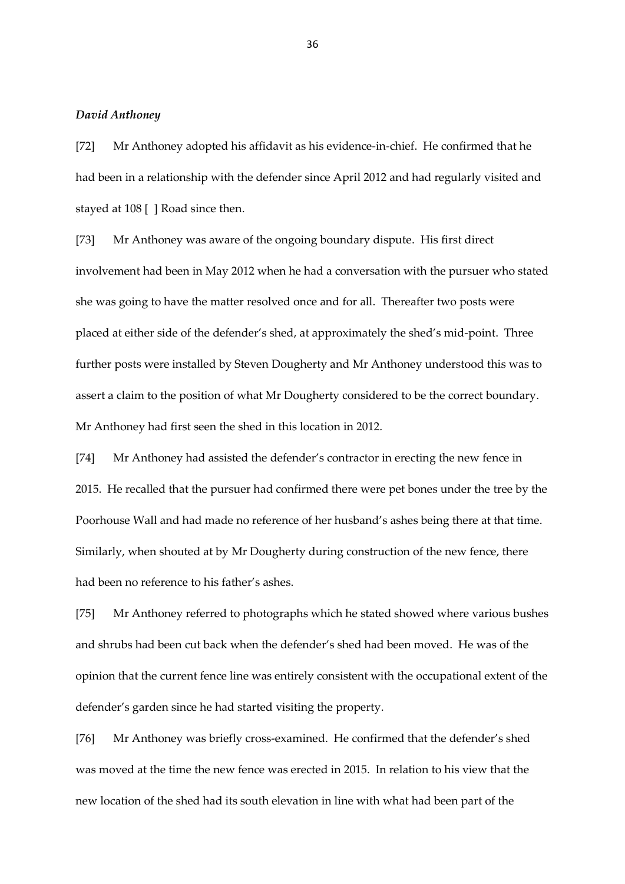***David Anthoney***

[72] Mr Anthoney adopted his affidavit as his evidence-in-chief. He confirmed that he had been in a relationship with the defender since April 2012 and had regularly visited and stayed at 108 [ ] Road since then.

[73] Mr Anthoney was aware of the ongoing boundary dispute. His first direct involvement had been in May 2012 when he had a conversation with the pursuer who stated she was going to have the matter resolved once and for all. Thereafter two posts were placed at either side of the defender's shed, at approximately the shed's mid-point. Three further posts were installed by Steven Dougherty and Mr Anthoney understood this was to assert a claim to the position of what Mr Dougherty considered to be the correct boundary. Mr Anthoney had first seen the shed in this location in 2012.

[74] Mr Anthoney had assisted the defender's contractor in erecting the new fence in 2015. He recalled that the pursuer had confirmed there were pet bones under the tree by the Poorhouse Wall and had made no reference of her husband's ashes being there at that time. Similarly, when shouted at by Mr Dougherty during construction of the new fence, there had been no reference to his father's ashes.

[75] Mr Anthoney referred to photographs which he stated showed where various bushes and shrubs had been cut back when the defender's shed had been moved. He was of the opinion that the current fence line was entirely consistent with the occupational extent of the defender's garden since he had started visiting the property.

[76] Mr Anthoney was briefly cross-examined. He confirmed that the defender's shed was moved at the time the new fence was erected in 2015. In relation to his view that the new location of the shed had its south elevation in line with what had been part of the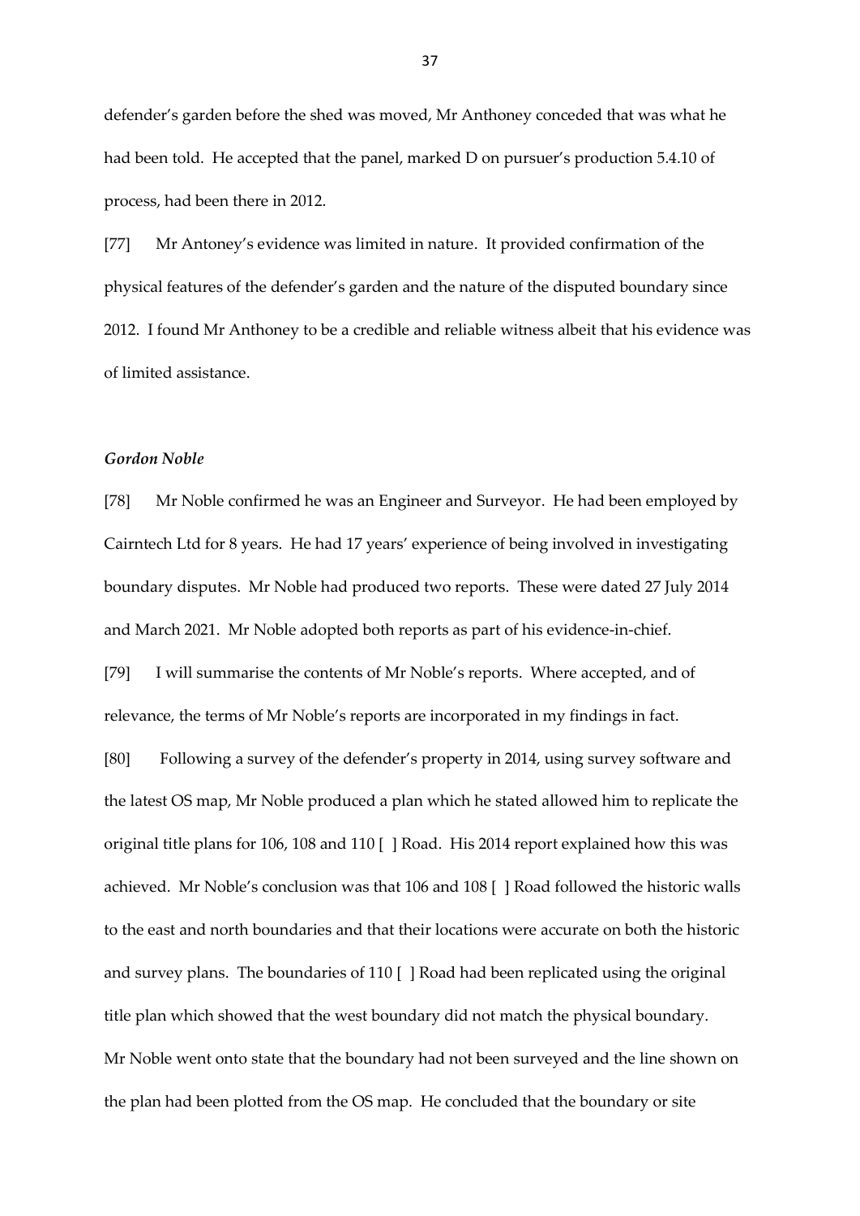defender's garden before the shed was moved, Mr Anthoney conceded that was what he had been told. He accepted that the panel, marked D on pursuer's production 5.4.10 of process, had been there in 2012.

[77] Mr Antoney's evidence was limited in nature. It provided confirmation of the physical features of the defender's garden and the nature of the disputed boundary since 2012. I found Mr Anthoney to be a credible and reliable witness albeit that his evidence was of limited assistance.

### *Gordon Noble*

[78] Mr Noble confirmed he was an Engineer and Surveyor. He had been employed by Cairntech Ltd for 8 years. He had 17 years' experience of being involved in investigating boundary disputes. Mr Noble had produced two reports. These were dated 27 July 2014 and March 2021. Mr Noble adopted both reports as part of his evidence-in-chief.

[79] I will summarise the contents of Mr Noble's reports. Where accepted, and of relevance, the terms of Mr Noble's reports are incorporated in my findings in fact.

[80] Following a survey of the defender's property in 2014, using survey software and the latest OS map, Mr Noble produced a plan which he stated allowed him to replicate the original title plans for 106, 108 and 110 [ ] Road. His 2014 report explained how this was achieved. Mr Noble's conclusion was that 106 and 108 [ ] Road followed the historic walls to the east and north boundaries and that their locations were accurate on both the historic and survey plans. The boundaries of 110 [ ] Road had been replicated using the original title plan which showed that the west boundary did not match the physical boundary. Mr Noble went onto state that the boundary had not been surveyed and the line shown on the plan had been plotted from the OS map. He concluded that the boundary or site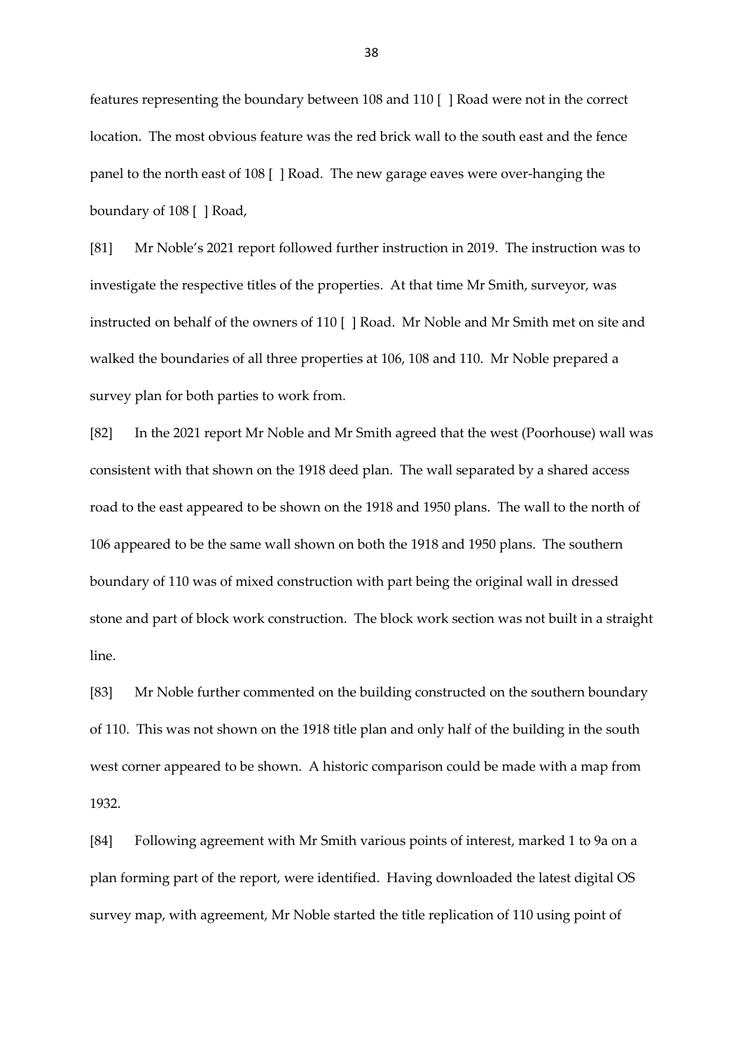features representing the boundary between 108 and 110 [ ] Road were not in the correct location. The most obvious feature was the red brick wall to the south east and the fence panel to the north east of 108 [ ] Road. The new garage eaves were over-hanging the boundary of 108 [ ] Road,

[81] Mr Noble's 2021 report followed further instruction in 2019. The instruction was to investigate the respective titles of the properties. At that time Mr Smith, surveyor, was instructed on behalf of the owners of 110 [ ] Road. Mr Noble and Mr Smith met on site and walked the boundaries of all three properties at 106, 108 and 110. Mr Noble prepared a survey plan for both parties to work from.

[82] In the 2021 report Mr Noble and Mr Smith agreed that the west (Poorhouse) wall was consistent with that shown on the 1918 deed plan. The wall separated by a shared access road to the east appeared to be shown on the 1918 and 1950 plans. The wall to the north of 106 appeared to be the same wall shown on both the 1918 and 1950 plans. The southern boundary of 110 was of mixed construction with part being the original wall in dressed stone and part of block work construction. The block work section was not built in a straight line.

[83] Mr Noble further commented on the building constructed on the southern boundary of 110. This was not shown on the 1918 title plan and only half of the building in the south west corner appeared to be shown. A historic comparison could be made with a map from 1932.

[84] Following agreement with Mr Smith various points of interest, marked 1 to 9a on a plan forming part of the report, were identified. Having downloaded the latest digital OS survey map, with agreement, Mr Noble started the title replication of 110 using point of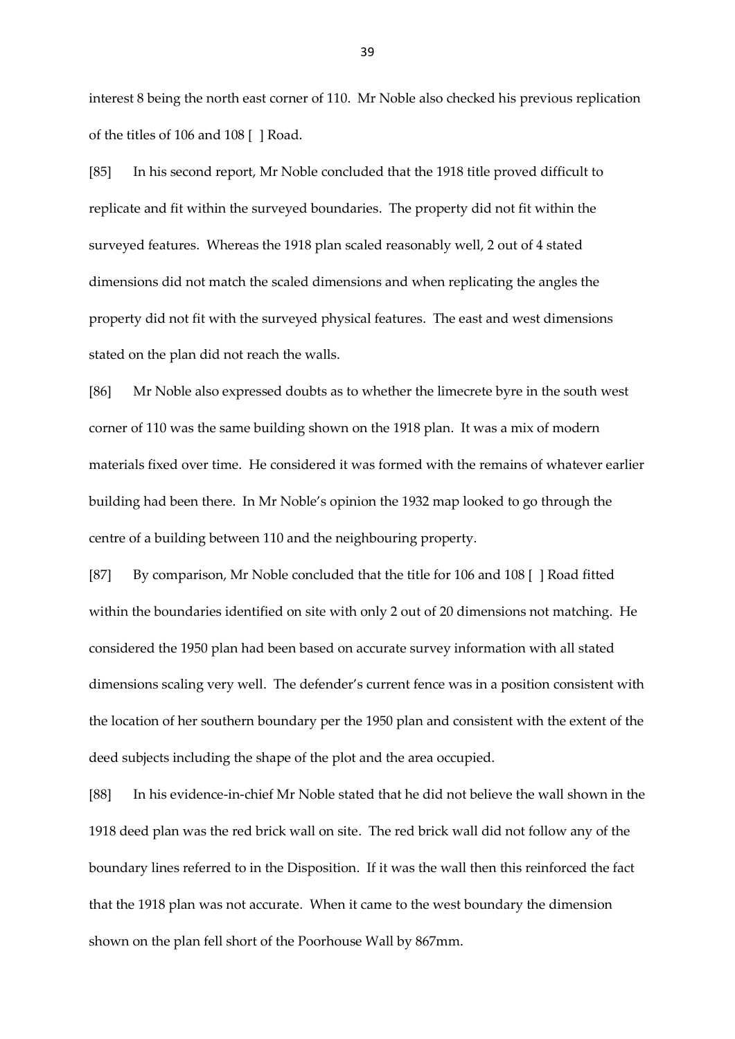interest 8 being the north east corner of 110. Mr Noble also checked his previous replication of the titles of 106 and 108 [ ] Road.

[85] In his second report, Mr Noble concluded that the 1918 title proved difficult to replicate and fit within the surveyed boundaries. The property did not fit within the surveyed features. Whereas the 1918 plan scaled reasonably well, 2 out of 4 stated dimensions did not match the scaled dimensions and when replicating the angles the property did not fit with the surveyed physical features. The east and west dimensions stated on the plan did not reach the walls.

[86] Mr Noble also expressed doubts as to whether the limecrete byre in the south west corner of 110 was the same building shown on the 1918 plan. It was a mix of modern materials fixed over time. He considered it was formed with the remains of whatever earlier building had been there. In Mr Noble's opinion the 1932 map looked to go through the centre of a building between 110 and the neighbouring property.

[87] By comparison, Mr Noble concluded that the title for 106 and 108 [ ] Road fitted within the boundaries identified on site with only 2 out of 20 dimensions not matching. He considered the 1950 plan had been based on accurate survey information with all stated dimensions scaling very well. The defender's current fence was in a position consistent with the location of her southern boundary per the 1950 plan and consistent with the extent of the deed subjects including the shape of the plot and the area occupied.

[88] In his evidence-in-chief Mr Noble stated that he did not believe the wall shown in the 1918 deed plan was the red brick wall on site. The red brick wall did not follow any of the boundary lines referred to in the Disposition. If it was the wall then this reinforced the fact that the 1918 plan was not accurate. When it came to the west boundary the dimension shown on the plan fell short of the Poorhouse Wall by 867mm.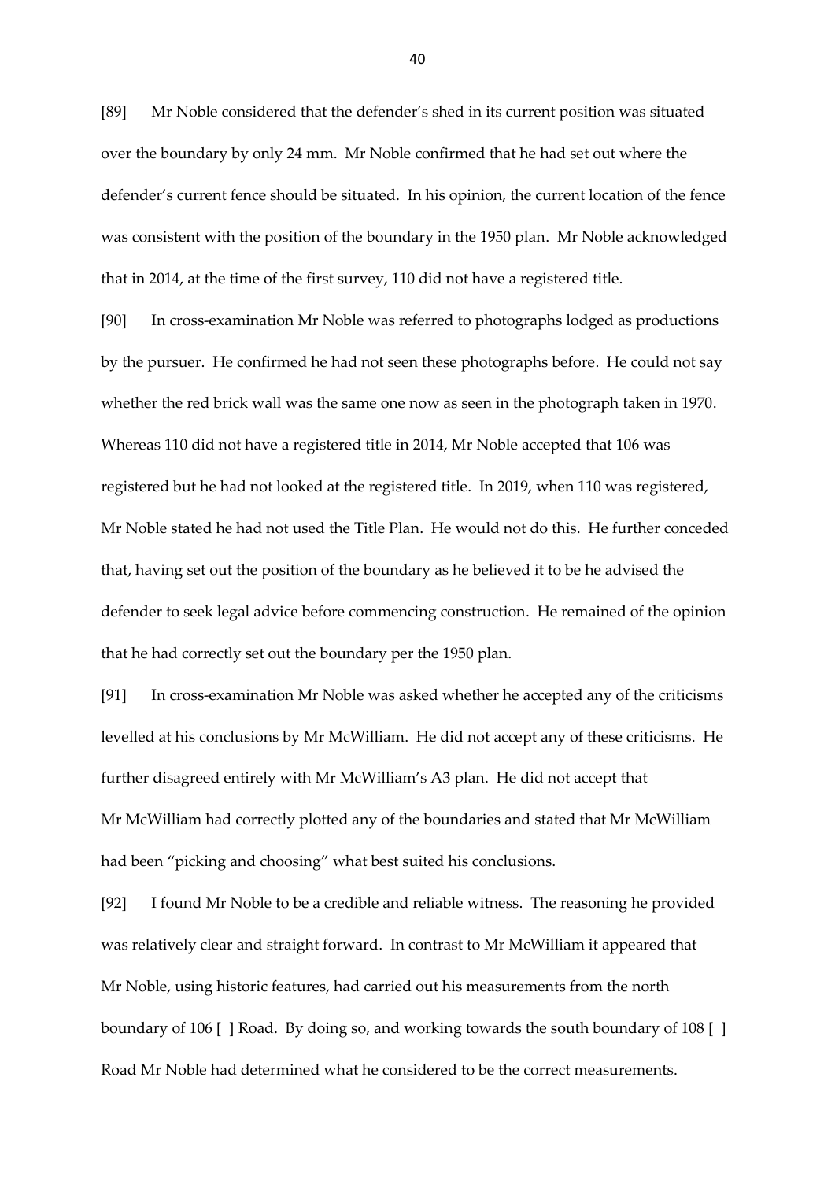[89] Mr Noble considered that the defender's shed in its current position was situated over the boundary by only 24 mm. Mr Noble confirmed that he had set out where the defender's current fence should be situated. In his opinion, the current location of the fence was consistent with the position of the boundary in the 1950 plan. Mr Noble acknowledged that in 2014, at the time of the first survey, 110 did not have a registered title.

[90] In cross-examination Mr Noble was referred to photographs lodged as productions by the pursuer. He confirmed he had not seen these photographs before. He could not say whether the red brick wall was the same one now as seen in the photograph taken in 1970. Whereas 110 did not have a registered title in 2014, Mr Noble accepted that 106 was registered but he had not looked at the registered title. In 2019, when 110 was registered, Mr Noble stated he had not used the Title Plan. He would not do this. He further conceded that, having set out the position of the boundary as he believed it to be he advised the defender to seek legal advice before commencing construction. He remained of the opinion that he had correctly set out the boundary per the 1950 plan.

[91] In cross-examination Mr Noble was asked whether he accepted any of the criticisms levelled at his conclusions by Mr McWilliam. He did not accept any of these criticisms. He further disagreed entirely with Mr McWilliam's A3 plan. He did not accept that Mr McWilliam had correctly plotted any of the boundaries and stated that Mr McWilliam had been "picking and choosing" what best suited his conclusions.

[92] I found Mr Noble to be a credible and reliable witness. The reasoning he provided was relatively clear and straight forward. In contrast to Mr McWilliam it appeared that Mr Noble, using historic features, had carried out his measurements from the north boundary of 106 [ ] Road. By doing so, and working towards the south boundary of 108 [ ] Road Mr Noble had determined what he considered to be the correct measurements.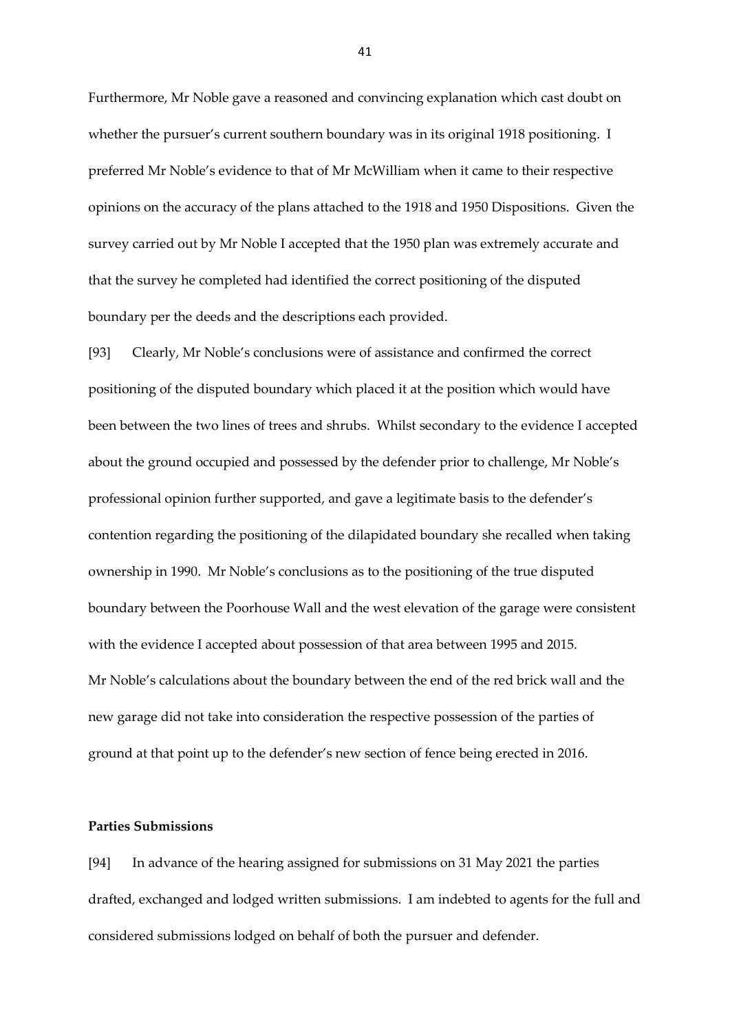Furthermore, Mr Noble gave a reasoned and convincing explanation which cast doubt on whether the pursuer's current southern boundary was in its original 1918 positioning. I preferred Mr Noble's evidence to that of Mr McWilliam when it came to their respective opinions on the accuracy of the plans attached to the 1918 and 1950 Dispositions. Given the survey carried out by Mr Noble I accepted that the 1950 plan was extremely accurate and that the survey he completed had identified the correct positioning of the disputed boundary per the deeds and the descriptions each provided.

[93] Clearly, Mr Noble's conclusions were of assistance and confirmed the correct positioning of the disputed boundary which placed it at the position which would have been between the two lines of trees and shrubs. Whilst secondary to the evidence I accepted about the ground occupied and possessed by the defender prior to challenge, Mr Noble's professional opinion further supported, and gave a legitimate basis to the defender's contention regarding the positioning of the dilapidated boundary she recalled when taking ownership in 1990. Mr Noble's conclusions as to the positioning of the true disputed boundary between the Poorhouse Wall and the west elevation of the garage were consistent with the evidence I accepted about possession of that area between 1995 and 2015. Mr Noble's calculations about the boundary between the end of the red brick wall and the new garage did not take into consideration the respective possession of the parties of ground at that point up to the defender's new section of fence being erected in 2016.

**Parties Submissions**

[94] In advance of the hearing assigned for submissions on 31 May 2021 the parties drafted, exchanged and lodged written submissions. I am indebted to agents for the full and considered submissions lodged on behalf of both the pursuer and defender.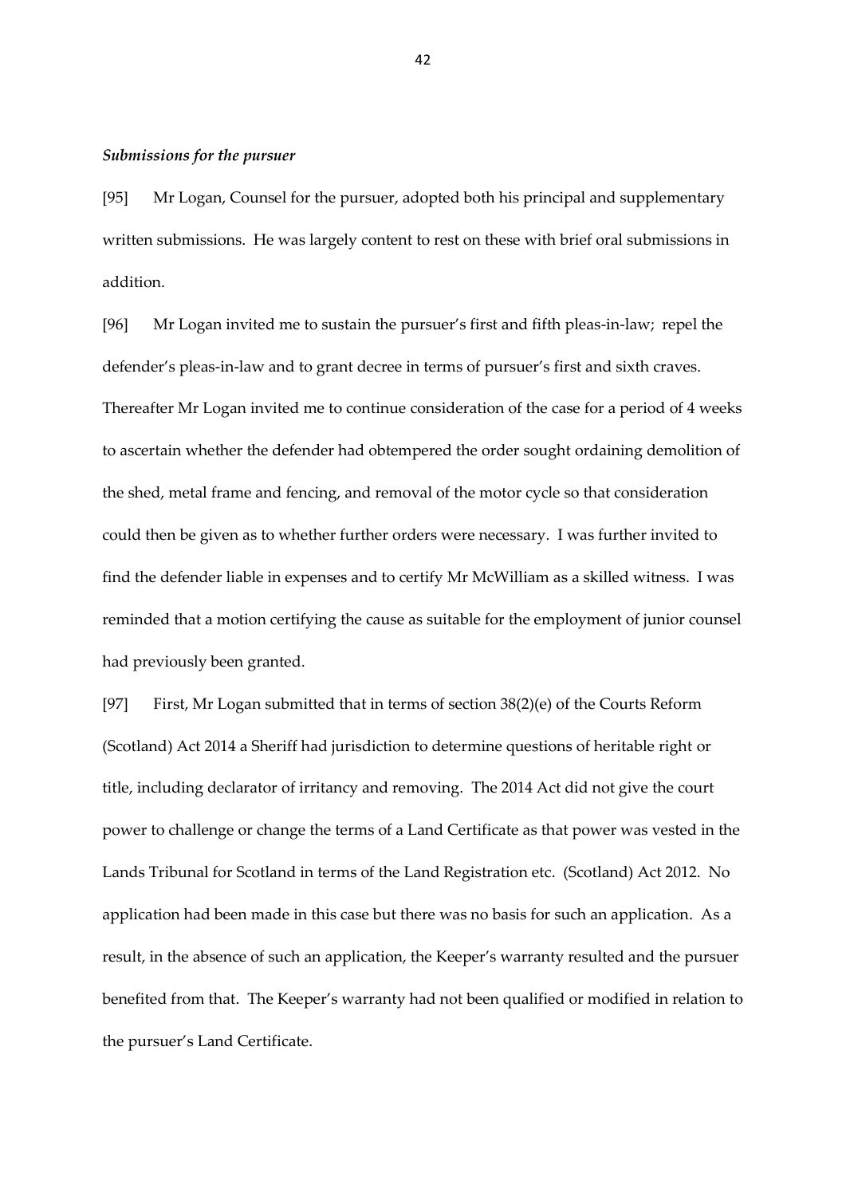***Submissions for the pursuer***

[95] Mr Logan, Counsel for the pursuer, adopted both his principal and supplementary written submissions. He was largely content to rest on these with brief oral submissions in addition.

[96] Mr Logan invited me to sustain the pursuer's first and fifth pleas-in-law; repel the defender's pleas-in-law and to grant decree in terms of pursuer's first and sixth craves. Thereafter Mr Logan invited me to continue consideration of the case for a period of 4 weeks to ascertain whether the defender had obtempered the order sought ordaining demolition of the shed, metal frame and fencing, and removal of the motor cycle so that consideration could then be given as to whether further orders were necessary. I was further invited to find the defender liable in expenses and to certify Mr McWilliam as a skilled witness. I was reminded that a motion certifying the cause as suitable for the employment of junior counsel had previously been granted.

[97] First, Mr Logan submitted that in terms of section 38(2)(e) of the Courts Reform (Scotland) Act 2014 a Sheriff had jurisdiction to determine questions of heritable right or title, including declarator of irritancy and removing. The 2014 Act did not give the court power to challenge or change the terms of a Land Certificate as that power was vested in the Lands Tribunal for Scotland in terms of the Land Registration etc. (Scotland) Act 2012. No application had been made in this case but there was no basis for such an application. As a result, in the absence of such an application, the Keeper's warranty resulted and the pursuer benefited from that. The Keeper's warranty had not been qualified or modified in relation to the pursuer's Land Certificate.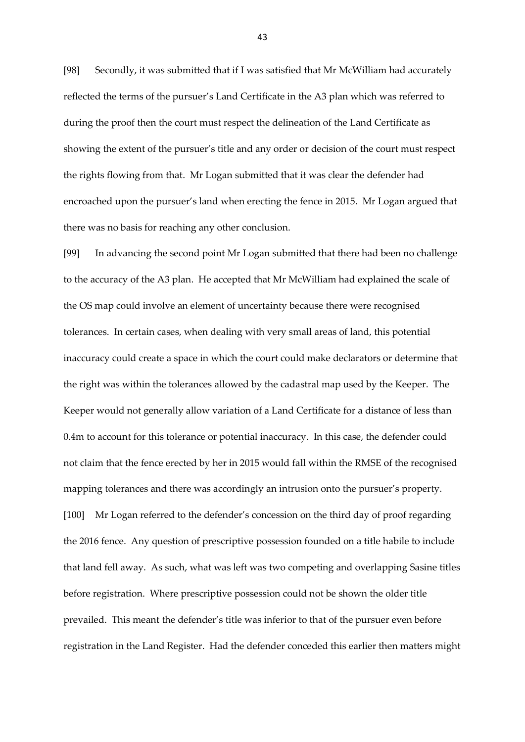[98] Secondly, it was submitted that if I was satisfied that Mr McWilliam had accurately reflected the terms of the pursuer's Land Certificate in the A3 plan which was referred to during the proof then the court must respect the delineation of the Land Certificate as showing the extent of the pursuer's title and any order or decision of the court must respect the rights flowing from that. Mr Logan submitted that it was clear the defender had encroached upon the pursuer's land when erecting the fence in 2015. Mr Logan argued that there was no basis for reaching any other conclusion.

[99] In advancing the second point Mr Logan submitted that there had been no challenge to the accuracy of the A3 plan. He accepted that Mr McWilliam had explained the scale of the OS map could involve an element of uncertainty because there were recognised tolerances. In certain cases, when dealing with very small areas of land, this potential inaccuracy could create a space in which the court could make declarators or determine that the right was within the tolerances allowed by the cadastral map used by the Keeper. The Keeper would not generally allow variation of a Land Certificate for a distance of less than 0.4m to account for this tolerance or potential inaccuracy. In this case, the defender could not claim that the fence erected by her in 2015 would fall within the RMSE of the recognised mapping tolerances and there was accordingly an intrusion onto the pursuer's property.

[100] Mr Logan referred to the defender's concession on the third day of proof regarding the 2016 fence. Any question of prescriptive possession founded on a title habile to include that land fell away. As such, what was left was two competing and overlapping Sasine titles before registration. Where prescriptive possession could not be shown the older title prevailed. This meant the defender's title was inferior to that of the pursuer even before registration in the Land Register. Had the defender conceded this earlier then matters might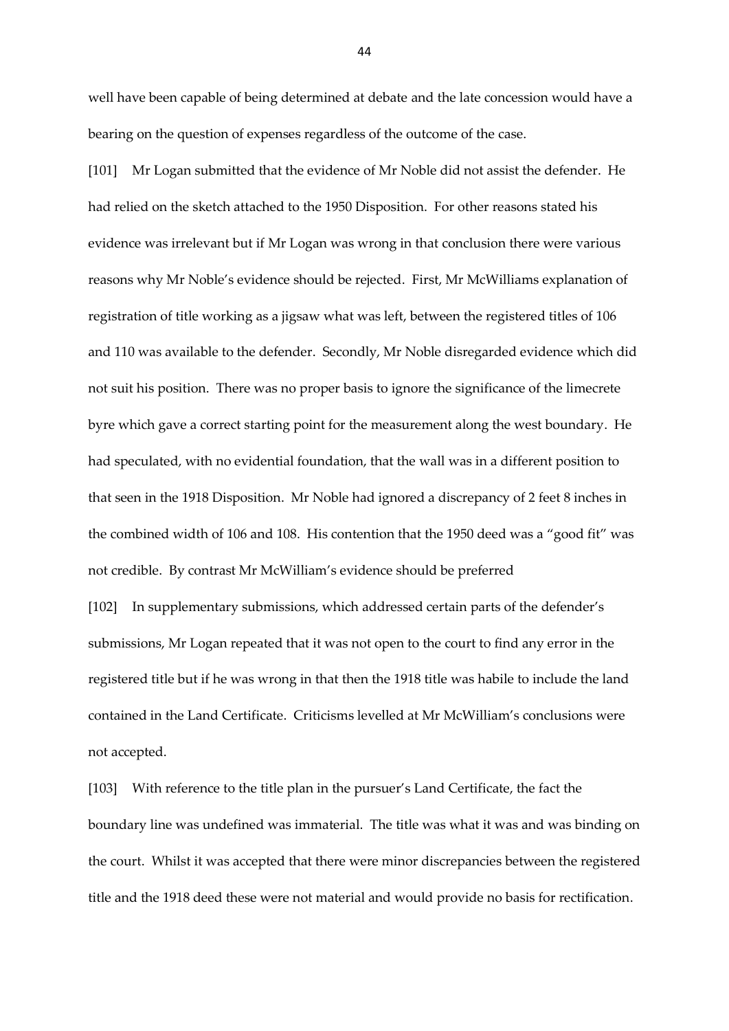well have been capable of being determined at debate and the late concession would have a bearing on the question of expenses regardless of the outcome of the case.

[101] Mr Logan submitted that the evidence of Mr Noble did not assist the defender. He had relied on the sketch attached to the 1950 Disposition. For other reasons stated his evidence was irrelevant but if Mr Logan was wrong in that conclusion there were various reasons why Mr Noble's evidence should be rejected. First, Mr McWilliams explanation of registration of title working as a jigsaw what was left, between the registered titles of 106 and 110 was available to the defender. Secondly, Mr Noble disregarded evidence which did not suit his position. There was no proper basis to ignore the significance of the limecrete byre which gave a correct starting point for the measurement along the west boundary. He had speculated, with no evidential foundation, that the wall was in a different position to that seen in the 1918 Disposition. Mr Noble had ignored a discrepancy of 2 feet 8 inches in the combined width of 106 and 108. His contention that the 1950 deed was a "good fit" was not credible. By contrast Mr McWilliam's evidence should be preferred

[102] In supplementary submissions, which addressed certain parts of the defender's submissions, Mr Logan repeated that it was not open to the court to find any error in the registered title but if he was wrong in that then the 1918 title was habile to include the land contained in the Land Certificate. Criticisms levelled at Mr McWilliam's conclusions were not accepted.

[103] With reference to the title plan in the pursuer's Land Certificate, the fact the boundary line was undefined was immaterial. The title was what it was and was binding on the court. Whilst it was accepted that there were minor discrepancies between the registered title and the 1918 deed these were not material and would provide no basis for rectification.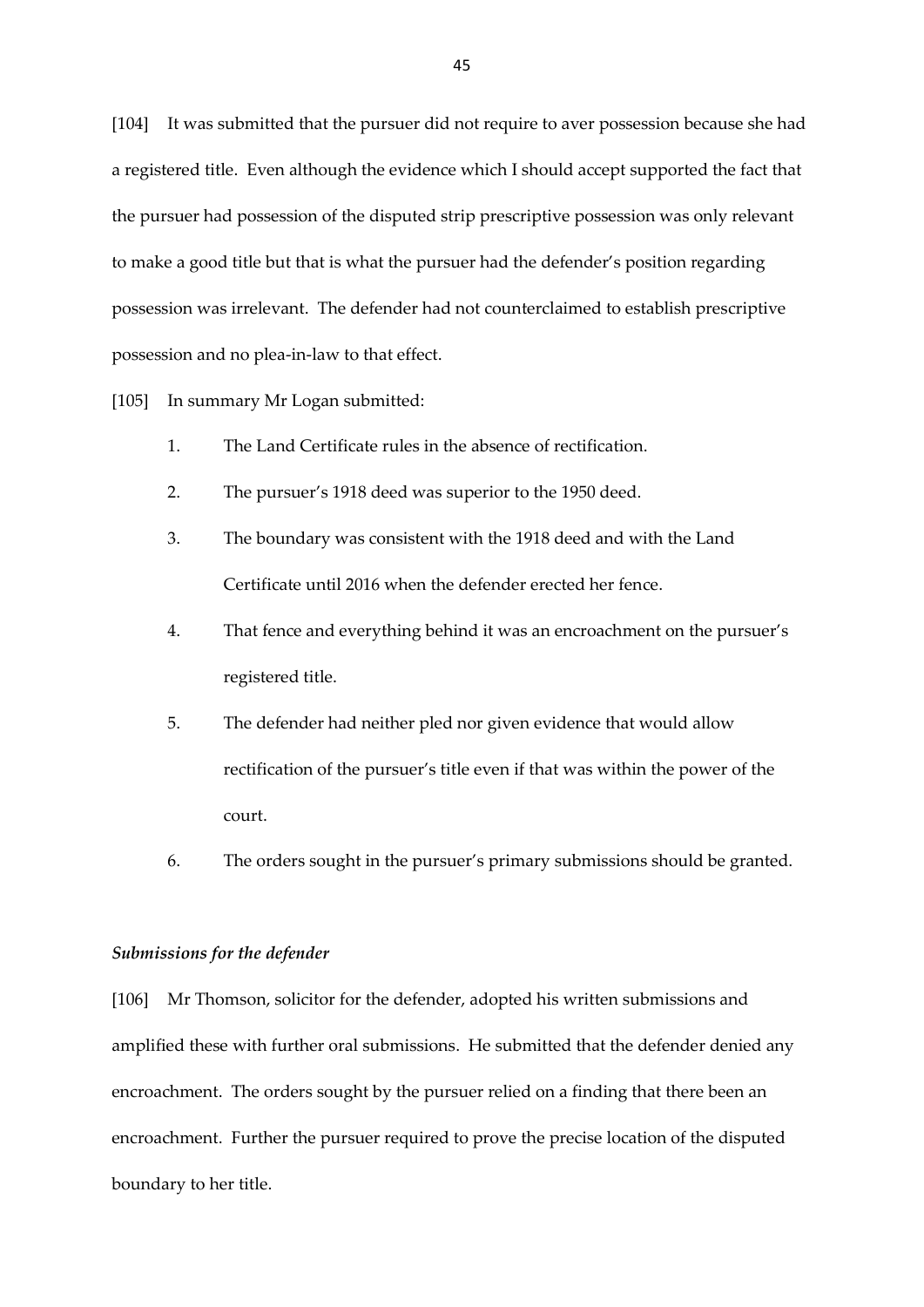[104] It was submitted that the pursuer did not require to aver possession because she had a registered title. Even although the evidence which I should accept supported the fact that the pursuer had possession of the disputed strip prescriptive possession was only relevant to make a good title but that is what the pursuer had the defender's position regarding possession was irrelevant. The defender had not counterclaimed to establish prescriptive possession and no plea-in-law to that effect.

[105] In summary Mr Logan submitted:

1. The Land Certificate rules in the absence of rectification.
2. The pursuer's 1918 deed was superior to the 1950 deed.
3. The boundary was consistent with the 1918 deed and with the Land Certificate until 2016 when the defender erected her fence.
4. That fence and everything behind it was an encroachment on the pursuer's registered title.
5. The defender had neither pled nor given evidence that would allow rectification of the pursuer's title even if that was within the power of the court.
6. The orders sought in the pursuer's primary submissions should be granted.

### *Submissions for the defender*

[106] Mr Thomson, solicitor for the defender, adopted his written submissions and amplified these with further oral submissions. He submitted that the defender denied any encroachment. The orders sought by the pursuer relied on a finding that there been an encroachment. Further the pursuer required to prove the precise location of the disputed boundary to her title.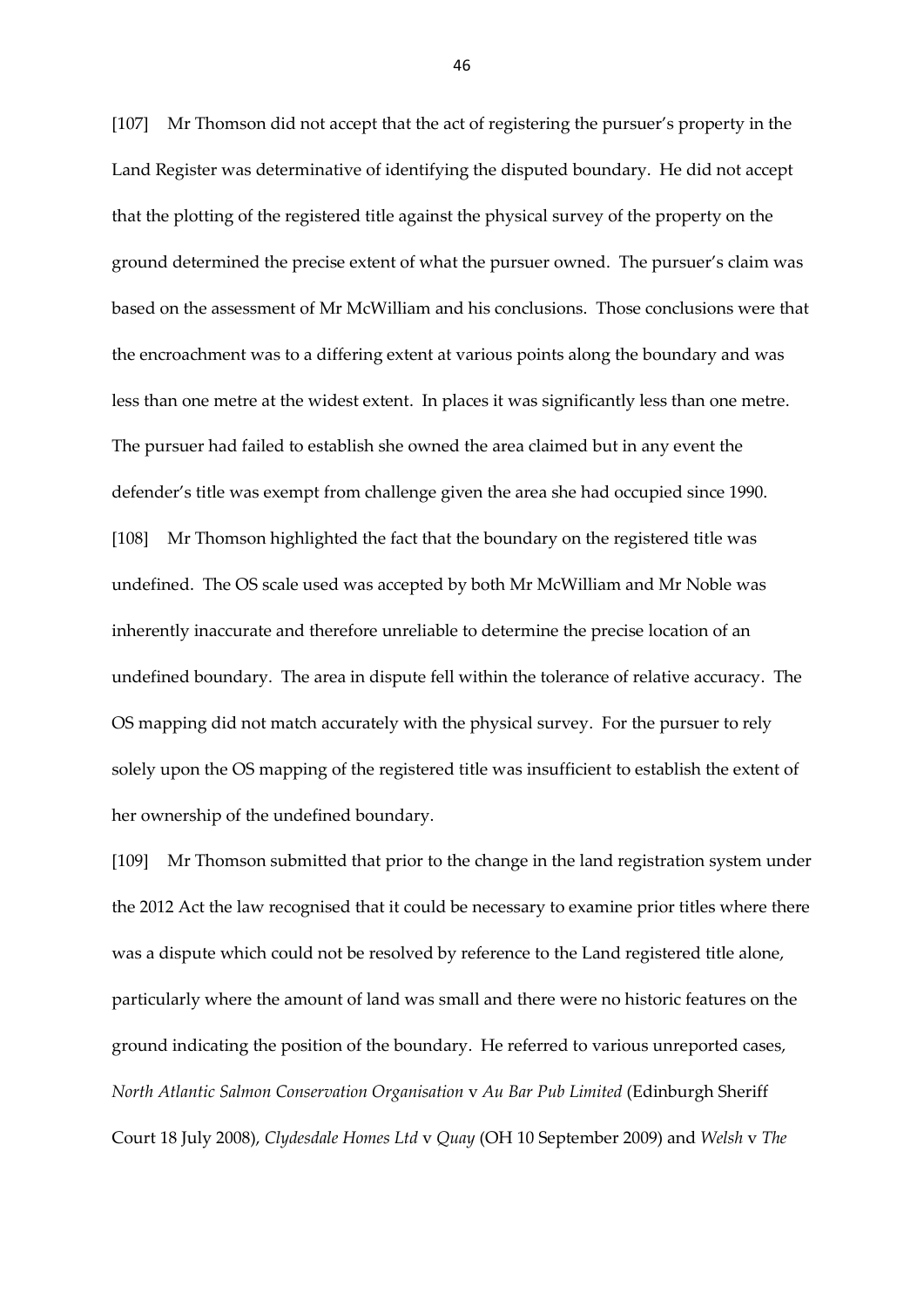[107] Mr Thomson did not accept that the act of registering the pursuer's property in the Land Register was determinative of identifying the disputed boundary. He did not accept that the plotting of the registered title against the physical survey of the property on the ground determined the precise extent of what the pursuer owned. The pursuer's claim was based on the assessment of Mr McWilliam and his conclusions. Those conclusions were that the encroachment was to a differing extent at various points along the boundary and was less than one metre at the widest extent. In places it was significantly less than one metre. The pursuer had failed to establish she owned the area claimed but in any event the defender's title was exempt from challenge given the area she had occupied since 1990.

[108] Mr Thomson highlighted the fact that the boundary on the registered title was undefined. The OS scale used was accepted by both Mr McWilliam and Mr Noble was inherently inaccurate and therefore unreliable to determine the precise location of an undefined boundary. The area in dispute fell within the tolerance of relative accuracy. The OS mapping did not match accurately with the physical survey. For the pursuer to rely solely upon the OS mapping of the registered title was insufficient to establish the extent of her ownership of the undefined boundary.

[109] Mr Thomson submitted that prior to the change in the land registration system under the 2012 Act the law recognised that it could be necessary to examine prior titles where there was a dispute which could not be resolved by reference to the Land registered title alone, particularly where the amount of land was small and there were no historic features on the ground indicating the position of the boundary. He referred to various unreported cases, *North Atlantic Salmon Conservation Organisation* v *Au Bar Pub Limited* (Edinburgh Sheriff Court 18 July 2008), *Clydesdale Homes Ltd* v *Quay* (OH 10 September 2009) and *Welsh* v *The*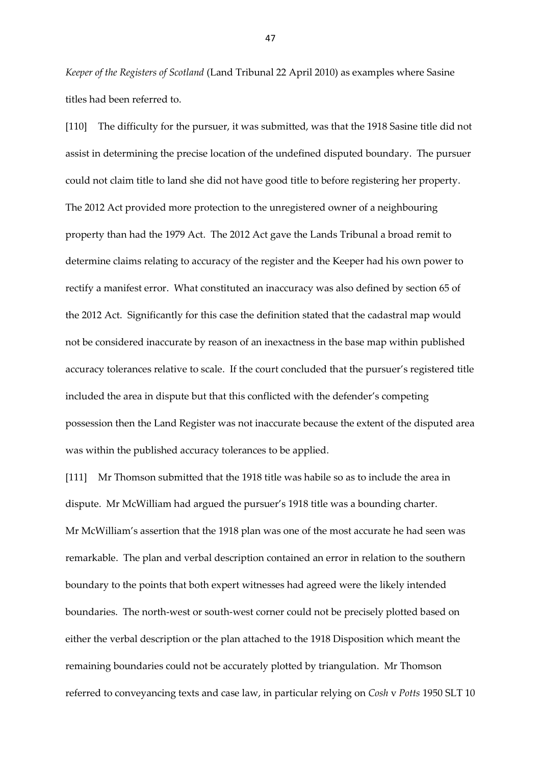*Keeper of the Registers of Scotland* (Land Tribunal 22 April 2010) as examples where Sasine titles had been referred to.

[110] The difficulty for the pursuer, it was submitted, was that the 1918 Sasine title did not assist in determining the precise location of the undefined disputed boundary. The pursuer could not claim title to land she did not have good title to before registering her property. The 2012 Act provided more protection to the unregistered owner of a neighbouring property than had the 1979 Act. The 2012 Act gave the Lands Tribunal a broad remit to determine claims relating to accuracy of the register and the Keeper had his own power to rectify a manifest error. What constituted an inaccuracy was also defined by section 65 of the 2012 Act. Significantly for this case the definition stated that the cadastral map would not be considered inaccurate by reason of an inexactness in the base map within published accuracy tolerances relative to scale. If the court concluded that the pursuer's registered title included the area in dispute but that this conflicted with the defender's competing possession then the Land Register was not inaccurate because the extent of the disputed area was within the published accuracy tolerances to be applied.

[111] Mr Thomson submitted that the 1918 title was habile so as to include the area in dispute. Mr McWilliam had argued the pursuer's 1918 title was a bounding charter. Mr McWilliam's assertion that the 1918 plan was one of the most accurate he had seen was remarkable. The plan and verbal description contained an error in relation to the southern boundary to the points that both expert witnesses had agreed were the likely intended boundaries. The north-west or south-west corner could not be precisely plotted based on either the verbal description or the plan attached to the 1918 Disposition which meant the remaining boundaries could not be accurately plotted by triangulation. Mr Thomson referred to conveyancing texts and case law, in particular relying on *Cosh* v *Potts* 1950 SLT 10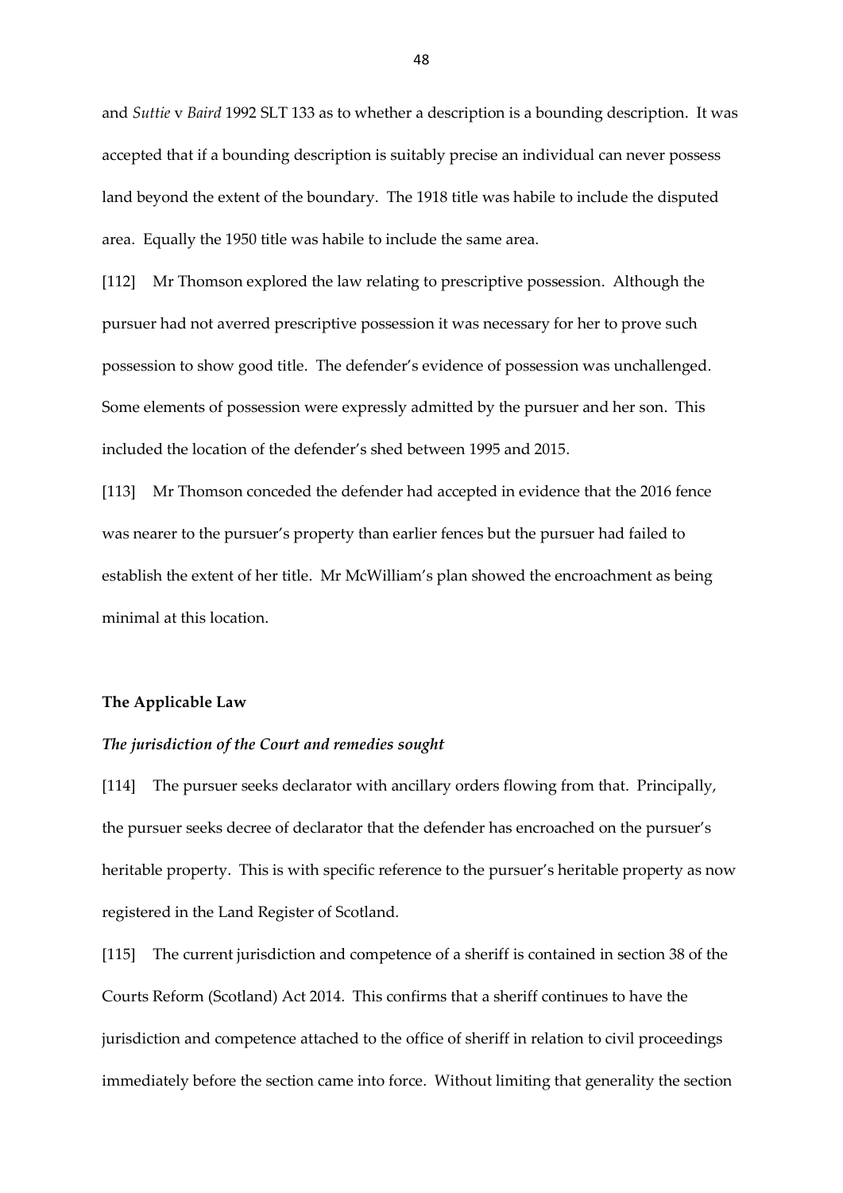and *Suttie* v *Baird* 1992 SLT 133 as to whether a description is a bounding description. It was accepted that if a bounding description is suitably precise an individual can never possess land beyond the extent of the boundary. The 1918 title was habile to include the disputed area. Equally the 1950 title was habile to include the same area.

[112] Mr Thomson explored the law relating to prescriptive possession. Although the pursuer had not averred prescriptive possession it was necessary for her to prove such possession to show good title. The defender's evidence of possession was unchallenged. Some elements of possession were expressly admitted by the pursuer and her son. This included the location of the defender's shed between 1995 and 2015.

[113] Mr Thomson conceded the defender had accepted in evidence that the 2016 fence was nearer to the pursuer's property than earlier fences but the pursuer had failed to establish the extent of her title. Mr McWilliam's plan showed the encroachment as being minimal at this location.

## The Applicable Law

### *The jurisdiction of the Court and remedies sought*

[114] The pursuer seeks declarator with ancillary orders flowing from that. Principally, the pursuer seeks decree of declarator that the defender has encroached on the pursuer's heritable property. This is with specific reference to the pursuer's heritable property as now registered in the Land Register of Scotland.

[115] The current jurisdiction and competence of a sheriff is contained in section 38 of the Courts Reform (Scotland) Act 2014. This confirms that a sheriff continues to have the jurisdiction and competence attached to the office of sheriff in relation to civil proceedings immediately before the section came into force. Without limiting that generality the section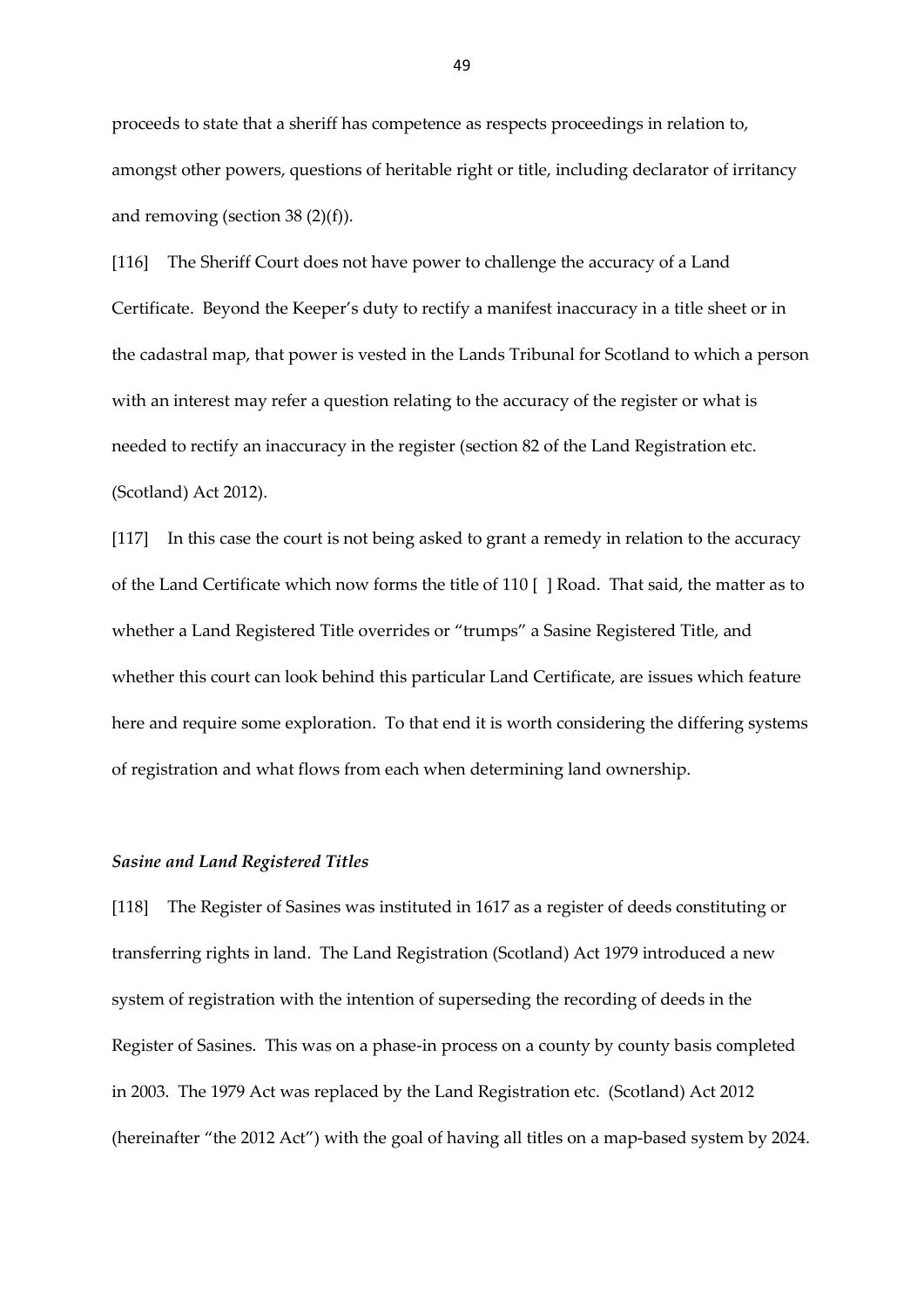proceeds to state that a sheriff has competence as respects proceedings in relation to, amongst other powers, questions of heritable right or title, including declarator of irritancy and removing (section 38 (2)(f)).

[116] The Sheriff Court does not have power to challenge the accuracy of a Land Certificate. Beyond the Keeper's duty to rectify a manifest inaccuracy in a title sheet or in the cadastral map, that power is vested in the Lands Tribunal for Scotland to which a person with an interest may refer a question relating to the accuracy of the register or what is needed to rectify an inaccuracy in the register (section 82 of the Land Registration etc. (Scotland) Act 2012).

[117] In this case the court is not being asked to grant a remedy in relation to the accuracy of the Land Certificate which now forms the title of 110 [ ] Road. That said, the matter as to whether a Land Registered Title overrides or "trumps" a Sasine Registered Title, and whether this court can look behind this particular Land Certificate, are issues which feature here and require some exploration. To that end it is worth considering the differing systems of registration and what flows from each when determining land ownership.

***Sasine and Land Registered Titles***

[118] The Register of Sasines was instituted in 1617 as a register of deeds constituting or transferring rights in land. The Land Registration (Scotland) Act 1979 introduced a new system of registration with the intention of superseding the recording of deeds in the Register of Sasines. This was on a phase-in process on a county by county basis completed in 2003. The 1979 Act was replaced by the Land Registration etc. (Scotland) Act 2012 (hereinafter "the 2012 Act") with the goal of having all titles on a map-based system by 2024.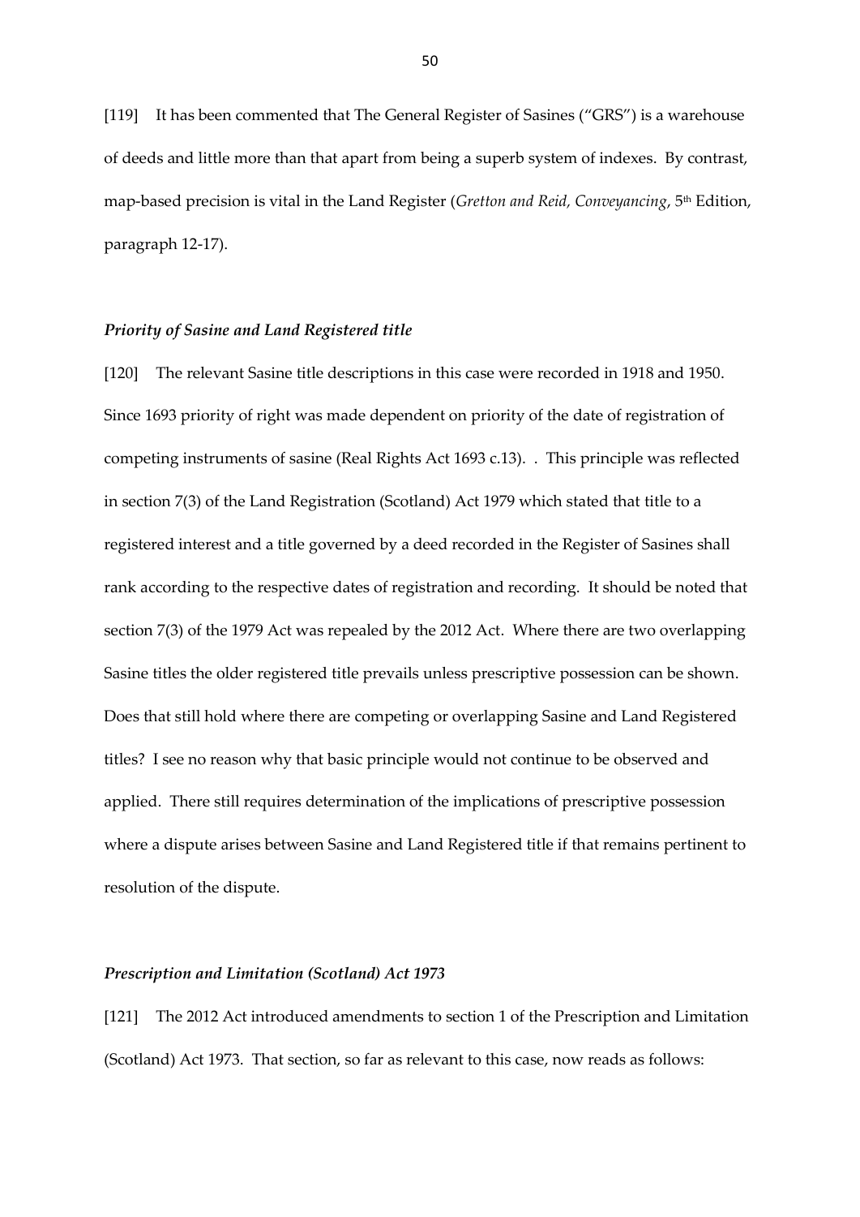[119] It has been commented that The General Register of Sasines ("GRS") is a warehouse of deeds and little more than that apart from being a superb system of indexes. By contrast, map-based precision is vital in the Land Register (*Gretton and Reid, Conveyancing*, 5th Edition, paragraph 12-17).

### *Priority of Sasine and Land Registered title*

[120] The relevant Sasine title descriptions in this case were recorded in 1918 and 1950. Since 1693 priority of right was made dependent on priority of the date of registration of competing instruments of sasine (Real Rights Act 1693 c.13). . This principle was reflected in section 7(3) of the Land Registration (Scotland) Act 1979 which stated that title to a registered interest and a title governed by a deed recorded in the Register of Sasines shall rank according to the respective dates of registration and recording. It should be noted that section 7(3) of the 1979 Act was repealed by the 2012 Act. Where there are two overlapping Sasine titles the older registered title prevails unless prescriptive possession can be shown. Does that still hold where there are competing or overlapping Sasine and Land Registered titles? I see no reason why that basic principle would not continue to be observed and applied. There still requires determination of the implications of prescriptive possession where a dispute arises between Sasine and Land Registered title if that remains pertinent to resolution of the dispute.

### *Prescription and Limitation (Scotland) Act 1973*

[121] The 2012 Act introduced amendments to section 1 of the Prescription and Limitation (Scotland) Act 1973. That section, so far as relevant to this case, now reads as follows: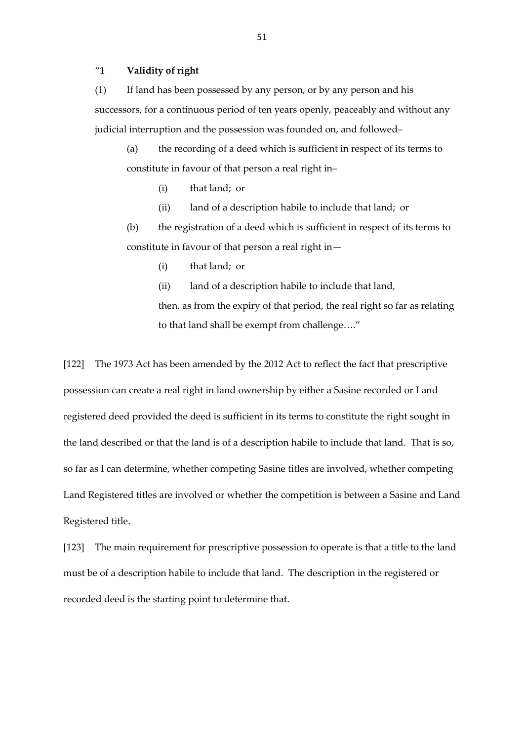"**1 Validity of right**

(1) If land has been possessed by any person, or by any person and his successors, for a continuous period of ten years openly, peaceably and without any judicial interruption and the possession was founded on, and followed–

(a) the recording of a deed which is sufficient in respect of its terms to constitute in favour of that person a real right in–

(i) that land; or

(ii) land of a description habile to include that land; or

(b) the registration of a deed which is sufficient in respect of its terms to constitute in favour of that person a real right in—

(i) that land; or

(ii) land of a description habile to include that land,

then, as from the expiry of that period, the real right so far as relating to that land shall be exempt from challenge…."

[122] The 1973 Act has been amended by the 2012 Act to reflect the fact that prescriptive possession can create a real right in land ownership by either a Sasine recorded or Land registered deed provided the deed is sufficient in its terms to constitute the right sought in the land described or that the land is of a description habile to include that land. That is so, so far as I can determine, whether competing Sasine titles are involved, whether competing Land Registered titles are involved or whether the competition is between a Sasine and Land Registered title.

[123] The main requirement for prescriptive possession to operate is that a title to the land must be of a description habile to include that land. The description in the registered or recorded deed is the starting point to determine that.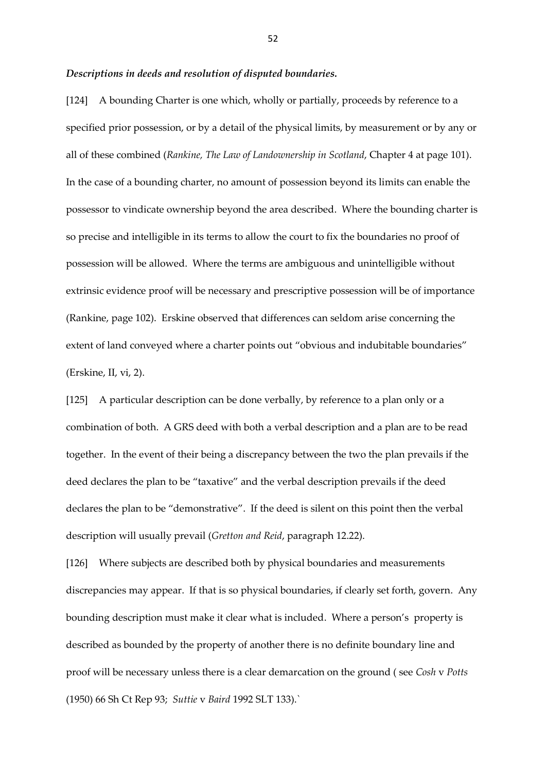***Descriptions in deeds and resolution of disputed boundaries.***

[124] A bounding Charter is one which, wholly or partially, proceeds by reference to a specified prior possession, or by a detail of the physical limits, by measurement or by any or all of these combined (*Rankine, The Law of Landownership in Scotland*, Chapter 4 at page 101). In the case of a bounding charter, no amount of possession beyond its limits can enable the possessor to vindicate ownership beyond the area described. Where the bounding charter is so precise and intelligible in its terms to allow the court to fix the boundaries no proof of possession will be allowed. Where the terms are ambiguous and unintelligible without extrinsic evidence proof will be necessary and prescriptive possession will be of importance (Rankine, page 102). Erskine observed that differences can seldom arise concerning the extent of land conveyed where a charter points out "obvious and indubitable boundaries" (Erskine, II, vi, 2).

[125] A particular description can be done verbally, by reference to a plan only or a combination of both. A GRS deed with both a verbal description and a plan are to be read together. In the event of their being a discrepancy between the two the plan prevails if the deed declares the plan to be "taxative" and the verbal description prevails if the deed declares the plan to be "demonstrative". If the deed is silent on this point then the verbal description will usually prevail (*Gretton and Reid*, paragraph 12.22).

[126] Where subjects are described both by physical boundaries and measurements discrepancies may appear. If that is so physical boundaries, if clearly set forth, govern. Any bounding description must make it clear what is included. Where a person's property is described as bounded by the property of another there is no definite boundary line and proof will be necessary unless there is a clear demarcation on the ground ( see *Cosh* v *Potts* (1950) 66 Sh Ct Rep 93; *Suttie* v *Baird* 1992 SLT 133).`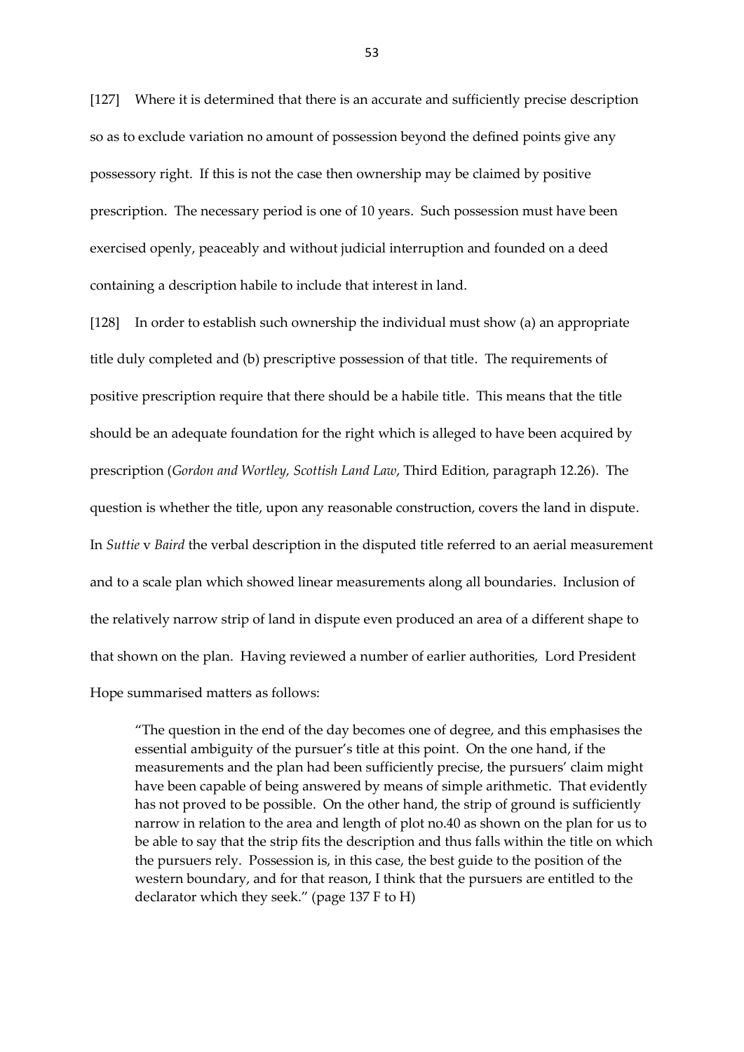[127] Where it is determined that there is an accurate and sufficiently precise description so as to exclude variation no amount of possession beyond the defined points give any possessory right. If this is not the case then ownership may be claimed by positive prescription. The necessary period is one of 10 years. Such possession must have been exercised openly, peaceably and without judicial interruption and founded on a deed containing a description habile to include that interest in land.

[128] In order to establish such ownership the individual must show (a) an appropriate title duly completed and (b) prescriptive possession of that title. The requirements of positive prescription require that there should be a habile title. This means that the title should be an adequate foundation for the right which is alleged to have been acquired by prescription (*Gordon and Wortley, Scottish Land Law*, Third Edition, paragraph 12.26). The question is whether the title, upon any reasonable construction, covers the land in dispute. In *Suttie* v *Baird* the verbal description in the disputed title referred to an aerial measurement and to a scale plan which showed linear measurements along all boundaries. Inclusion of the relatively narrow strip of land in dispute even produced an area of a different shape to that shown on the plan. Having reviewed a number of earlier authorities, Lord President Hope summarised matters as follows:

> "The question in the end of the day becomes one of degree, and this emphasises the essential ambiguity of the pursuer's title at this point. On the one hand, if the measurements and the plan had been sufficiently precise, the pursuers' claim might have been capable of being answered by means of simple arithmetic. That evidently has not proved to be possible. On the other hand, the strip of ground is sufficiently narrow in relation to the area and length of plot no.40 as shown on the plan for us to be able to say that the strip fits the description and thus falls within the title on which the pursuers rely. Possession is, in this case, the best guide to the position of the western boundary, and for that reason, I think that the pursuers are entitled to the declarator which they seek." (page 137 F to H)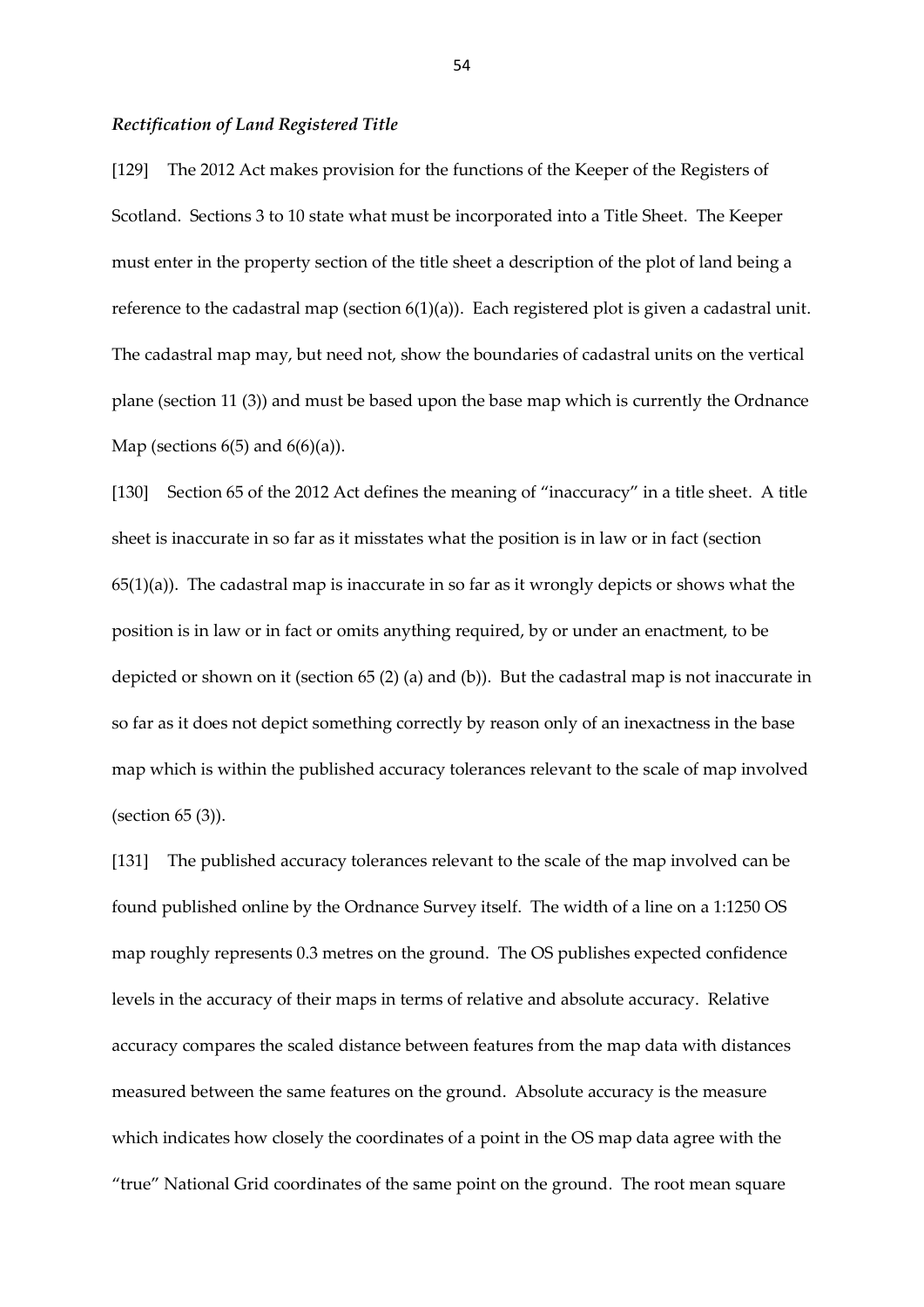***Rectification of Land Registered Title***

[129] The 2012 Act makes provision for the functions of the Keeper of the Registers of Scotland. Sections 3 to 10 state what must be incorporated into a Title Sheet. The Keeper must enter in the property section of the title sheet a description of the plot of land being a reference to the cadastral map (section 6(1)(a)). Each registered plot is given a cadastral unit. The cadastral map may, but need not, show the boundaries of cadastral units on the vertical plane (section 11 (3)) and must be based upon the base map which is currently the Ordnance Map (sections 6(5) and 6(6)(a)).

[130] Section 65 of the 2012 Act defines the meaning of "inaccuracy" in a title sheet. A title sheet is inaccurate in so far as it misstates what the position is in law or in fact (section 65(1)(a)). The cadastral map is inaccurate in so far as it wrongly depicts or shows what the position is in law or in fact or omits anything required, by or under an enactment, to be depicted or shown on it (section 65 (2) (a) and (b)). But the cadastral map is not inaccurate in so far as it does not depict something correctly by reason only of an inexactness in the base map which is within the published accuracy tolerances relevant to the scale of map involved (section 65 (3)).

[131] The published accuracy tolerances relevant to the scale of the map involved can be found published online by the Ordnance Survey itself. The width of a line on a 1:1250 OS map roughly represents 0.3 metres on the ground. The OS publishes expected confidence levels in the accuracy of their maps in terms of relative and absolute accuracy. Relative accuracy compares the scaled distance between features from the map data with distances measured between the same features on the ground. Absolute accuracy is the measure which indicates how closely the coordinates of a point in the OS map data agree with the "true" National Grid coordinates of the same point on the ground. The root mean square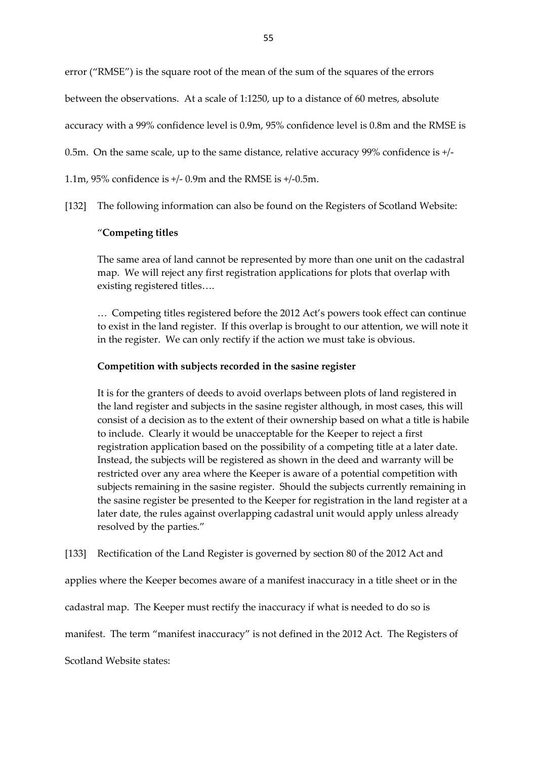error ("RMSE") is the square root of the mean of the sum of the squares of the errors between the observations. At a scale of 1:1250, up to a distance of 60 metres, absolute accuracy with a 99% confidence level is 0.9m, 95% confidence level is 0.8m and the RMSE is 0.5m. On the same scale, up to the same distance, relative accuracy 99% confidence is +/- 1.1m, 95% confidence is +/- 0.9m and the RMSE is +/-0.5m.

[132] The following information can also be found on the Registers of Scotland Website:

> "**Competing titles**
>
> The same area of land cannot be represented by more than one unit on the cadastral map. We will reject any first registration applications for plots that overlap with existing registered titles….
>
> … Competing titles registered before the 2012 Act's powers took effect can continue to exist in the land register. If this overlap is brought to our attention, we will note it in the register. We can only rectify if the action we must take is obvious.
>
> **Competition with subjects recorded in the sasine register**
>
> It is for the granters of deeds to avoid overlaps between plots of land registered in the land register and subjects in the sasine register although, in most cases, this will consist of a decision as to the extent of their ownership based on what a title is habile to include. Clearly it would be unacceptable for the Keeper to reject a first registration application based on the possibility of a competing title at a later date. Instead, the subjects will be registered as shown in the deed and warranty will be restricted over any area where the Keeper is aware of a potential competition with subjects remaining in the sasine register. Should the subjects currently remaining in the sasine register be presented to the Keeper for registration in the land register at a later date, the rules against overlapping cadastral unit would apply unless already resolved by the parties."

[133] Rectification of the Land Register is governed by section 80 of the 2012 Act and applies where the Keeper becomes aware of a manifest inaccuracy in a title sheet or in the cadastral map. The Keeper must rectify the inaccuracy if what is needed to do so is manifest. The term "manifest inaccuracy" is not defined in the 2012 Act. The Registers of Scotland Website states: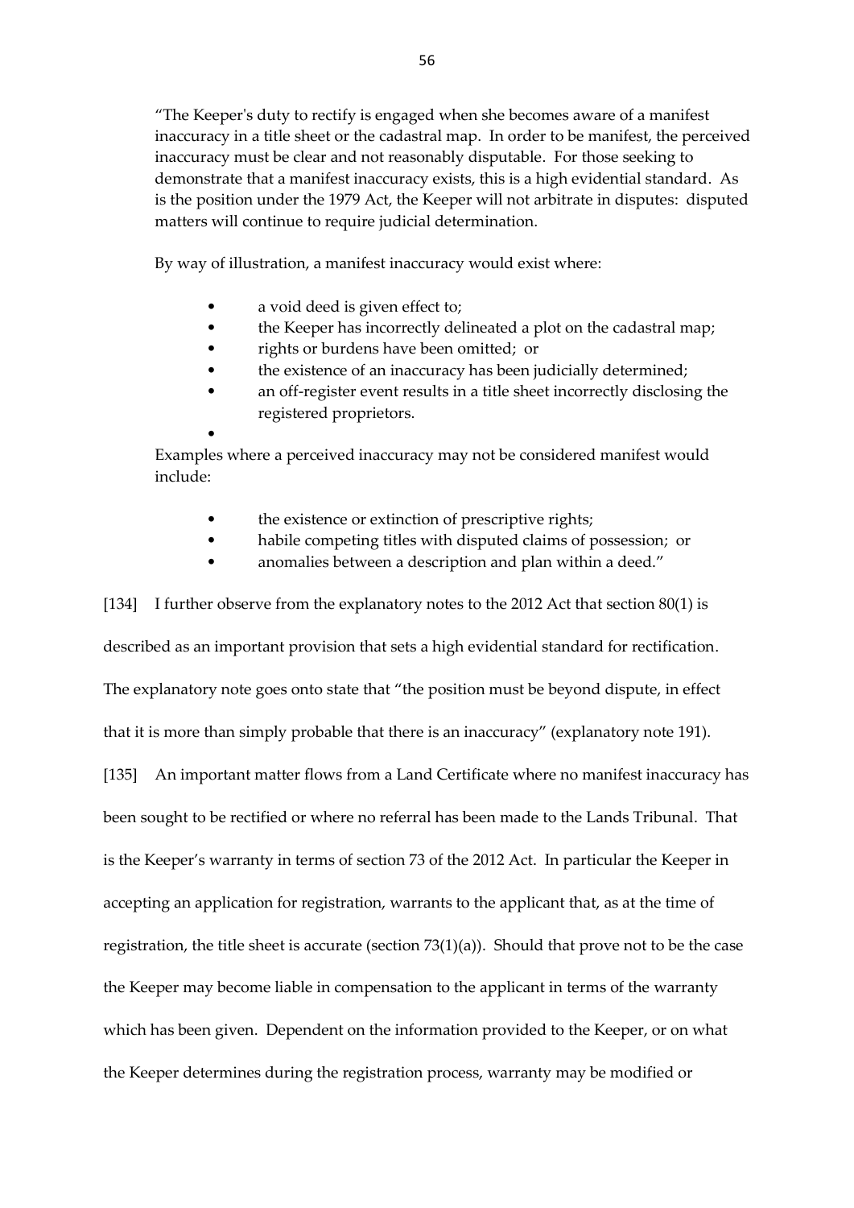"The Keeper's duty to rectify is engaged when she becomes aware of a manifest inaccuracy in a title sheet or the cadastral map. In order to be manifest, the perceived inaccuracy must be clear and not reasonably disputable. For those seeking to demonstrate that a manifest inaccuracy exists, this is a high evidential standard. As is the position under the 1979 Act, the Keeper will not arbitrate in disputes: disputed matters will continue to require judicial determination.

By way of illustration, a manifest inaccuracy would exist where:

- a void deed is given effect to;
- the Keeper has incorrectly delineated a plot on the cadastral map;
- rights or burdens have been omitted; or
- the existence of an inaccuracy has been judicially determined;
- an off-register event results in a title sheet incorrectly disclosing the registered proprietors.
- 

Examples where a perceived inaccuracy may not be considered manifest would include:

- the existence or extinction of prescriptive rights;
- habile competing titles with disputed claims of possession; or
- anomalies between a description and plan within a deed."

[134] I further observe from the explanatory notes to the 2012 Act that section 80(1) is described as an important provision that sets a high evidential standard for rectification. The explanatory note goes onto state that "the position must be beyond dispute, in effect that it is more than simply probable that there is an inaccuracy" (explanatory note 191).

[135] An important matter flows from a Land Certificate where no manifest inaccuracy has been sought to be rectified or where no referral has been made to the Lands Tribunal. That is the Keeper's warranty in terms of section 73 of the 2012 Act. In particular the Keeper in accepting an application for registration, warrants to the applicant that, as at the time of registration, the title sheet is accurate (section 73(1)(a)). Should that prove not to be the case the Keeper may become liable in compensation to the applicant in terms of the warranty which has been given. Dependent on the information provided to the Keeper, or on what the Keeper determines during the registration process, warranty may be modified or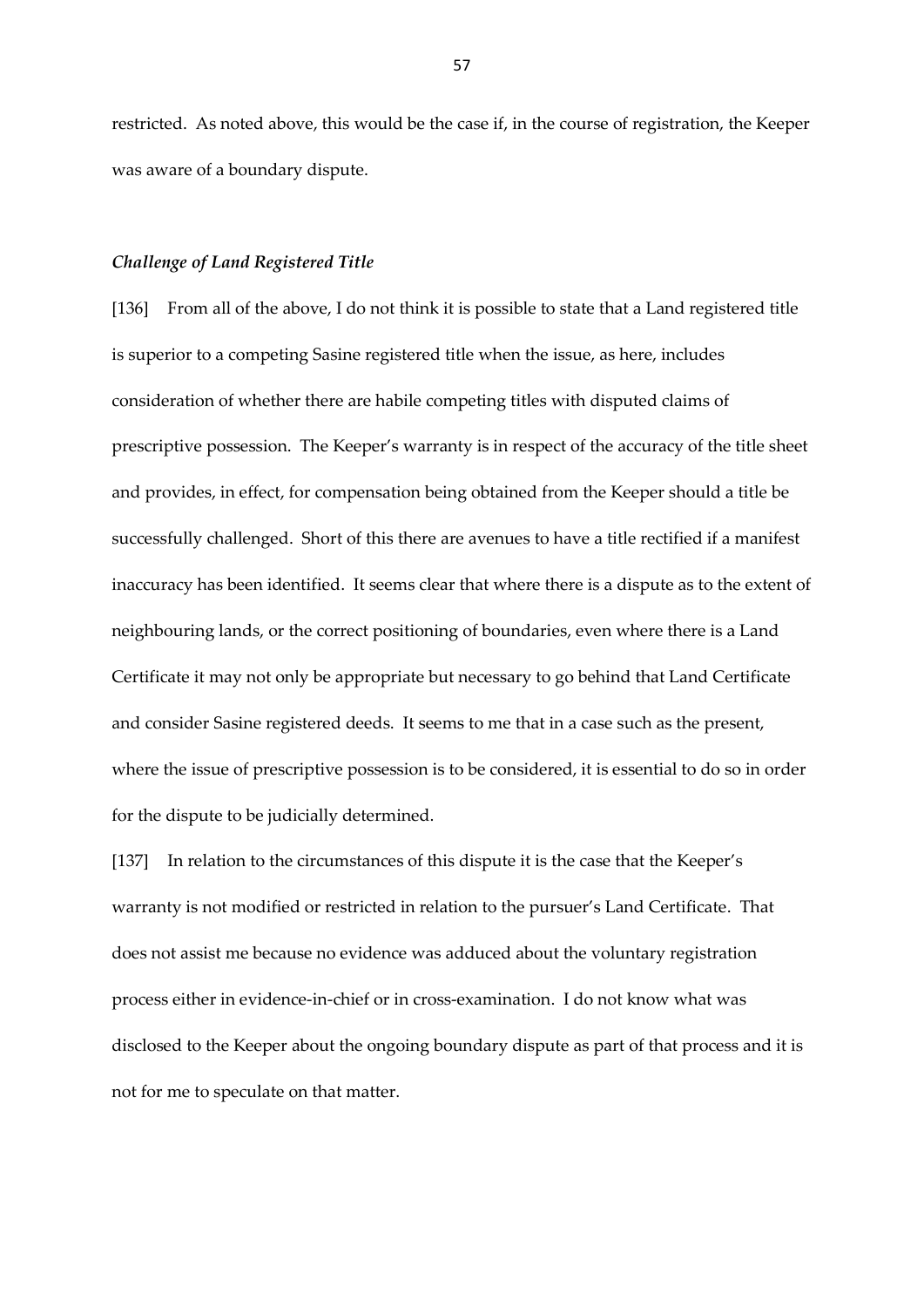restricted. As noted above, this would be the case if, in the course of registration, the Keeper was aware of a boundary dispute.

### *Challenge of Land Registered Title*

[136] From all of the above, I do not think it is possible to state that a Land registered title is superior to a competing Sasine registered title when the issue, as here, includes consideration of whether there are habile competing titles with disputed claims of prescriptive possession. The Keeper's warranty is in respect of the accuracy of the title sheet and provides, in effect, for compensation being obtained from the Keeper should a title be successfully challenged. Short of this there are avenues to have a title rectified if a manifest inaccuracy has been identified. It seems clear that where there is a dispute as to the extent of neighbouring lands, or the correct positioning of boundaries, even where there is a Land Certificate it may not only be appropriate but necessary to go behind that Land Certificate and consider Sasine registered deeds. It seems to me that in a case such as the present, where the issue of prescriptive possession is to be considered, it is essential to do so in order for the dispute to be judicially determined.

[137] In relation to the circumstances of this dispute it is the case that the Keeper's warranty is not modified or restricted in relation to the pursuer's Land Certificate. That does not assist me because no evidence was adduced about the voluntary registration process either in evidence-in-chief or in cross-examination. I do not know what was disclosed to the Keeper about the ongoing boundary dispute as part of that process and it is not for me to speculate on that matter.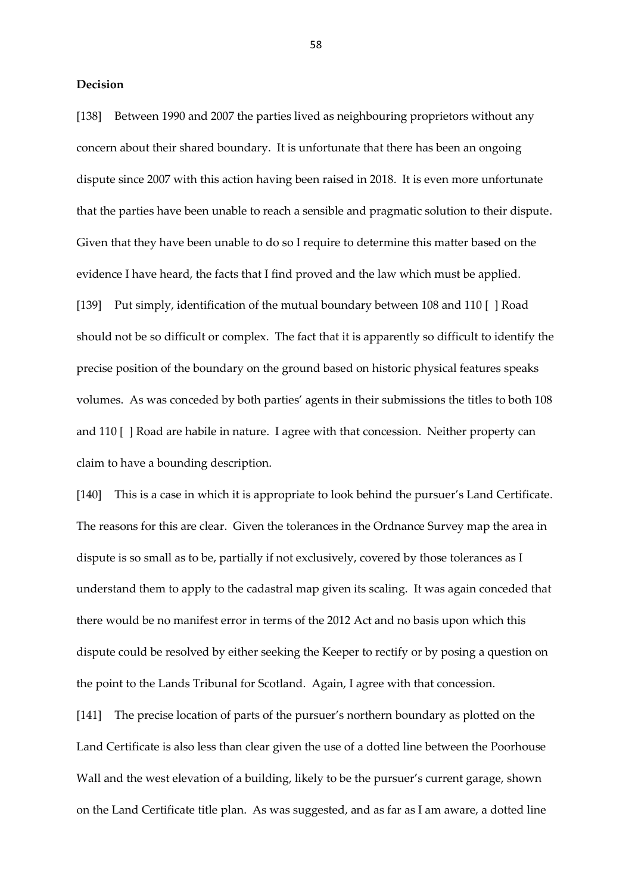**Decision**

[138] Between 1990 and 2007 the parties lived as neighbouring proprietors without any concern about their shared boundary. It is unfortunate that there has been an ongoing dispute since 2007 with this action having been raised in 2018. It is even more unfortunate that the parties have been unable to reach a sensible and pragmatic solution to their dispute. Given that they have been unable to do so I require to determine this matter based on the evidence I have heard, the facts that I find proved and the law which must be applied.

[139] Put simply, identification of the mutual boundary between 108 and 110 [ ] Road should not be so difficult or complex. The fact that it is apparently so difficult to identify the precise position of the boundary on the ground based on historic physical features speaks volumes. As was conceded by both parties' agents in their submissions the titles to both 108 and 110 [ ] Road are habile in nature. I agree with that concession. Neither property can claim to have a bounding description.

[140] This is a case in which it is appropriate to look behind the pursuer's Land Certificate. The reasons for this are clear. Given the tolerances in the Ordnance Survey map the area in dispute is so small as to be, partially if not exclusively, covered by those tolerances as I understand them to apply to the cadastral map given its scaling. It was again conceded that there would be no manifest error in terms of the 2012 Act and no basis upon which this dispute could be resolved by either seeking the Keeper to rectify or by posing a question on the point to the Lands Tribunal for Scotland. Again, I agree with that concession.

[141] The precise location of parts of the pursuer's northern boundary as plotted on the Land Certificate is also less than clear given the use of a dotted line between the Poorhouse Wall and the west elevation of a building, likely to be the pursuer's current garage, shown on the Land Certificate title plan. As was suggested, and as far as I am aware, a dotted line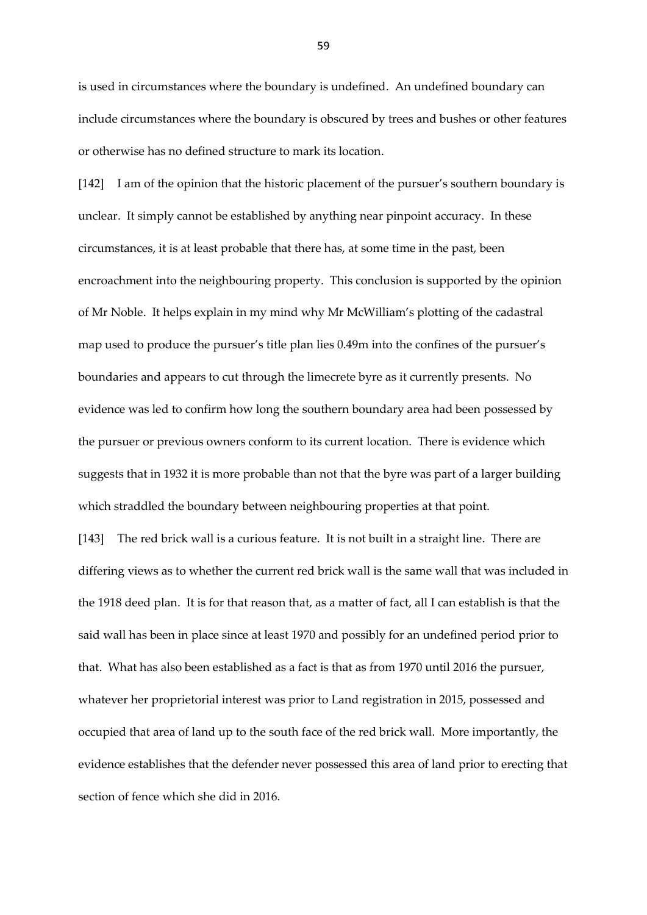is used in circumstances where the boundary is undefined. An undefined boundary can include circumstances where the boundary is obscured by trees and bushes or other features or otherwise has no defined structure to mark its location.

[142] I am of the opinion that the historic placement of the pursuer's southern boundary is unclear. It simply cannot be established by anything near pinpoint accuracy. In these circumstances, it is at least probable that there has, at some time in the past, been encroachment into the neighbouring property. This conclusion is supported by the opinion of Mr Noble. It helps explain in my mind why Mr McWilliam's plotting of the cadastral map used to produce the pursuer's title plan lies 0.49m into the confines of the pursuer's boundaries and appears to cut through the limecrete byre as it currently presents. No evidence was led to confirm how long the southern boundary area had been possessed by the pursuer or previous owners conform to its current location. There is evidence which suggests that in 1932 it is more probable than not that the byre was part of a larger building which straddled the boundary between neighbouring properties at that point.

[143] The red brick wall is a curious feature. It is not built in a straight line. There are differing views as to whether the current red brick wall is the same wall that was included in the 1918 deed plan. It is for that reason that, as a matter of fact, all I can establish is that the said wall has been in place since at least 1970 and possibly for an undefined period prior to that. What has also been established as a fact is that as from 1970 until 2016 the pursuer, whatever her proprietorial interest was prior to Land registration in 2015, possessed and occupied that area of land up to the south face of the red brick wall. More importantly, the evidence establishes that the defender never possessed this area of land prior to erecting that section of fence which she did in 2016.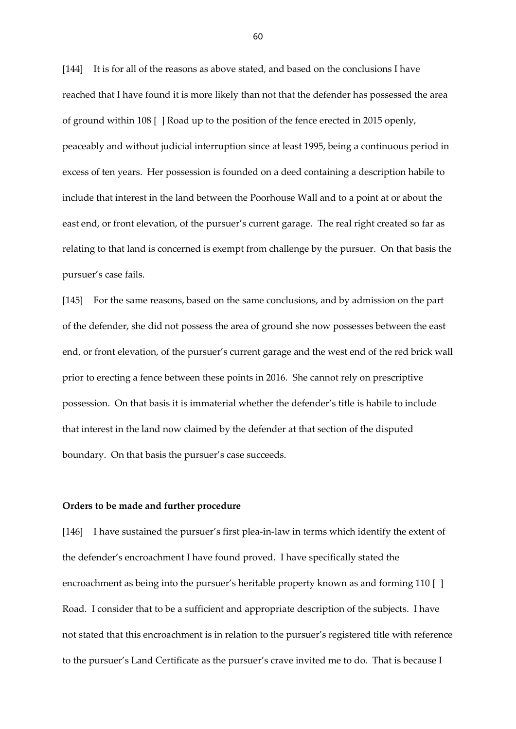[144] It is for all of the reasons as above stated, and based on the conclusions I have reached that I have found it is more likely than not that the defender has possessed the area of ground within 108 [ ] Road up to the position of the fence erected in 2015 openly, peaceably and without judicial interruption since at least 1995, being a continuous period in excess of ten years. Her possession is founded on a deed containing a description habile to include that interest in the land between the Poorhouse Wall and to a point at or about the east end, or front elevation, of the pursuer's current garage. The real right created so far as relating to that land is concerned is exempt from challenge by the pursuer. On that basis the pursuer's case fails.

[145] For the same reasons, based on the same conclusions, and by admission on the part of the defender, she did not possess the area of ground she now possesses between the east end, or front elevation, of the pursuer's current garage and the west end of the red brick wall prior to erecting a fence between these points in 2016. She cannot rely on prescriptive possession. On that basis it is immaterial whether the defender's title is habile to include that interest in the land now claimed by the defender at that section of the disputed boundary. On that basis the pursuer's case succeeds.

**Orders to be made and further procedure**

[146] I have sustained the pursuer's first plea-in-law in terms which identify the extent of the defender's encroachment I have found proved. I have specifically stated the encroachment as being into the pursuer's heritable property known as and forming 110 [ ] Road. I consider that to be a sufficient and appropriate description of the subjects. I have not stated that this encroachment is in relation to the pursuer's registered title with reference to the pursuer's Land Certificate as the pursuer's crave invited me to do. That is because I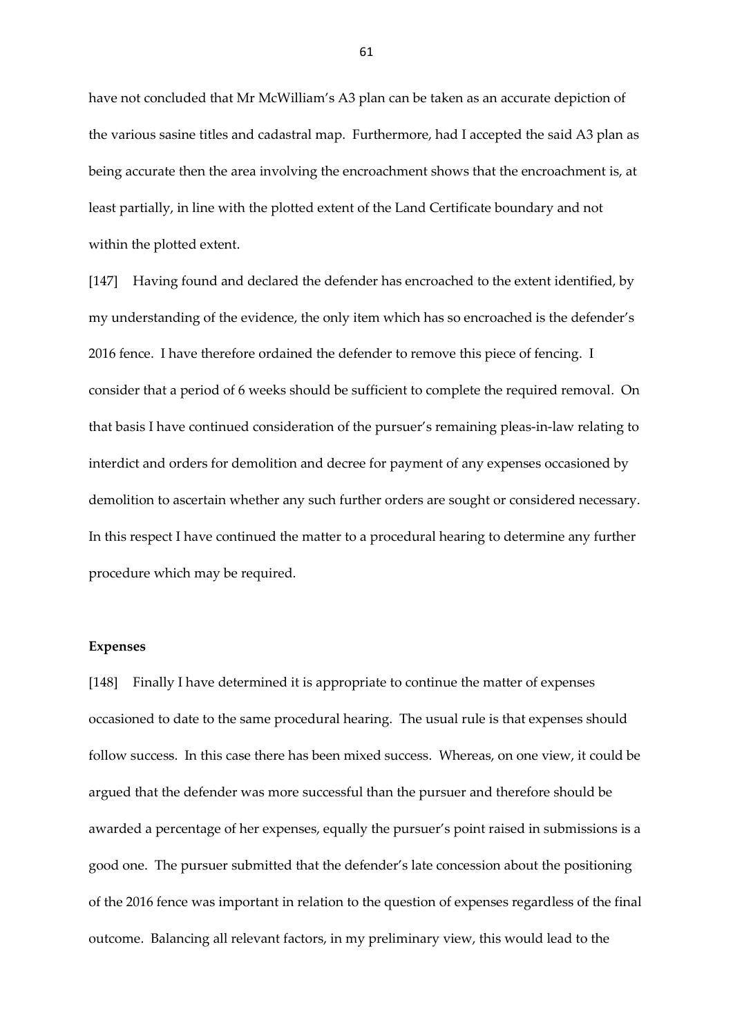have not concluded that Mr McWilliam's A3 plan can be taken as an accurate depiction of the various sasine titles and cadastral map. Furthermore, had I accepted the said A3 plan as being accurate then the area involving the encroachment shows that the encroachment is, at least partially, in line with the plotted extent of the Land Certificate boundary and not within the plotted extent.

[147] Having found and declared the defender has encroached to the extent identified, by my understanding of the evidence, the only item which has so encroached is the defender's 2016 fence. I have therefore ordained the defender to remove this piece of fencing. I consider that a period of 6 weeks should be sufficient to complete the required removal. On that basis I have continued consideration of the pursuer's remaining pleas-in-law relating to interdict and orders for demolition and decree for payment of any expenses occasioned by demolition to ascertain whether any such further orders are sought or considered necessary. In this respect I have continued the matter to a procedural hearing to determine any further procedure which may be required.

**Expenses**

[148] Finally I have determined it is appropriate to continue the matter of expenses occasioned to date to the same procedural hearing. The usual rule is that expenses should follow success. In this case there has been mixed success. Whereas, on one view, it could be argued that the defender was more successful than the pursuer and therefore should be awarded a percentage of her expenses, equally the pursuer's point raised in submissions is a good one. The pursuer submitted that the defender's late concession about the positioning of the 2016 fence was important in relation to the question of expenses regardless of the final outcome. Balancing all relevant factors, in my preliminary view, this would lead to the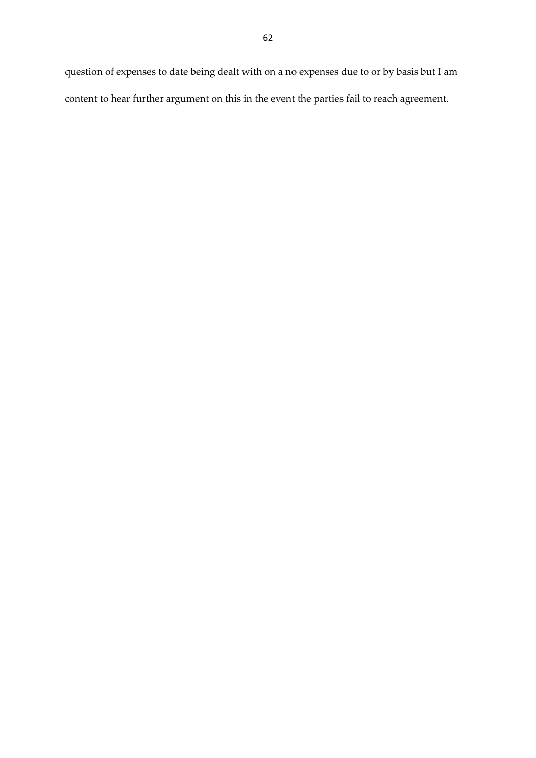question of expenses to date being dealt with on a no expenses due to or by basis but I am content to hear further argument on this in the event the parties fail to reach agreement.